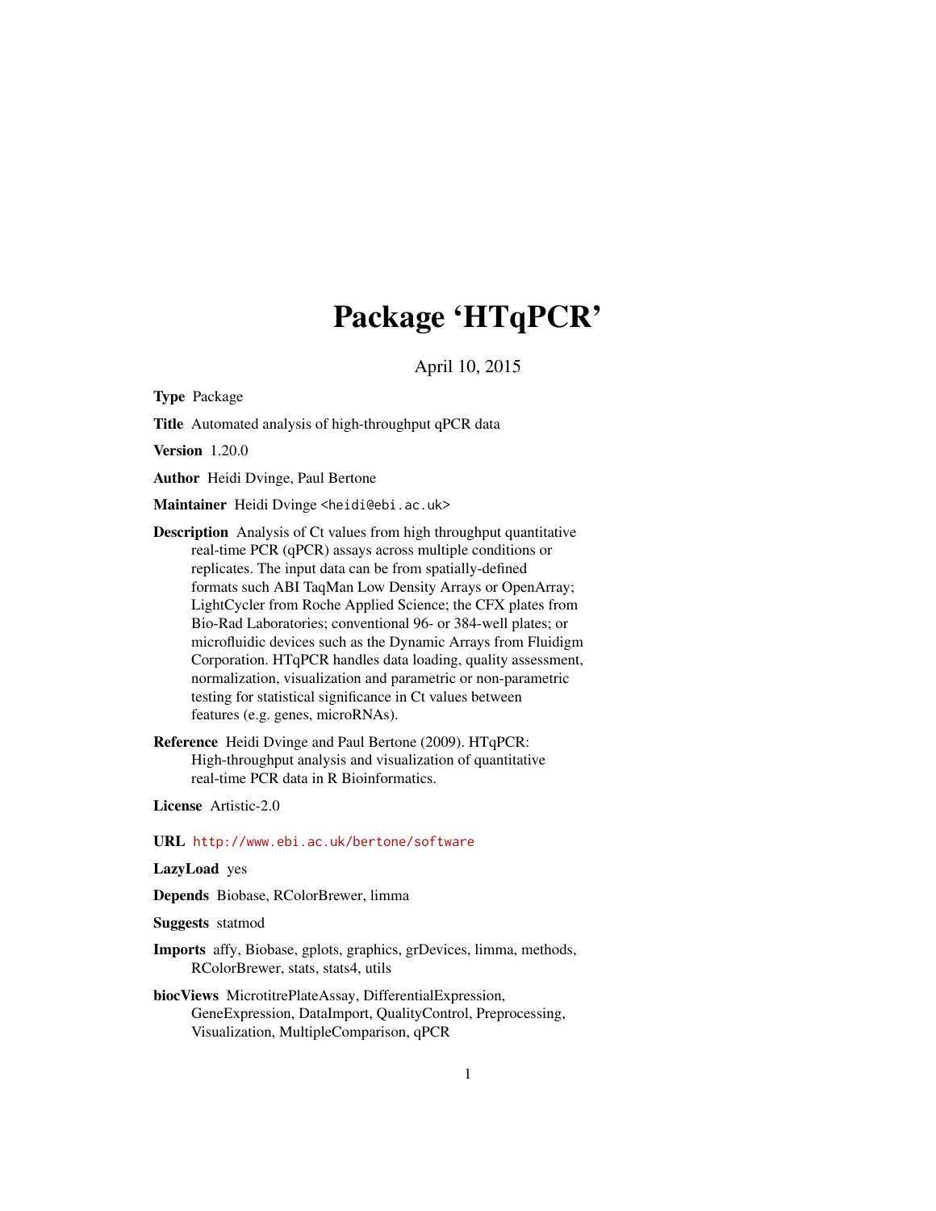# Package 'HTqPCR'

April 10, 2015

**Type** Package

**Title** Automated analysis of high-throughput qPCR data

**Version** 1.20.0

**Author** Heidi Dvinge, Paul Bertone

**Maintainer** Heidi Dvinge <heidi@ebi.ac.uk>

**Description** Analysis of Ct values from high throughput quantitative real-time PCR (qPCR) assays across multiple conditions or replicates. The input data can be from spatially-defined formats such ABI TaqMan Low Density Arrays or OpenArray; LightCycler from Roche Applied Science; the CFX plates from Bio-Rad Laboratories; conventional 96- or 384-well plates; or microfluidic devices such as the Dynamic Arrays from Fluidigm Corporation. HTqPCR handles data loading, quality assessment, normalization, visualization and parametric or non-parametric testing for statistical significance in Ct values between features (e.g. genes, microRNAs).

**Reference** Heidi Dvinge and Paul Bertone (2009). HTqPCR: High-throughput analysis and visualization of quantitative real-time PCR data in R Bioinformatics.

**License** Artistic-2.0

**URL** http://www.ebi.ac.uk/bertone/software

**LazyLoad** yes

**Depends** Biobase, RColorBrewer, limma

**Suggests** statmod

**Imports** affy, Biobase, gplots, graphics, grDevices, limma, methods, RColorBrewer, stats, stats4, utils

**biocViews** MicrotitrePlateAssay, DifferentialExpression, GeneExpression, DataImport, QualityControl, Preprocessing, Visualization, MultipleComparison, qPCR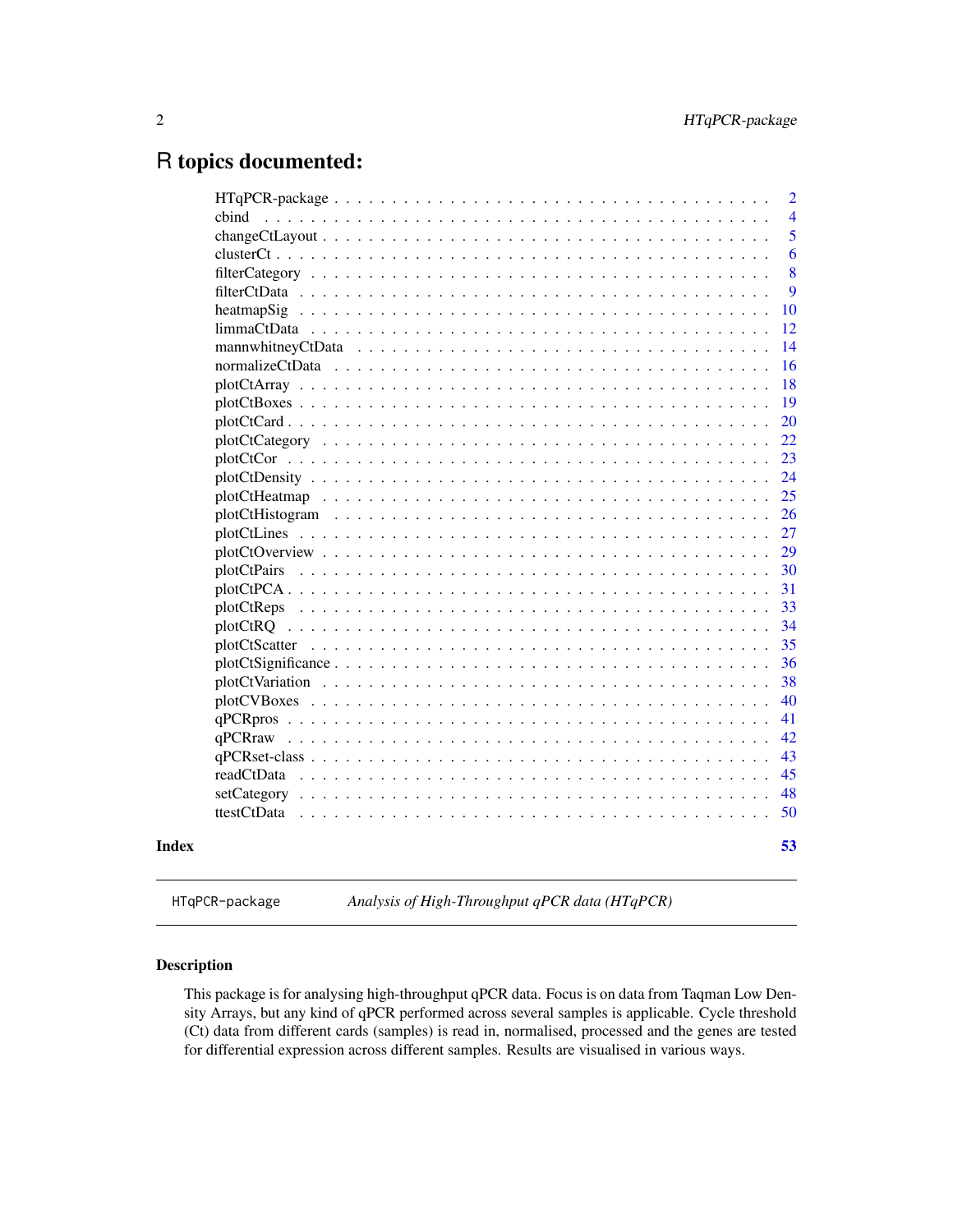# R topics documented:

| | |
|---|---|
| HTqPCR-package | 2 |
| cbind | 4 |
| changeCtLayout | 5 |
| clusterCt | 6 |
| filterCategory | 8 |
| filterCtData | 9 |
| heatmapSig | 10 |
| limmaCtData | 12 |
| mannwhitneyCtData | 14 |
| normalizeCtData | 16 |
| plotCtArray | 18 |
| plotCtBoxes | 19 |
| plotCtCard | 20 |
| plotCtCategory | 22 |
| plotCtCor | 23 |
| plotCtDensity | 24 |
| plotCtHeatmap | 25 |
| plotCtHistogram | 26 |
| plotCtLines | 27 |
| plotCtOverview | 29 |
| plotCtPairs | 30 |
| plotCtPCA | 31 |
| plotCtReps | 33 |
| plotCtRQ | 34 |
| plotCtScatter | 35 |
| plotCtSignificance | 36 |
| plotCtVariation | 38 |
| plotCVBoxes | 40 |
| qPCRpros | 41 |
| qPCRraw | 42 |
| qPCRset-class | 43 |
| readCtData | 45 |
| setCategory | 48 |
| ttestCtData | 50 |
| **Index** | **53** |

---

`HTqPCR-package` *Analysis of High-Throughput qPCR data (HTqPCR)*

---

## Description

This package is for analysing high-throughput qPCR data. Focus is on data from Taqman Low Density Arrays, but any kind of qPCR performed across several samples is applicable. Cycle threshold (Ct) data from different cards (samples) is read in, normalised, processed and the genes are tested for differential expression across different samples. Results are visualised in various ways.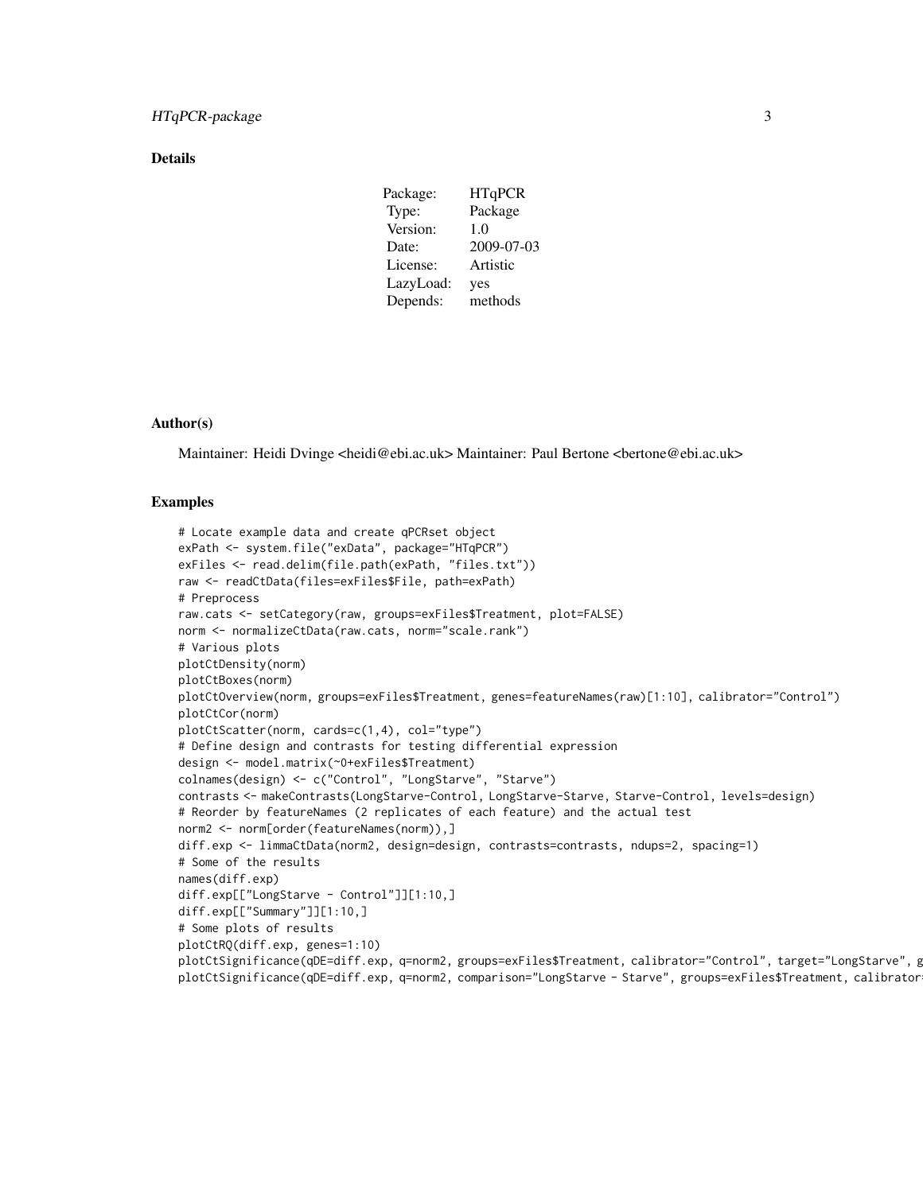## Details

| Package: | HTqPCR |
| --- | --- |
| Type: | Package |
| Version: | 1.0 |
| Date: | 2009-07-03 |
| License: | Artistic |
| LazyLoad: | yes |
| Depends: | methods |

## Author(s)

Maintainer: Heidi Dvinge <heidi@ebi.ac.uk> Maintainer: Paul Bertone <bertone@ebi.ac.uk>

## Examples

```
# Locate example data and create qPCRset object
exPath <- system.file("exData", package="HTqPCR")
exFiles <- read.delim(file.path(exPath, "files.txt"))
raw <- readCtData(files=exFiles$File, path=exPath)
# Preprocess
raw.cats <- setCategory(raw, groups=exFiles$Treatment, plot=FALSE)
norm <- normalizeCtData(raw.cats, norm="scale.rank")
# Various plots
plotCtDensity(norm)
plotCtBoxes(norm)
plotCtOverview(norm, groups=exFiles$Treatment, genes=featureNames(raw)[1:10], calibrator="Control")
plotCtCor(norm)
plotCtScatter(norm, cards=c(1,4), col="type")
# Define design and contrasts for testing differential expression
design <- model.matrix(~0+exFiles$Treatment)
colnames(design) <- c("Control", "LongStarve", "Starve")
contrasts <- makeContrasts(LongStarve-Control, LongStarve-Starve, Starve-Control, levels=design)
# Reorder by featureNames (2 replicates of each feature) and the actual test
norm2 <- norm[order(featureNames(norm)),]
diff.exp <- limmaCtData(norm2, design=design, contrasts=contrasts, ndups=2, spacing=1)
# Some of the results
names(diff.exp)
diff.exp[["LongStarve - Control"]][1:10,]
diff.exp[["Summary"]][1:10,]
# Some plots of results
plotCtRQ(diff.exp, genes=1:10)
plotCtSignificance(qDE=diff.exp, q=norm2, groups=exFiles$Treatment, calibrator="Control", target="LongStarve", g
plotCtSignificance(qDE=diff.exp, q=norm2, comparison="LongStarve - Starve", groups=exFiles$Treatment, calibrator
```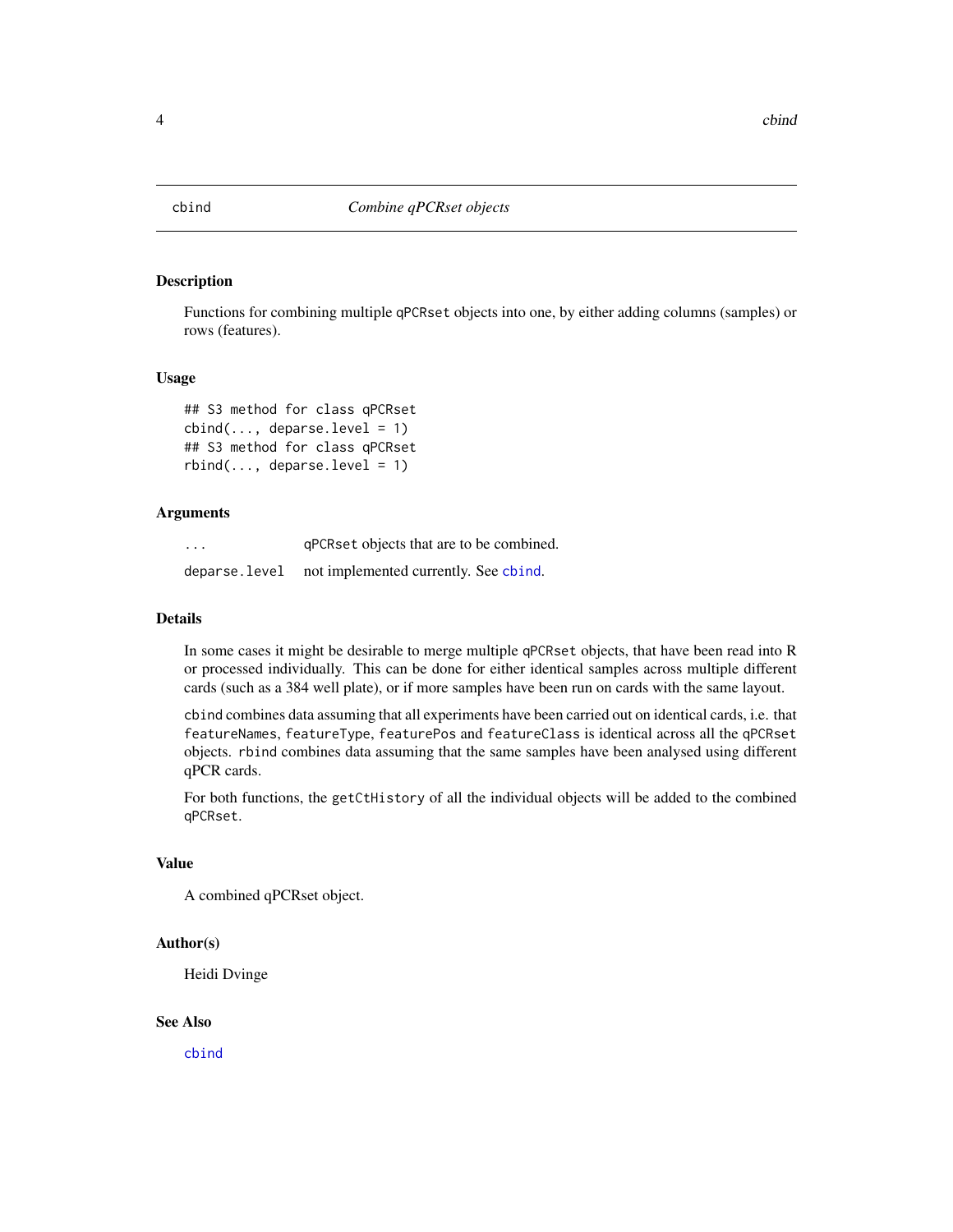# cbind — *Combine qPCRset objects*

## Description

Functions for combining multiple `qPCRset` objects into one, by either adding columns (samples) or rows (features).

## Usage

```
## S3 method for class qPCRset
cbind(..., deparse.level = 1)
## S3 method for class qPCRset
rbind(..., deparse.level = 1)
```

## Arguments

| | |
|---|---|
| `...` | `qPCRset` objects that are to be combined. |
| `deparse.level` | not implemented currently. See `cbind`. |

## Details

In some cases it might be desirable to merge multiple `qPCRset` objects, that have been read into R or processed individually. This can be done for either identical samples across multiple different cards (such as a 384 well plate), or if more samples have been run on cards with the same layout.

`cbind` combines data assuming that all experiments have been carried out on identical cards, i.e. that `featureNames`, `featureType`, `featurePos` and `featureClass` is identical across all the `qPCRset` objects. `rbind` combines data assuming that the same samples have been analysed using different qPCR cards.

For both functions, the `getCtHistory` of all the individual objects will be added to the combined `qPCRset`.

## Value

A combined qPCRset object.

## Author(s)

Heidi Dvinge

## See Also

`cbind`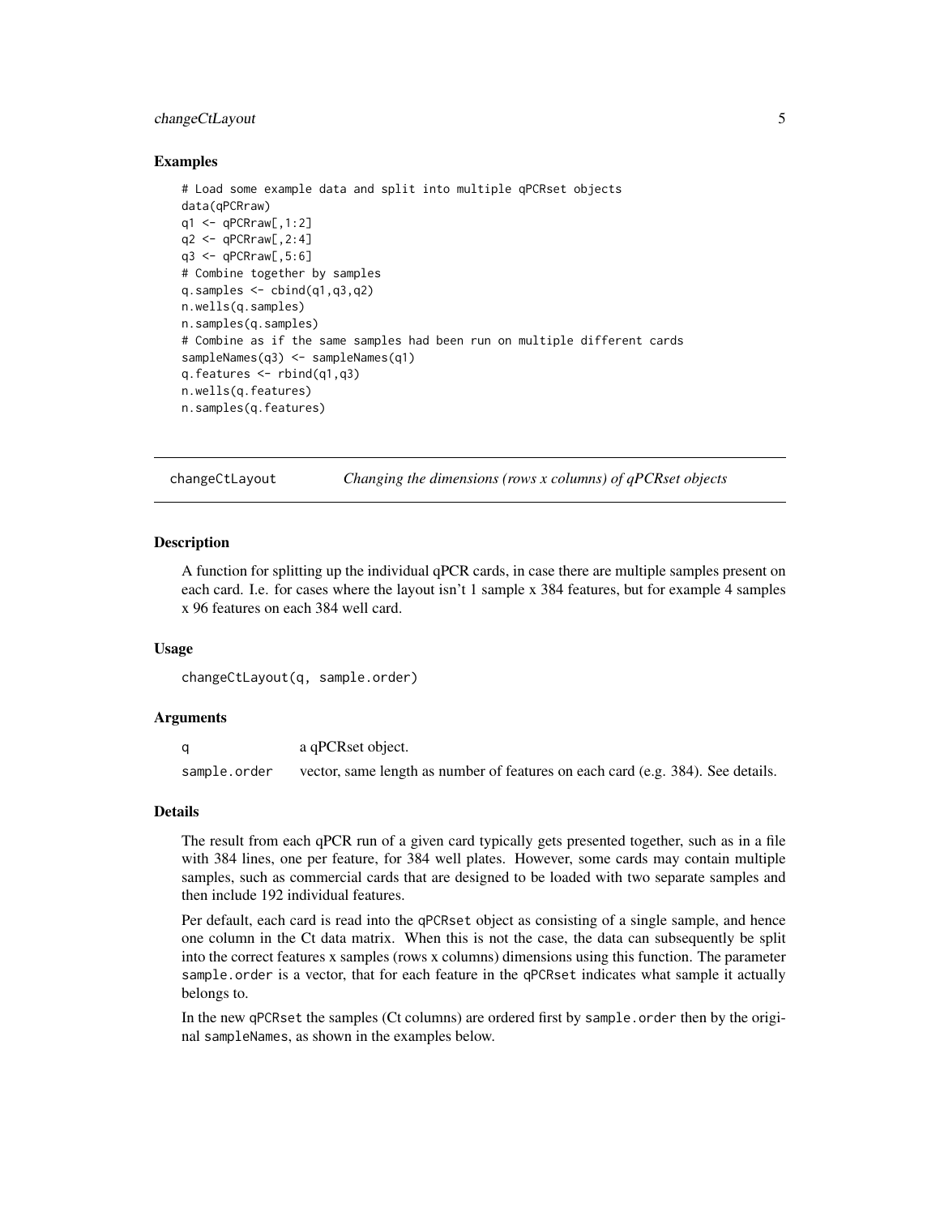### Examples

```
# Load some example data and split into multiple qPCRset objects
data(qPCRraw)
q1 <- qPCRraw[,1:2]
q2 <- qPCRraw[,2:4]
q3 <- qPCRraw[,5:6]
# Combine together by samples
q.samples <- cbind(q1,q3,q2)
n.wells(q.samples)
n.samples(q.samples)
# Combine as if the same samples had been run on multiple different cards
sampleNames(q3) <- sampleNames(q1)
q.features <- rbind(q1,q3)
n.wells(q.features)
n.samples(q.features)
```

---

## changeCtLayout — *Changing the dimensions (rows x columns) of qPCRset objects*

---

### Description

A function for splitting up the individual qPCR cards, in case there are multiple samples present on each card. I.e. for cases where the layout isn't 1 sample x 384 features, but for example 4 samples x 96 features on each 384 well card.

### Usage

```
changeCtLayout(q, sample.order)
```

### Arguments

| | |
|---|---|
| `q` | a qPCRset object. |
| `sample.order` | vector, same length as number of features on each card (e.g. 384). See details. |

### Details

The result from each qPCR run of a given card typically gets presented together, such as in a file with 384 lines, one per feature, for 384 well plates. However, some cards may contain multiple samples, such as commercial cards that are designed to be loaded with two separate samples and then include 192 individual features.

Per default, each card is read into the `qPCRset` object as consisting of a single sample, and hence one column in the Ct data matrix. When this is not the case, the data can subsequently be split into the correct features x samples (rows x columns) dimensions using this function. The parameter `sample.order` is a vector, that for each feature in the `qPCRset` indicates what sample it actually belongs to.

In the new `qPCRset` the samples (Ct columns) are ordered first by `sample.order` then by the original `sampleNames`, as shown in the examples below.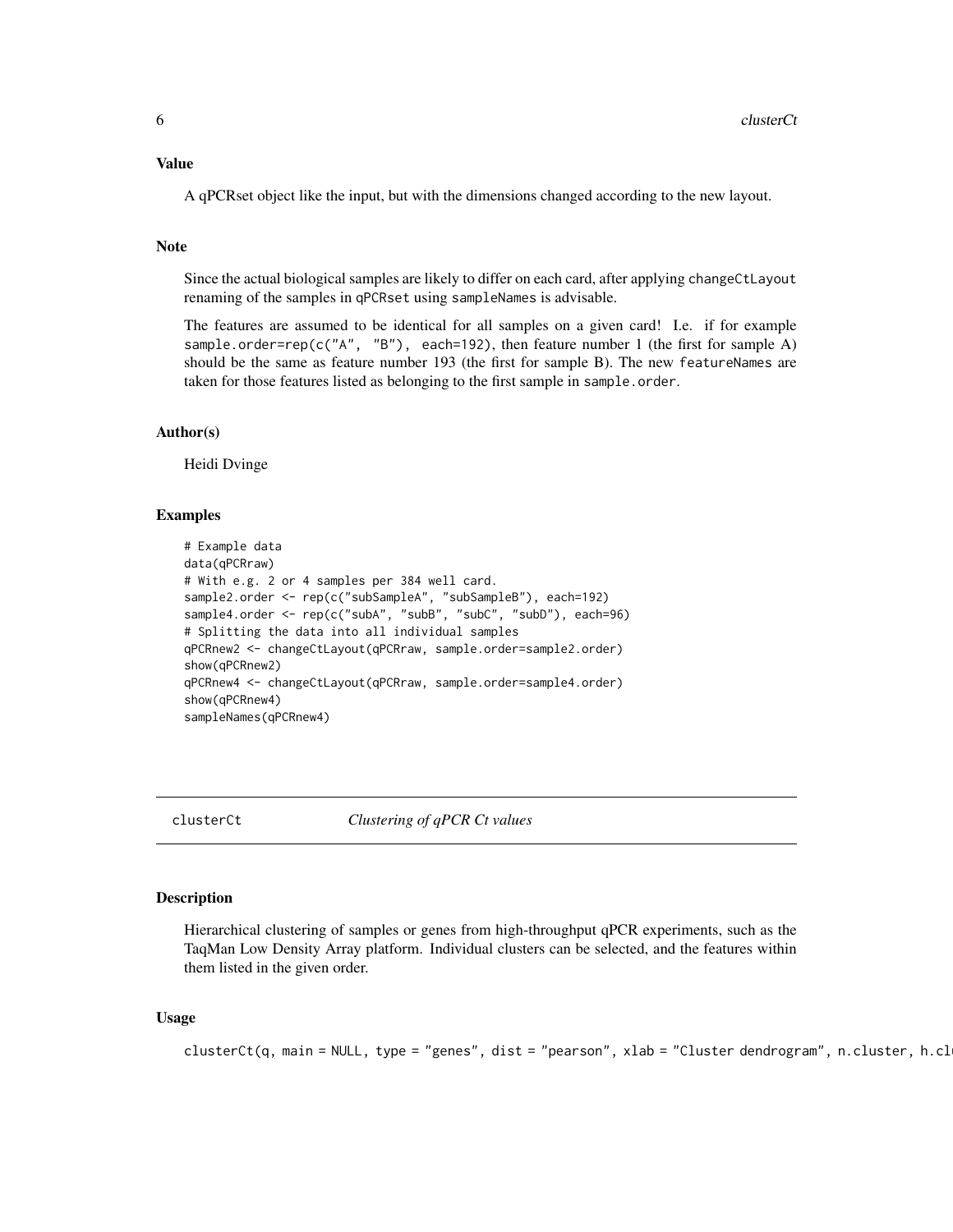## Value

A qPCRset object like the input, but with the dimensions changed according to the new layout.

## Note

Since the actual biological samples are likely to differ on each card, after applying `changeCtLayout` renaming of the samples in `qPCRset` using `sampleNames` is advisable.

The features are assumed to be identical for all samples on a given card! I.e. if for example `sample.order=rep(c("A", "B"), each=192)`, then feature number 1 (the first for sample A) should be the same as feature number 193 (the first for sample B). The new `featureNames` are taken for those features listed as belonging to the first sample in `sample.order`.

## Author(s)

Heidi Dvinge

## Examples

```
# Example data
data(qPCRraw)
# With e.g. 2 or 4 samples per 384 well card.
sample2.order <- rep(c("subSampleA", "subSampleB"), each=192)
sample4.order <- rep(c("subA", "subB", "subC", "subD"), each=96)
# Splitting the data into all individual samples
qPCRnew2 <- changeCtLayout(qPCRraw, sample.order=sample2.order)
show(qPCRnew2)
qPCRnew4 <- changeCtLayout(qPCRraw, sample.order=sample4.order)
show(qPCRnew4)
sampleNames(qPCRnew4)
```

---

# clusterCt — *Clustering of qPCR Ct values*

---

## Description

Hierarchical clustering of samples or genes from high-throughput qPCR experiments, such as the TaqMan Low Density Array platform. Individual clusters can be selected, and the features within them listed in the given order.

## Usage

```
clusterCt(q, main = NULL, type = "genes", dist = "pearson", xlab = "Cluster dendrogram", n.cluster, h.cl
```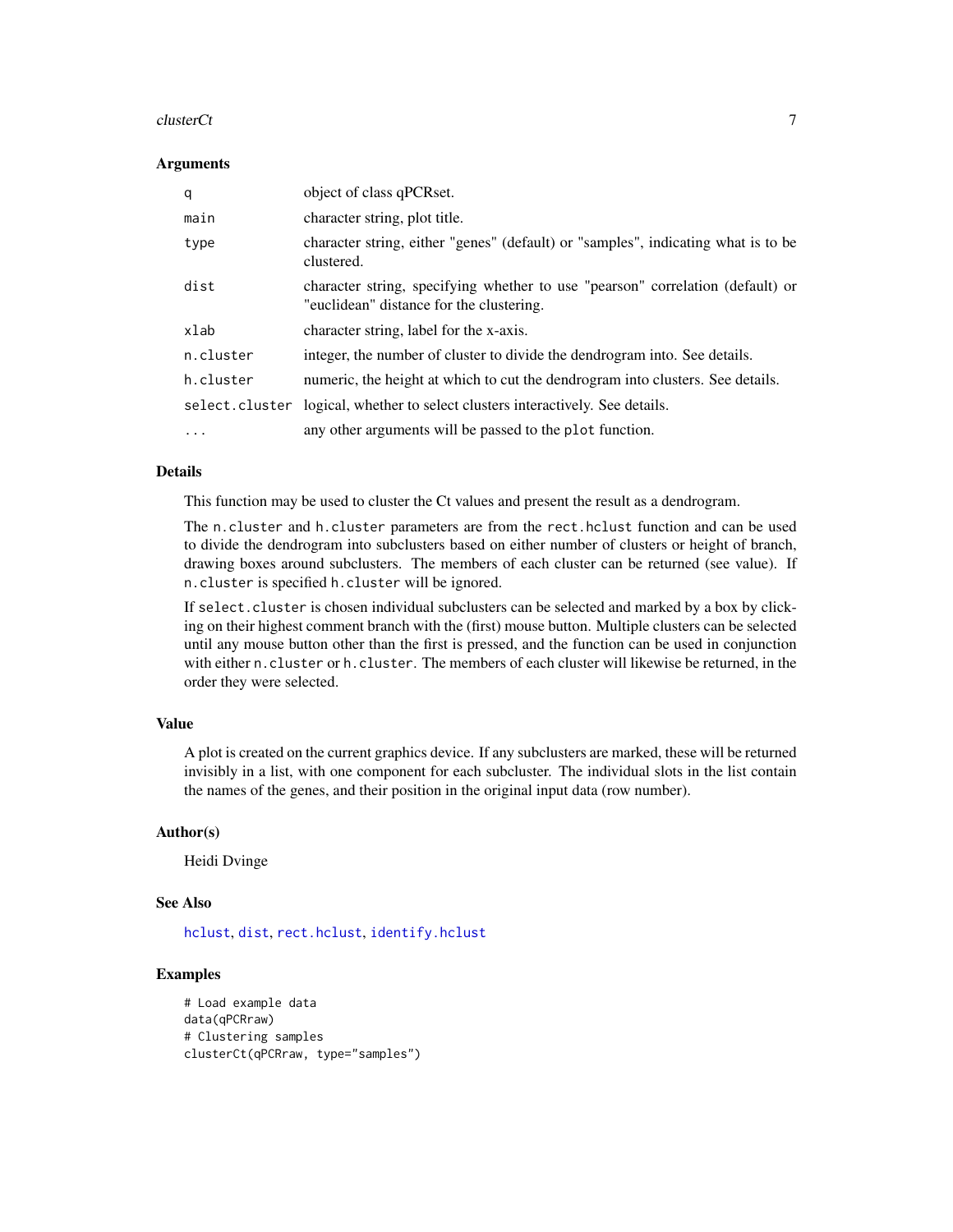### Arguments

| | |
|---|---|
| `q` | object of class qPCRset. |
| `main` | character string, plot title. |
| `type` | character string, either "genes" (default) or "samples", indicating what is to be clustered. |
| `dist` | character string, specifying whether to use "pearson" correlation (default) or "euclidean" distance for the clustering. |
| `xlab` | character string, label for the x-axis. |
| `n.cluster` | integer, the number of cluster to divide the dendrogram into. See details. |
| `h.cluster` | numeric, the height at which to cut the dendrogram into clusters. See details. |
| `select.cluster` | logical, whether to select clusters interactively. See details. |
| `...` | any other arguments will be passed to the `plot` function. |

### Details

This function may be used to cluster the Ct values and present the result as a dendrogram.

The `n.cluster` and `h.cluster` parameters are from the `rect.hclust` function and can be used to divide the dendrogram into subclusters based on either number of clusters or height of branch, drawing boxes around subclusters. The members of each cluster can be returned (see value). If `n.cluster` is specified `h.cluster` will be ignored.

If `select.cluster` is chosen individual subclusters can be selected and marked by a box by clicking on their highest comment branch with the (first) mouse button. Multiple clusters can be selected until any mouse button other than the first is pressed, and the function can be used in conjunction with either `n.cluster` or `h.cluster`. The members of each cluster will likewise be returned, in the order they were selected.

### Value

A plot is created on the current graphics device. If any subclusters are marked, these will be returned invisibly in a list, with one component for each subcluster. The individual slots in the list contain the names of the genes, and their position in the original input data (row number).

### Author(s)

Heidi Dvinge

### See Also

`hclust`, `dist`, `rect.hclust`, `identify.hclust`

### Examples

```
# Load example data
data(qPCRraw)
# Clustering samples
clusterCt(qPCRraw, type="samples")
```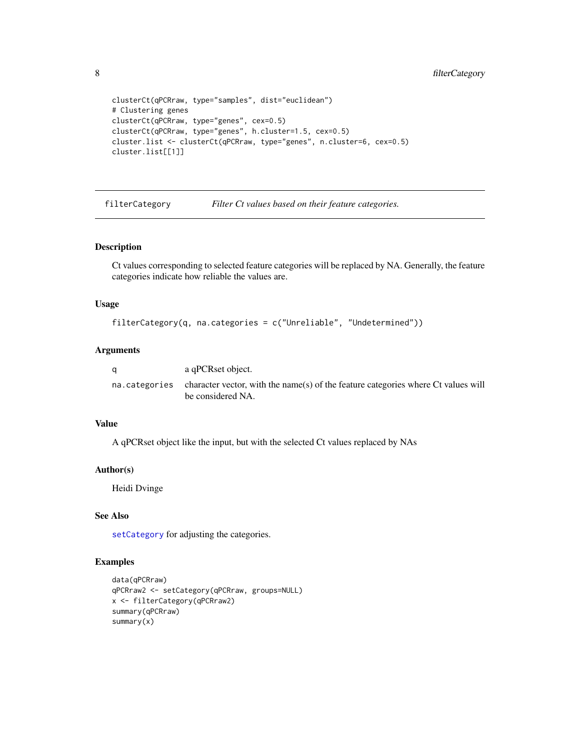```
clusterCt(qPCRraw, type="samples", dist="euclidean")
# Clustering genes
clusterCt(qPCRraw, type="genes", cex=0.5)
clusterCt(qPCRraw, type="genes", h.cluster=1.5, cex=0.5)
cluster.list <- clusterCt(qPCRraw, type="genes", n.cluster=6, cex=0.5)
cluster.list[[1]]
```

---

## filterCategory *Filter Ct values based on their feature categories.*

---

### Description

Ct values corresponding to selected feature categories will be replaced by NA. Generally, the feature categories indicate how reliable the values are.

### Usage

```
filterCategory(q, na.categories = c("Unreliable", "Undetermined"))
```

### Arguments

| | |
|---|---|
| `q` | a qPCRset object. |
| `na.categories` | character vector, with the name(s) of the feature categories where Ct values will be considered NA. |

### Value

A qPCRset object like the input, but with the selected Ct values replaced by NAs

### Author(s)

Heidi Dvinge

### See Also

`setCategory` for adjusting the categories.

### Examples

```
data(qPCRraw)
qPCRraw2 <- setCategory(qPCRraw, groups=NULL)
x <- filterCategory(qPCRraw2)
summary(qPCRraw)
summary(x)
```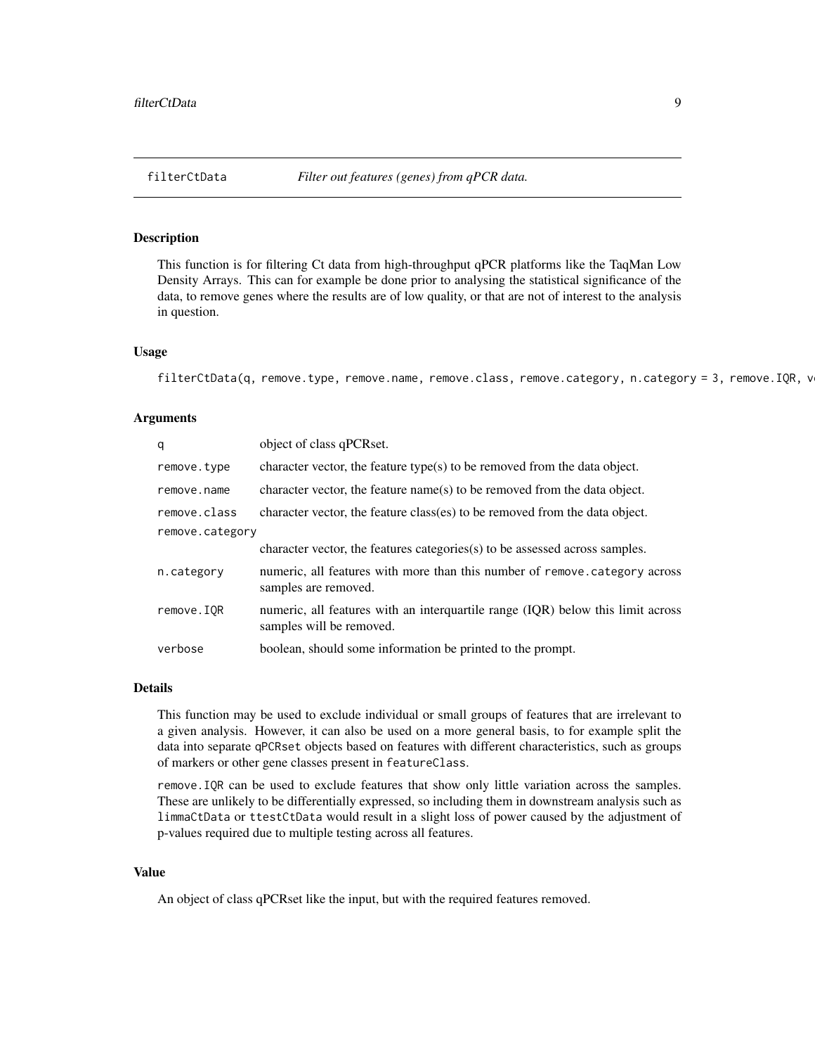# filterCtData    *Filter out features (genes) from qPCR data.*

## Description

This function is for filtering Ct data from high-throughput qPCR platforms like the TaqMan Low Density Arrays. This can for example be done prior to analysing the statistical significance of the data, to remove genes where the results are of low quality, or that are not of interest to the analysis in question.

## Usage

```
filterCtData(q, remove.type, remove.name, remove.class, remove.category, n.category = 3, remove.IQR, v
```

## Arguments

| | |
|---|---|
| `q` | object of class qPCRset. |
| `remove.type` | character vector, the feature type(s) to be removed from the data object. |
| `remove.name` | character vector, the feature name(s) to be removed from the data object. |
| `remove.class` | character vector, the feature class(es) to be removed from the data object. |
| `remove.category` | character vector, the features categories(s) to be assessed across samples. |
| `n.category` | numeric, all features with more than this number of `remove.category` across samples are removed. |
| `remove.IQR` | numeric, all features with an interquartile range (IQR) below this limit across samples will be removed. |
| `verbose` | boolean, should some information be printed to the prompt. |

## Details

This function may be used to exclude individual or small groups of features that are irrelevant to a given analysis. However, it can also be used on a more general basis, to for example split the data into separate `qPCRset` objects based on features with different characteristics, such as groups of markers or other gene classes present in `featureClass`.

`remove.IQR` can be used to exclude features that show only little variation across the samples. These are unlikely to be differentially expressed, so including them in downstream analysis such as `limmaCtData` or `ttestCtData` would result in a slight loss of power caused by the adjustment of p-values required due to multiple testing across all features.

## Value

An object of class qPCRset like the input, but with the required features removed.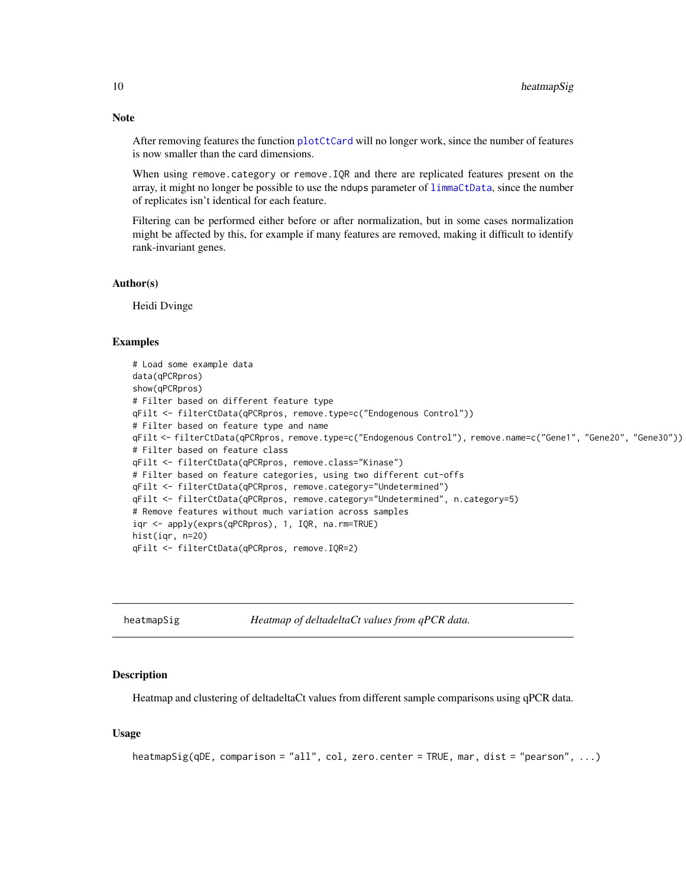### Note

After removing features the function `plotCtCard` will no longer work, since the number of features is now smaller than the card dimensions.

When using `remove.category` or `remove.IQR` and there are replicated features present on the array, it might no longer be possible to use the `ndups` parameter of `limmaCtData`, since the number of replicates isn't identical for each feature.

Filtering can be performed either before or after normalization, but in some cases normalization might be affected by this, for example if many features are removed, making it difficult to identify rank-invariant genes.

### Author(s)

Heidi Dvinge

### Examples

```
# Load some example data
data(qPCRpros)
show(qPCRpros)
# Filter based on different feature type
qFilt <- filterCtData(qPCRpros, remove.type=c("Endogenous Control"))
# Filter based on feature type and name
qFilt <- filterCtData(qPCRpros, remove.type=c("Endogenous Control"), remove.name=c("Gene1", "Gene20", "Gene30"))
# Filter based on feature class
qFilt <- filterCtData(qPCRpros, remove.class="Kinase")
# Filter based on feature categories, using two different cut-offs
qFilt <- filterCtData(qPCRpros, remove.category="Undetermined")
qFilt <- filterCtData(qPCRpros, remove.category="Undetermined", n.category=5)
# Remove features without much variation across samples
iqr <- apply(exprs(qPCRpros), 1, IQR, na.rm=TRUE)
hist(iqr, n=20)
qFilt <- filterCtData(qPCRpros, remove.IQR=2)
```

---

## heatmapSig — *Heatmap of deltadeltaCt values from qPCR data.*

### Description

Heatmap and clustering of deltadeltaCt values from different sample comparisons using qPCR data.

### Usage

```
heatmapSig(qDE, comparison = "all", col, zero.center = TRUE, mar, dist = "pearson", ...)
```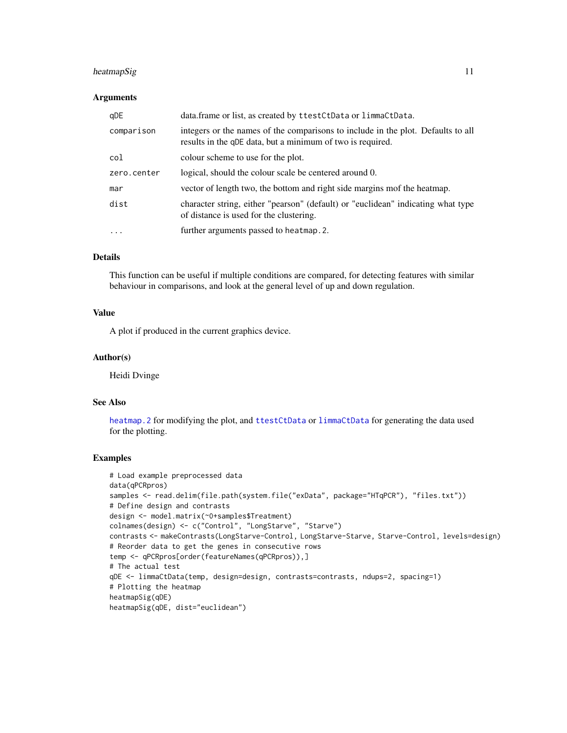### Arguments

| | |
|---|---|
| qDE | data.frame or list, as created by `ttestCtData` or `limmaCtData`. |
| comparison | integers or the names of the comparisons to include in the plot. Defaults to all results in the qDE data, but a minimum of two is required. |
| col | colour scheme to use for the plot. |
| zero.center | logical, should the colour scale be centered around 0. |
| mar | vector of length two, the bottom and right side margins mof the heatmap. |
| dist | character string, either "pearson" (default) or "euclidean" indicating what type of distance is used for the clustering. |
| ... | further arguments passed to `heatmap.2`. |

### Details

This function can be useful if multiple conditions are compared, for detecting features with similar behaviour in comparisons, and look at the general level of up and down regulation.

### Value

A plot if produced in the current graphics device.

### Author(s)

Heidi Dvinge

### See Also

`heatmap.2` for modifying the plot, and `ttestCtData` or `limmaCtData` for generating the data used for the plotting.

### Examples

```
# Load example preprocessed data
data(qPCRpros)
samples <- read.delim(file.path(system.file("exData", package="HTqPCR"), "files.txt"))
# Define design and contrasts
design <- model.matrix(~0+samples$Treatment)
colnames(design) <- c("Control", "LongStarve", "Starve")
contrasts <- makeContrasts(LongStarve-Control, LongStarve-Starve, Starve-Control, levels=design)
# Reorder data to get the genes in consecutive rows
temp <- qPCRpros[order(featureNames(qPCRpros)),]
# The actual test
qDE <- limmaCtData(temp, design=design, contrasts=contrasts, ndups=2, spacing=1)
# Plotting the heatmap
heatmapSig(qDE)
heatmapSig(qDE, dist="euclidean")
```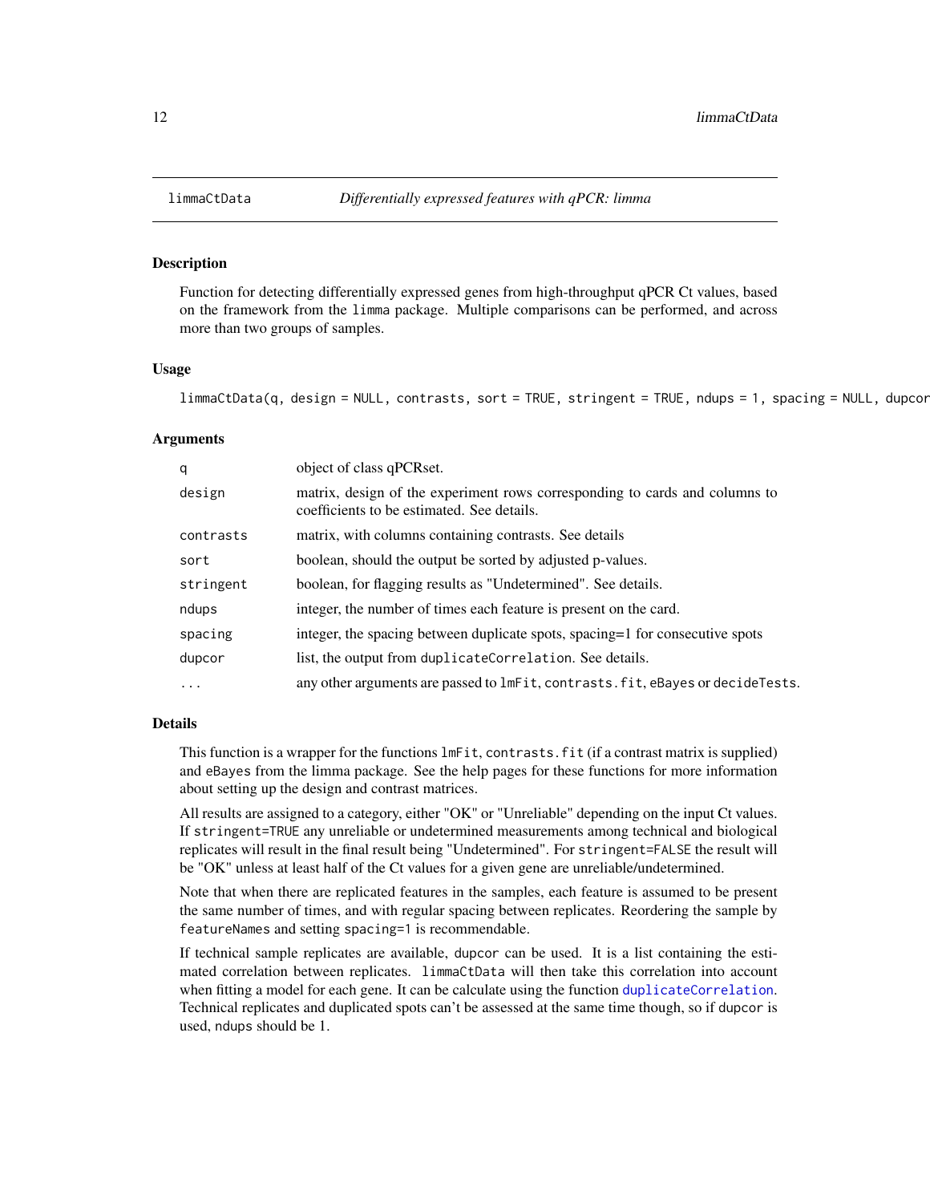limmaCtData *Differentially expressed features with qPCR: limma*

## Description

Function for detecting differentially expressed genes from high-throughput qPCR Ct values, based on the framework from the limma package. Multiple comparisons can be performed, and across more than two groups of samples.

## Usage

```
limmaCtData(q, design = NULL, contrasts, sort = TRUE, stringent = TRUE, ndups = 1, spacing = NULL, dupcor
```

## Arguments

| | |
|---|---|
| q | object of class qPCRset. |
| design | matrix, design of the experiment rows corresponding to cards and columns to coefficients to be estimated. See details. |
| contrasts | matrix, with columns containing contrasts. See details |
| sort | boolean, should the output be sorted by adjusted p-values. |
| stringent | boolean, for flagging results as "Undetermined". See details. |
| ndups | integer, the number of times each feature is present on the card. |
| spacing | integer, the spacing between duplicate spots, spacing=1 for consecutive spots |
| dupcor | list, the output from duplicateCorrelation. See details. |
| ... | any other arguments are passed to lmFit, contrasts.fit, eBayes or decideTests. |

## Details

This function is a wrapper for the functions lmFit, contrasts.fit (if a contrast matrix is supplied) and eBayes from the limma package. See the help pages for these functions for more information about setting up the design and contrast matrices.

All results are assigned to a category, either "OK" or "Unreliable" depending on the input Ct values. If stringent=TRUE any unreliable or undetermined measurements among technical and biological replicates will result in the final result being "Undetermined". For stringent=FALSE the result will be "OK" unless at least half of the Ct values for a given gene are unreliable/undetermined.

Note that when there are replicated features in the samples, each feature is assumed to be present the same number of times, and with regular spacing between replicates. Reordering the sample by featureNames and setting spacing=1 is recommendable.

If technical sample replicates are available, dupcor can be used. It is a list containing the estimated correlation between replicates. limmaCtData will then take this correlation into account when fitting a model for each gene. It can be calculate using the function duplicateCorrelation. Technical replicates and duplicated spots can't be assessed at the same time though, so if dupcor is used, ndups should be 1.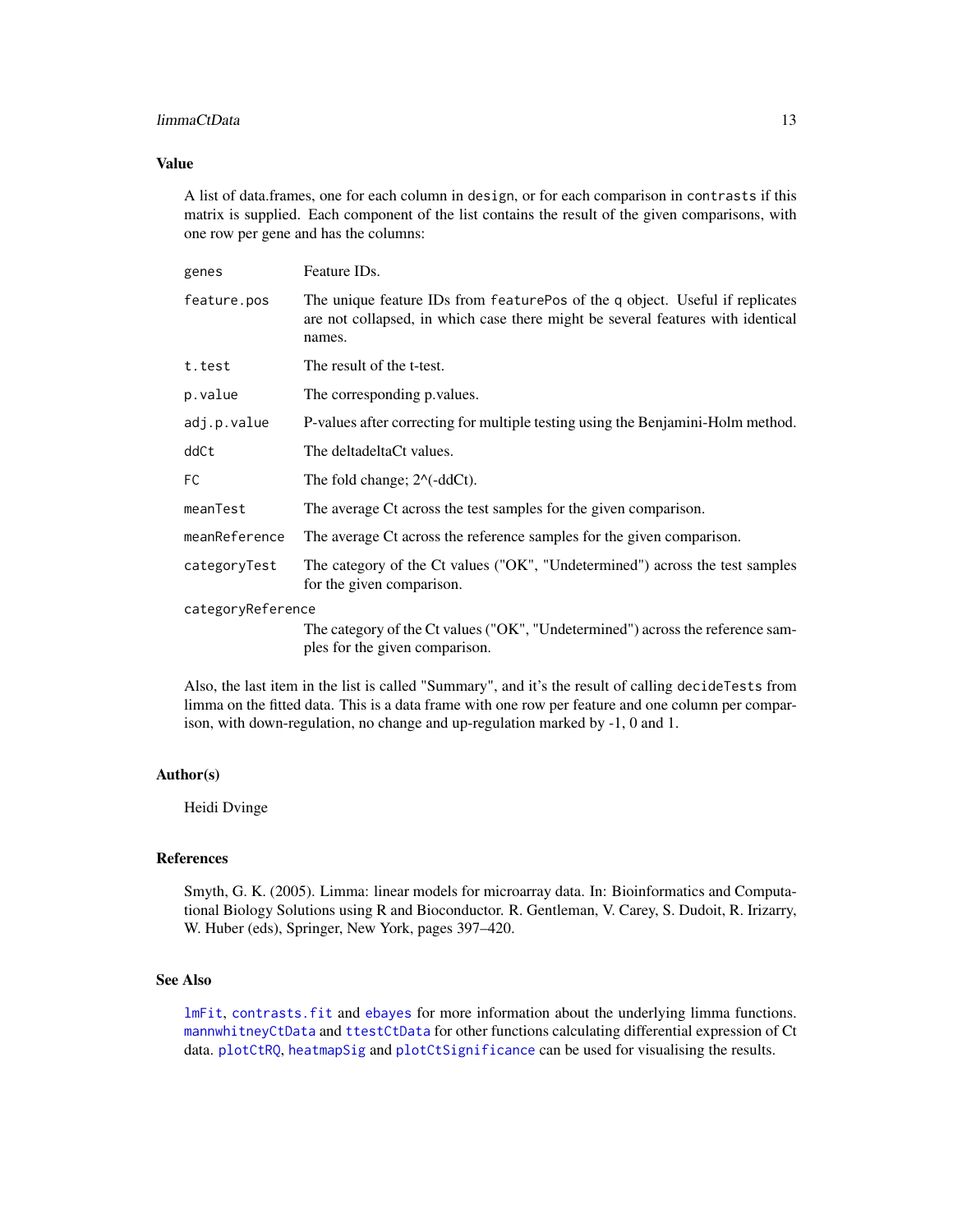### Value

A list of data.frames, one for each column in `design`, or for each comparison in `contrasts` if this matrix is supplied. Each component of the list contains the result of the given comparisons, with one row per gene and has the columns:

| | |
|---|---|
| `genes` | Feature IDs. |
| `feature.pos` | The unique feature IDs from `featurePos` of the `q` object. Useful if replicates are not collapsed, in which case there might be several features with identical names. |
| `t.test` | The result of the t-test. |
| `p.value` | The corresponding p.values. |
| `adj.p.value` | P-values after correcting for multiple testing using the Benjamini-Holm method. |
| `ddCt` | The deltadeltaCt values. |
| `FC` | The fold change; 2^(-ddCt). |
| `meanTest` | The average Ct across the test samples for the given comparison. |
| `meanReference` | The average Ct across the reference samples for the given comparison. |
| `categoryTest` | The category of the Ct values ("OK", "Undetermined") across the test samples for the given comparison. |
| `categoryReference` | The category of the Ct values ("OK", "Undetermined") across the reference samples for the given comparison. |

Also, the last item in the list is called "Summary", and it's the result of calling `decideTests` from limma on the fitted data. This is a data frame with one row per feature and one column per comparison, with down-regulation, no change and up-regulation marked by -1, 0 and 1.

### Author(s)

Heidi Dvinge

### References

Smyth, G. K. (2005). Limma: linear models for microarray data. In: Bioinformatics and Computational Biology Solutions using R and Bioconductor. R. Gentleman, V. Carey, S. Dudoit, R. Irizarry, W. Huber (eds), Springer, New York, pages 397–420.

### See Also

`lmFit`, `contrasts.fit` and `ebayes` for more information about the underlying limma functions. `mannwhitneyCtData` and `ttestCtData` for other functions calculating differential expression of Ct data. `plotCtRQ`, `heatmapSig` and `plotCtSignificance` can be used for visualising the results.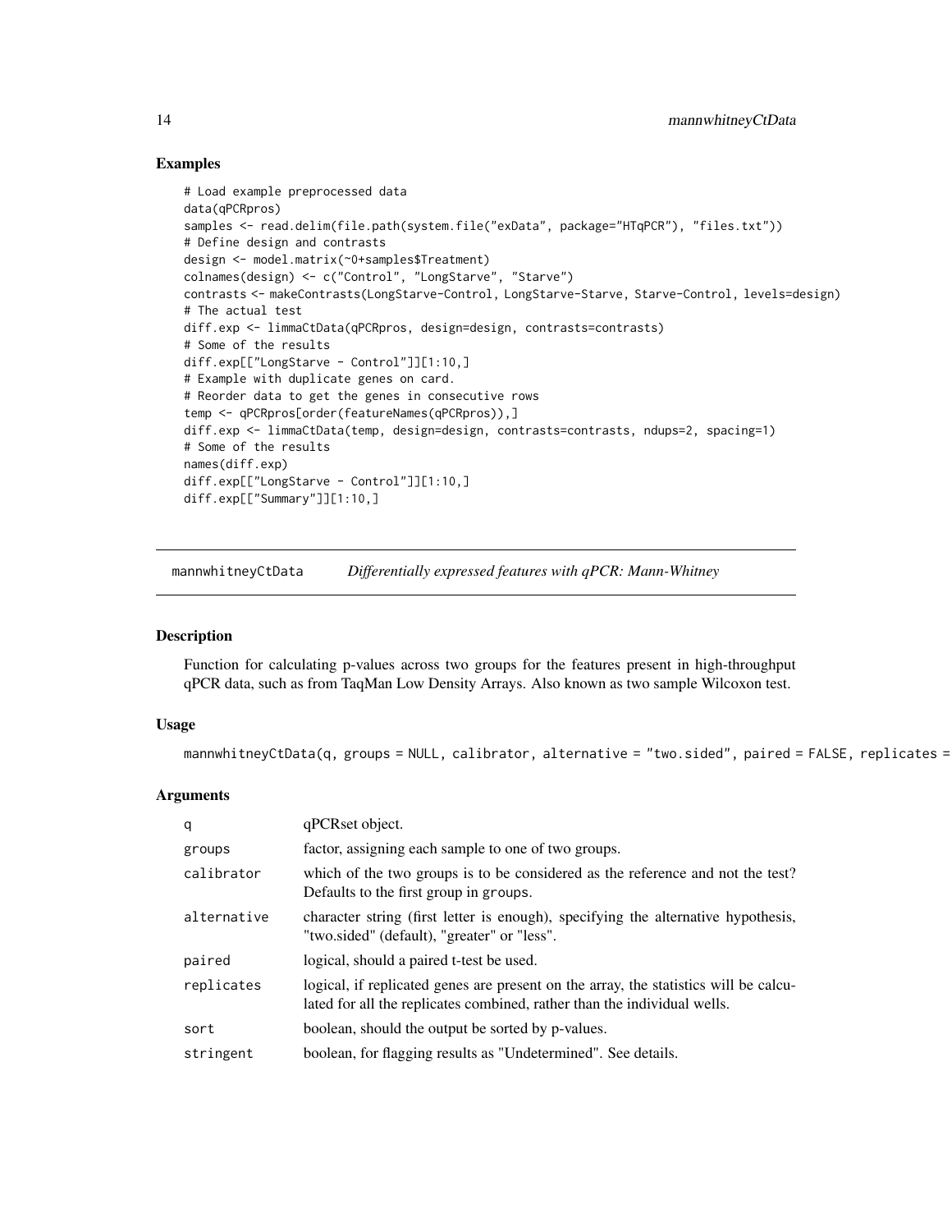### Examples

```
# Load example preprocessed data
data(qPCRpros)
samples <- read.delim(file.path(system.file("exData", package="HTqPCR"), "files.txt"))
# Define design and contrasts
design <- model.matrix(~0+samples$Treatment)
colnames(design) <- c("Control", "LongStarve", "Starve")
contrasts <- makeContrasts(LongStarve-Control, LongStarve-Starve, Starve-Control, levels=design)
# The actual test
diff.exp <- limmaCtData(qPCRpros, design=design, contrasts=contrasts)
# Some of the results
diff.exp[["LongStarve - Control"]][1:10,]
# Example with duplicate genes on card.
# Reorder data to get the genes in consecutive rows
temp <- qPCRpros[order(featureNames(qPCRpros)),]
diff.exp <- limmaCtData(temp, design=design, contrasts=contrasts, ndups=2, spacing=1)
# Some of the results
names(diff.exp)
diff.exp[["LongStarve - Control"]][1:10,]
diff.exp[["Summary"]][1:10,]
```

---

## mannwhitneyCtData — *Differentially expressed features with qPCR: Mann-Whitney*

### Description

Function for calculating p-values across two groups for the features present in high-throughput qPCR data, such as from TaqMan Low Density Arrays. Also known as two sample Wilcoxon test.

### Usage

```
mannwhitneyCtData(q, groups = NULL, calibrator, alternative = "two.sided", paired = FALSE, replicates =
```

### Arguments

| | |
|---|---|
| q | qPCRset object. |
| groups | factor, assigning each sample to one of two groups. |
| calibrator | which of the two groups is to be considered as the reference and not the test? Defaults to the first group in groups. |
| alternative | character string (first letter is enough), specifying the alternative hypothesis, "two.sided" (default), "greater" or "less". |
| paired | logical, should a paired t-test be used. |
| replicates | logical, if replicated genes are present on the array, the statistics will be calculated for all the replicates combined, rather than the individual wells. |
| sort | boolean, should the output be sorted by p-values. |
| stringent | boolean, for flagging results as "Undetermined". See details. |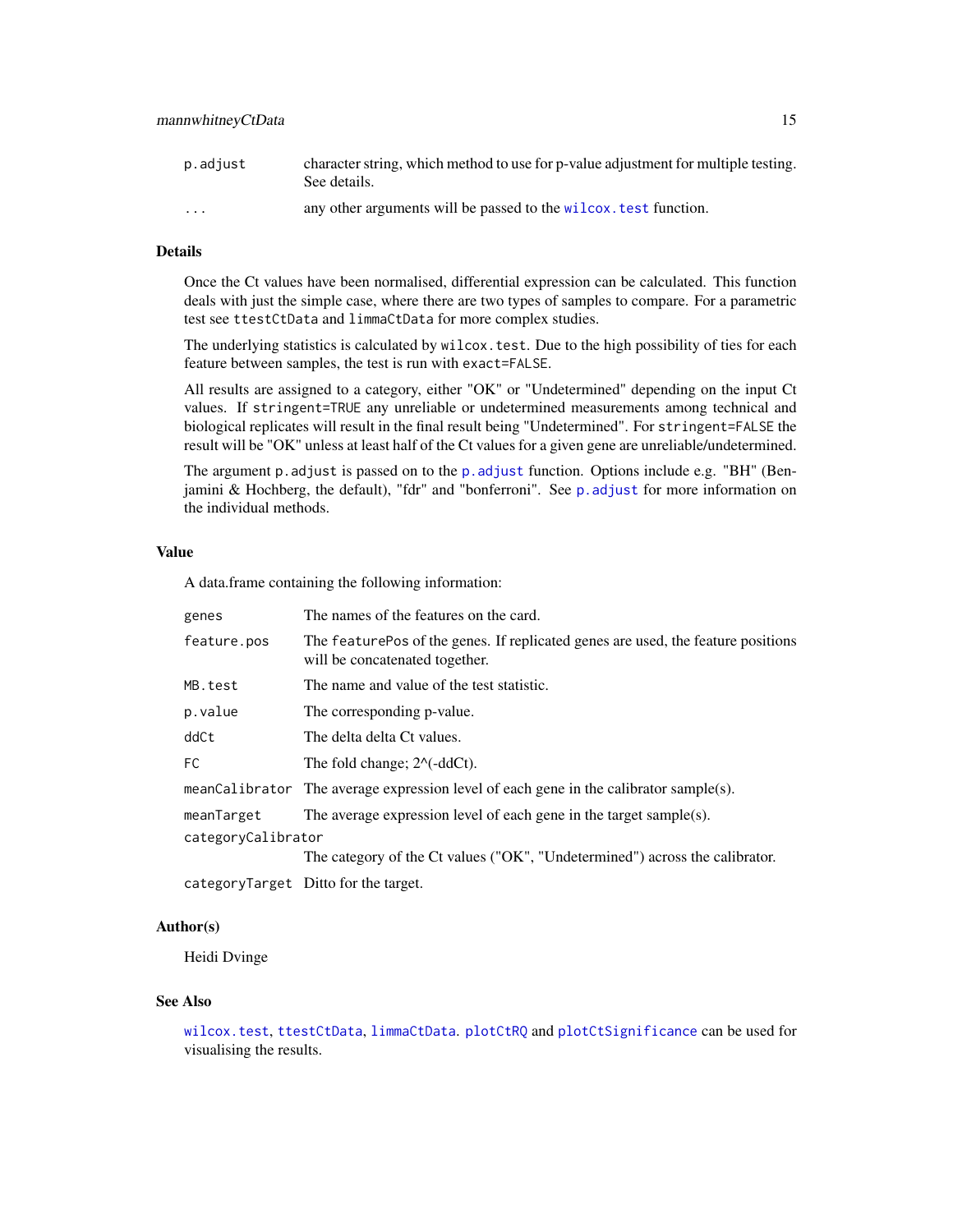| | |
|---|---|
| `p.adjust` | character string, which method to use for p-value adjustment for multiple testing. See details. |
| `...` | any other arguments will be passed to the `wilcox.test` function. |

### Details

Once the Ct values have been normalised, differential expression can be calculated. This function deals with just the simple case, where there are two types of samples to compare. For a parametric test see `ttestCtData` and `limmaCtData` for more complex studies.

The underlying statistics is calculated by `wilcox.test`. Due to the high possibility of ties for each feature between samples, the test is run with `exact=FALSE`.

All results are assigned to a category, either "OK" or "Undetermined" depending on the input Ct values. If `stringent=TRUE` any unreliable or undetermined measurements among technical and biological replicates will result in the final result being "Undetermined". For `stringent=FALSE` the result will be "OK" unless at least half of the Ct values for a given gene are unreliable/undetermined.

The argument `p.adjust` is passed on to the `p.adjust` function. Options include e.g. "BH" (Benjamini & Hochberg, the default), "fdr" and "bonferroni". See `p.adjust` for more information on the individual methods.

### Value

A data.frame containing the following information:

| | |
|---|---|
| `genes` | The names of the features on the card. |
| `feature.pos` | The `featurePos` of the genes. If replicated genes are used, the feature positions will be concatenated together. |
| `MB.test` | The name and value of the test statistic. |
| `p.value` | The corresponding p-value. |
| `ddCt` | The delta delta Ct values. |
| `FC` | The fold change; 2^(-ddCt). |
| `meanCalibrator` | The average expression level of each gene in the calibrator sample(s). |
| `meanTarget` | The average expression level of each gene in the target sample(s). |
| `categoryCalibrator` | The category of the Ct values ("OK", "Undetermined") across the calibrator. |
| `categoryTarget` | Ditto for the target. |

### Author(s)

Heidi Dvinge

### See Also

`wilcox.test`, `ttestCtData`, `limmaCtData`. `plotCtRQ` and `plotCtSignificance` can be used for visualising the results.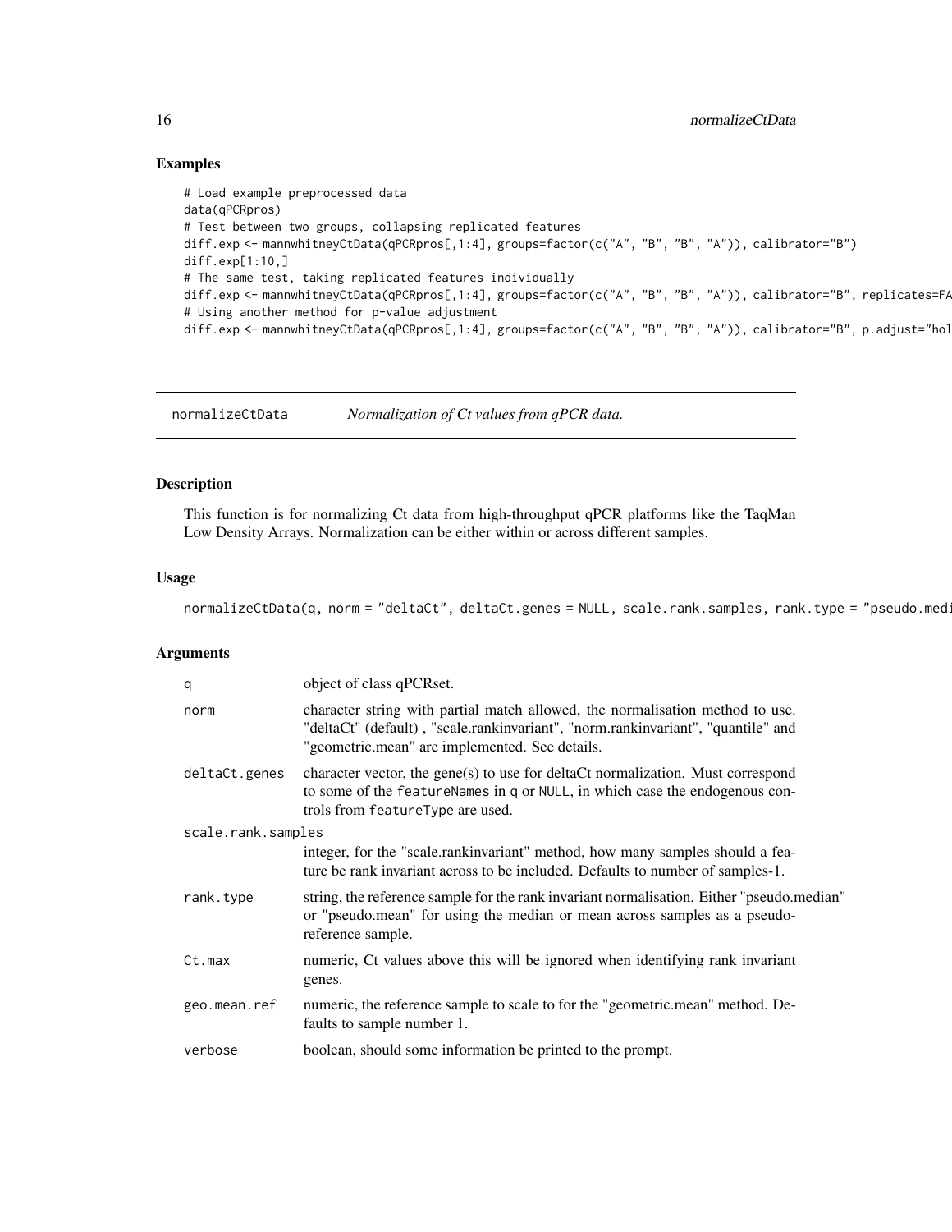## Examples

```
# Load example preprocessed data
data(qPCRpros)
# Test between two groups, collapsing replicated features
diff.exp <- mannwhitneyCtData(qPCRpros[,1:4], groups=factor(c("A", "B", "B", "A")), calibrator="B")
diff.exp[1:10,]
# The same test, taking replicated features individually
diff.exp <- mannwhitneyCtData(qPCRpros[,1:4], groups=factor(c("A", "B", "B", "A")), calibrator="B", replicates=FA
# Using another method for p-value adjustment
diff.exp <- mannwhitneyCtData(qPCRpros[,1:4], groups=factor(c("A", "B", "B", "A")), calibrator="B", p.adjust="hol
```

---

`normalizeCtData` *Normalization of Ct values from qPCR data.*

---

## Description

This function is for normalizing Ct data from high-throughput qPCR platforms like the TaqMan Low Density Arrays. Normalization can be either within or across different samples.

## Usage

```
normalizeCtData(q, norm = "deltaCt", deltaCt.genes = NULL, scale.rank.samples, rank.type = "pseudo.medi
```

## Arguments

| | |
|---|---|
| `q` | object of class qPCRset. |
| `norm` | character string with partial match allowed, the normalisation method to use. "deltaCt" (default) , "scale.rankinvariant", "norm.rankinvariant", "quantile" and "geometric.mean" are implemented. See details. |
| `deltaCt.genes` | character vector, the gene(s) to use for deltaCt normalization. Must correspond to some of the `featureNames` in `q` or `NULL`, in which case the endogenous controls from `featureType` are used. |
| `scale.rank.samples` | integer, for the "scale.rankinvariant" method, how many samples should a feature be rank invariant across to be included. Defaults to number of samples-1. |
| `rank.type` | string, the reference sample for the rank invariant normalisation. Either "pseudo.median" or "pseudo.mean" for using the median or mean across samples as a pseudo-reference sample. |
| `Ct.max` | numeric, Ct values above this will be ignored when identifying rank invariant genes. |
| `geo.mean.ref` | numeric, the reference sample to scale to for the "geometric.mean" method. Defaults to sample number 1. |
| `verbose` | boolean, should some information be printed to the prompt. |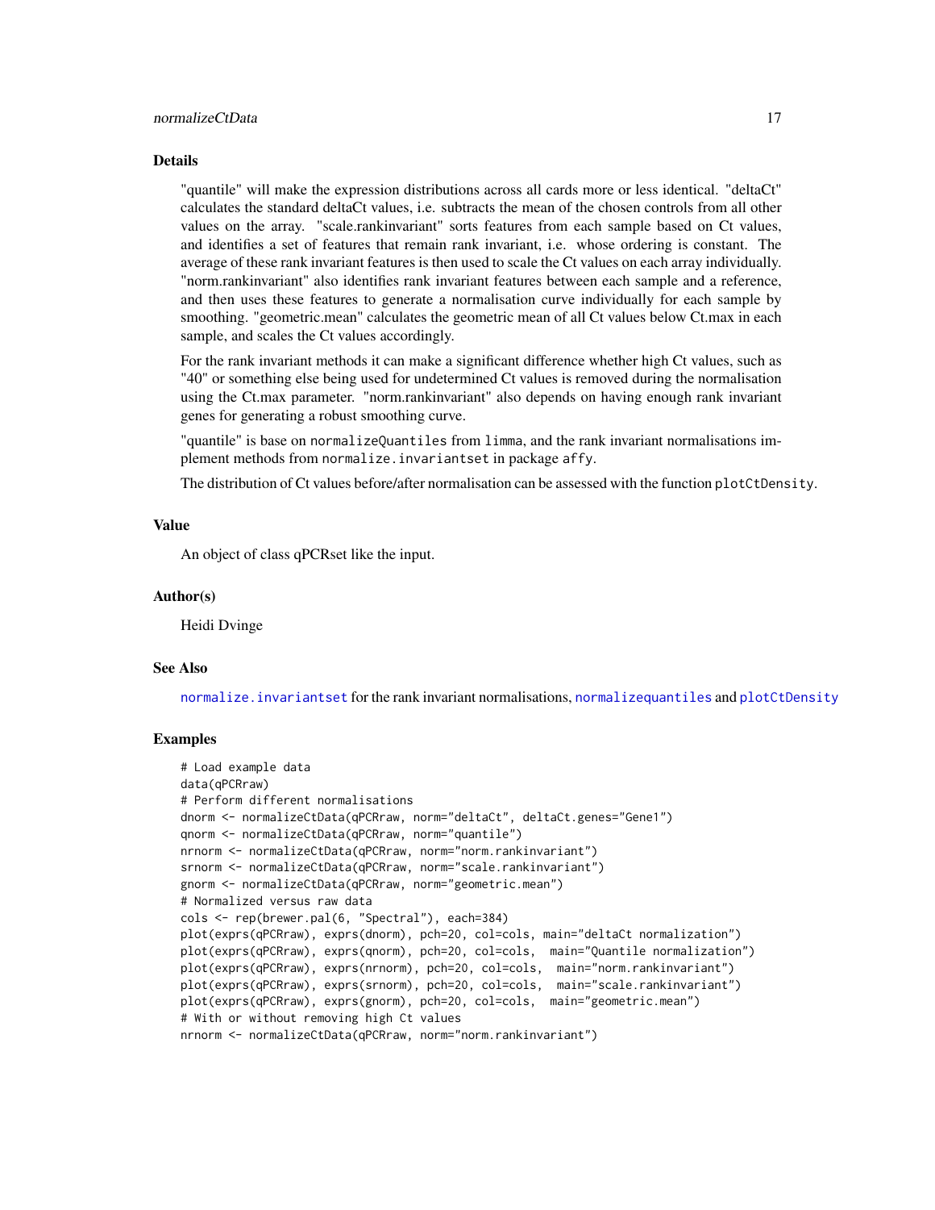## Details

"quantile" will make the expression distributions across all cards more or less identical. "deltaCt" calculates the standard deltaCt values, i.e. subtracts the mean of the chosen controls from all other values on the array. "scale.rankinvariant" sorts features from each sample based on Ct values, and identifies a set of features that remain rank invariant, i.e. whose ordering is constant. The average of these rank invariant features is then used to scale the Ct values on each array individually. "norm.rankinvariant" also identifies rank invariant features between each sample and a reference, and then uses these features to generate a normalisation curve individually for each sample by smoothing. "geometric.mean" calculates the geometric mean of all Ct values below Ct.max in each sample, and scales the Ct values accordingly.

For the rank invariant methods it can make a significant difference whether high Ct values, such as "40" or something else being used for undetermined Ct values is removed during the normalisation using the Ct.max parameter. "norm.rankinvariant" also depends on having enough rank invariant genes for generating a robust smoothing curve.

"quantile" is base on `normalizeQuantiles` from `limma`, and the rank invariant normalisations implement methods from `normalize.invariantset` in package `affy`.

The distribution of Ct values before/after normalisation can be assessed with the function `plotCtDensity`.

## Value

An object of class qPCRset like the input.

## Author(s)

Heidi Dvinge

## See Also

`normalize.invariantset` for the rank invariant normalisations, `normalizequantiles` and `plotCtDensity`

## Examples

```
# Load example data
data(qPCRraw)
# Perform different normalisations
dnorm <- normalizeCtData(qPCRraw, norm="deltaCt", deltaCt.genes="Gene1")
qnorm <- normalizeCtData(qPCRraw, norm="quantile")
nrnorm <- normalizeCtData(qPCRraw, norm="norm.rankinvariant")
srnorm <- normalizeCtData(qPCRraw, norm="scale.rankinvariant")
gnorm <- normalizeCtData(qPCRraw, norm="geometric.mean")
# Normalized versus raw data
cols <- rep(brewer.pal(6, "Spectral"), each=384)
plot(exprs(qPCRraw), exprs(dnorm), pch=20, col=cols, main="deltaCt normalization")
plot(exprs(qPCRraw), exprs(qnorm), pch=20, col=cols,  main="Quantile normalization")
plot(exprs(qPCRraw), exprs(nrnorm), pch=20, col=cols,  main="norm.rankinvariant")
plot(exprs(qPCRraw), exprs(srnorm), pch=20, col=cols,  main="scale.rankinvariant")
plot(exprs(qPCRraw), exprs(gnorm), pch=20, col=cols,  main="geometric.mean")
# With or without removing high Ct values
nrnorm <- normalizeCtData(qPCRraw, norm="norm.rankinvariant")
```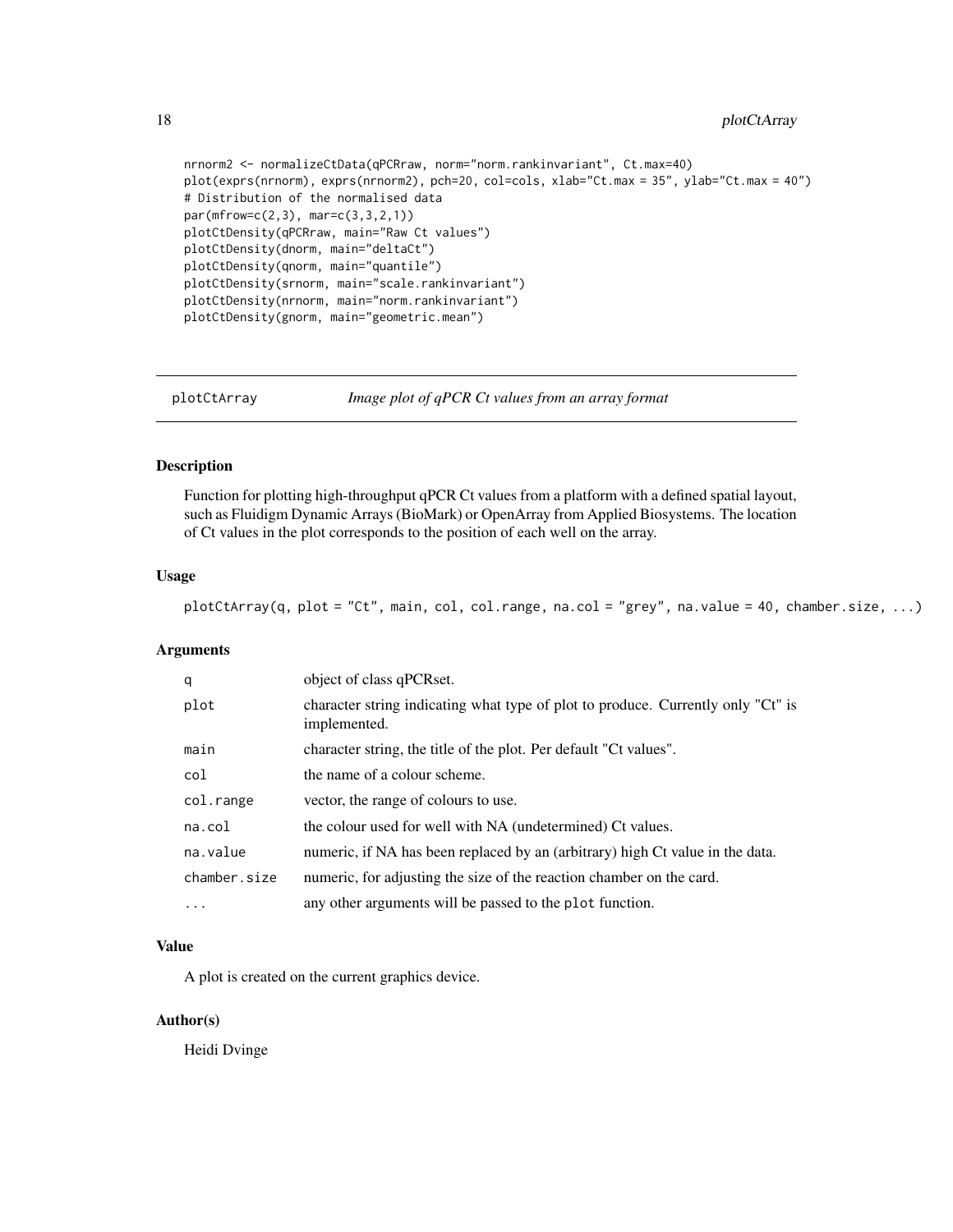```
nrnorm2 <- normalizeCtData(qPCRraw, norm="norm.rankinvariant", Ct.max=40)
plot(exprs(nrnorm), exprs(nrnorm2), pch=20, col=cols, xlab="Ct.max = 35", ylab="Ct.max = 40")
# Distribution of the normalised data
par(mfrow=c(2,3), mar=c(3,3,2,1))
plotCtDensity(qPCRraw, main="Raw Ct values")
plotCtDensity(dnorm, main="deltaCt")
plotCtDensity(qnorm, main="quantile")
plotCtDensity(srnorm, main="scale.rankinvariant")
plotCtDensity(nrnorm, main="norm.rankinvariant")
plotCtDensity(gnorm, main="geometric.mean")
```

## plotCtArray — *Image plot of qPCR Ct values from an array format*

### Description

Function for plotting high-throughput qPCR Ct values from a platform with a defined spatial layout, such as Fluidigm Dynamic Arrays (BioMark) or OpenArray from Applied Biosystems. The location of Ct values in the plot corresponds to the position of each well on the array.

### Usage

```
plotCtArray(q, plot = "Ct", main, col, col.range, na.col = "grey", na.value = 40, chamber.size, ...)
```

### Arguments

| | |
|---|---|
| `q` | object of class qPCRset. |
| `plot` | character string indicating what type of plot to produce. Currently only "Ct" is implemented. |
| `main` | character string, the title of the plot. Per default "Ct values". |
| `col` | the name of a colour scheme. |
| `col.range` | vector, the range of colours to use. |
| `na.col` | the colour used for well with NA (undetermined) Ct values. |
| `na.value` | numeric, if NA has been replaced by an (arbitrary) high Ct value in the data. |
| `chamber.size` | numeric, for adjusting the size of the reaction chamber on the card. |
| `...` | any other arguments will be passed to the `plot` function. |

### Value

A plot is created on the current graphics device.

### Author(s)

Heidi Dvinge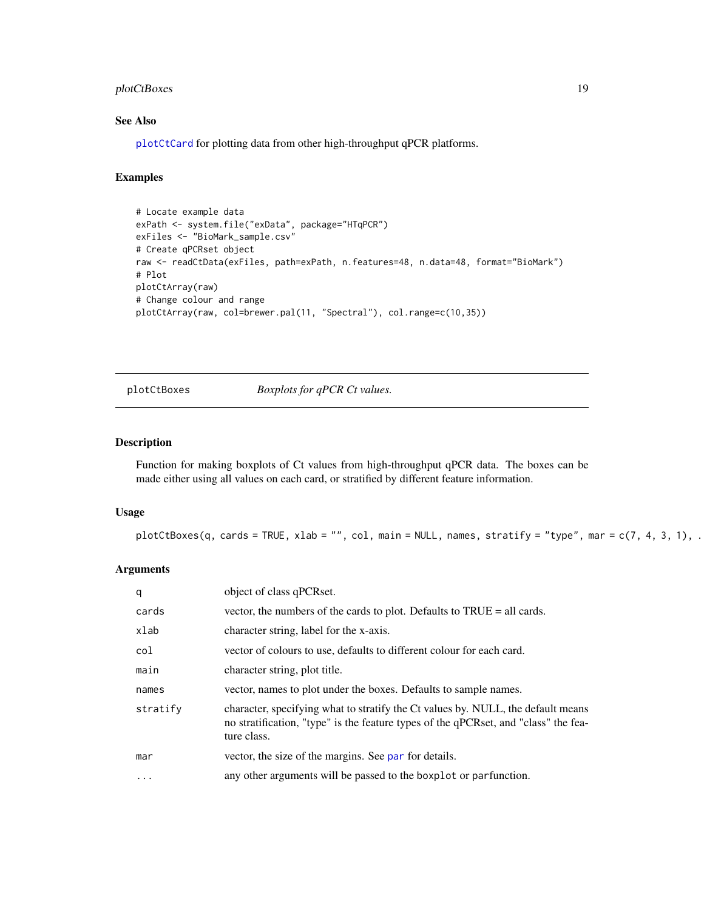## See Also

plotCtCard for plotting data from other high-throughput qPCR platforms.

## Examples

```
# Locate example data
exPath <- system.file("exData", package="HTqPCR")
exFiles <- "BioMark_sample.csv"
# Create qPCRset object
raw <- readCtData(exFiles, path=exPath, n.features=48, n.data=48, format="BioMark")
# Plot
plotCtArray(raw)
# Change colour and range
plotCtArray(raw, col=brewer.pal(11, "Spectral"), col.range=c(10,35))
```

---

# plotCtBoxes    *Boxplots for qPCR Ct values.*

---

## Description

Function for making boxplots of Ct values from high-throughput qPCR data. The boxes can be made either using all values on each card, or stratified by different feature information.

## Usage

```
plotCtBoxes(q, cards = TRUE, xlab = "", col, main = NULL, names, stratify = "type", mar = c(7, 4, 3, 1), .
```

## Arguments

| | |
|---|---|
| q | object of class qPCRset. |
| cards | vector, the numbers of the cards to plot. Defaults to TRUE = all cards. |
| xlab | character string, label for the x-axis. |
| col | vector of colours to use, defaults to different colour for each card. |
| main | character string, plot title. |
| names | vector, names to plot under the boxes. Defaults to sample names. |
| stratify | character, specifying what to stratify the Ct values by. NULL, the default means no stratification, "type" is the feature types of the qPCRset, and "class" the feature class. |
| mar | vector, the size of the margins. See par for details. |
| ... | any other arguments will be passed to the boxplot or parfunction. |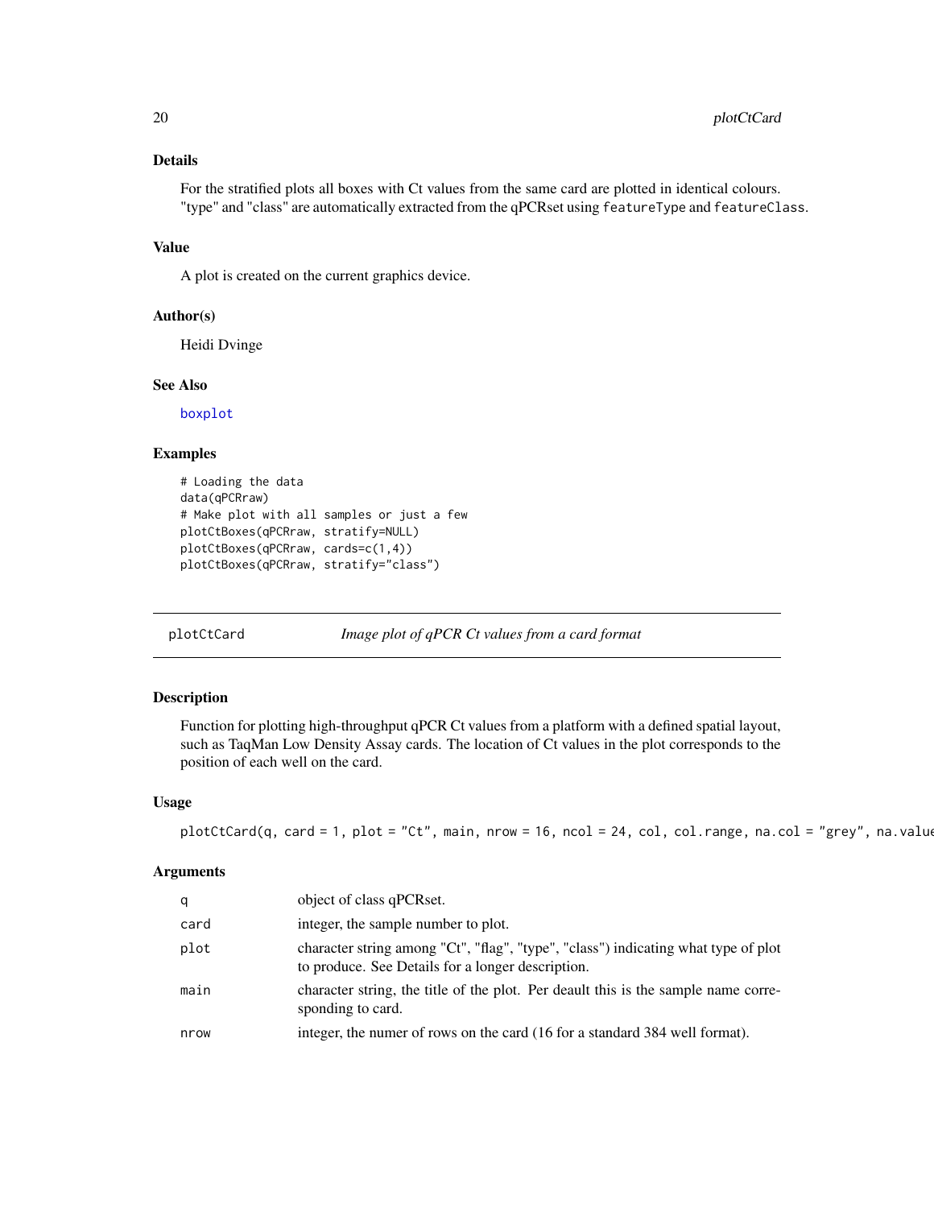## Details

For the stratified plots all boxes with Ct values from the same card are plotted in identical colours. "type" and "class" are automatically extracted from the qPCRset using `featureType` and `featureClass`.

## Value

A plot is created on the current graphics device.

## Author(s)

Heidi Dvinge

## See Also

boxplot

## Examples

```
# Loading the data
data(qPCRraw)
# Make plot with all samples or just a few
plotCtBoxes(qPCRraw, stratify=NULL)
plotCtBoxes(qPCRraw, cards=c(1,4))
plotCtBoxes(qPCRraw, stratify="class")
```

---

# plotCtCard — *Image plot of qPCR Ct values from a card format*

## Description

Function for plotting high-throughput qPCR Ct values from a platform with a defined spatial layout, such as TaqMan Low Density Assay cards. The location of Ct values in the plot corresponds to the position of each well on the card.

## Usage

```
plotCtCard(q, card = 1, plot = "Ct", main, nrow = 16, ncol = 24, col, col.range, na.col = "grey", na.value
```

## Arguments

| | |
|---|---|
| `q` | object of class qPCRset. |
| `card` | integer, the sample number to plot. |
| `plot` | character string among "Ct", "flag", "type", "class") indicating what type of plot to produce. See Details for a longer description. |
| `main` | character string, the title of the plot. Per deault this is the sample name corresponding to card. |
| `nrow` | integer, the numer of rows on the card (16 for a standard 384 well format). |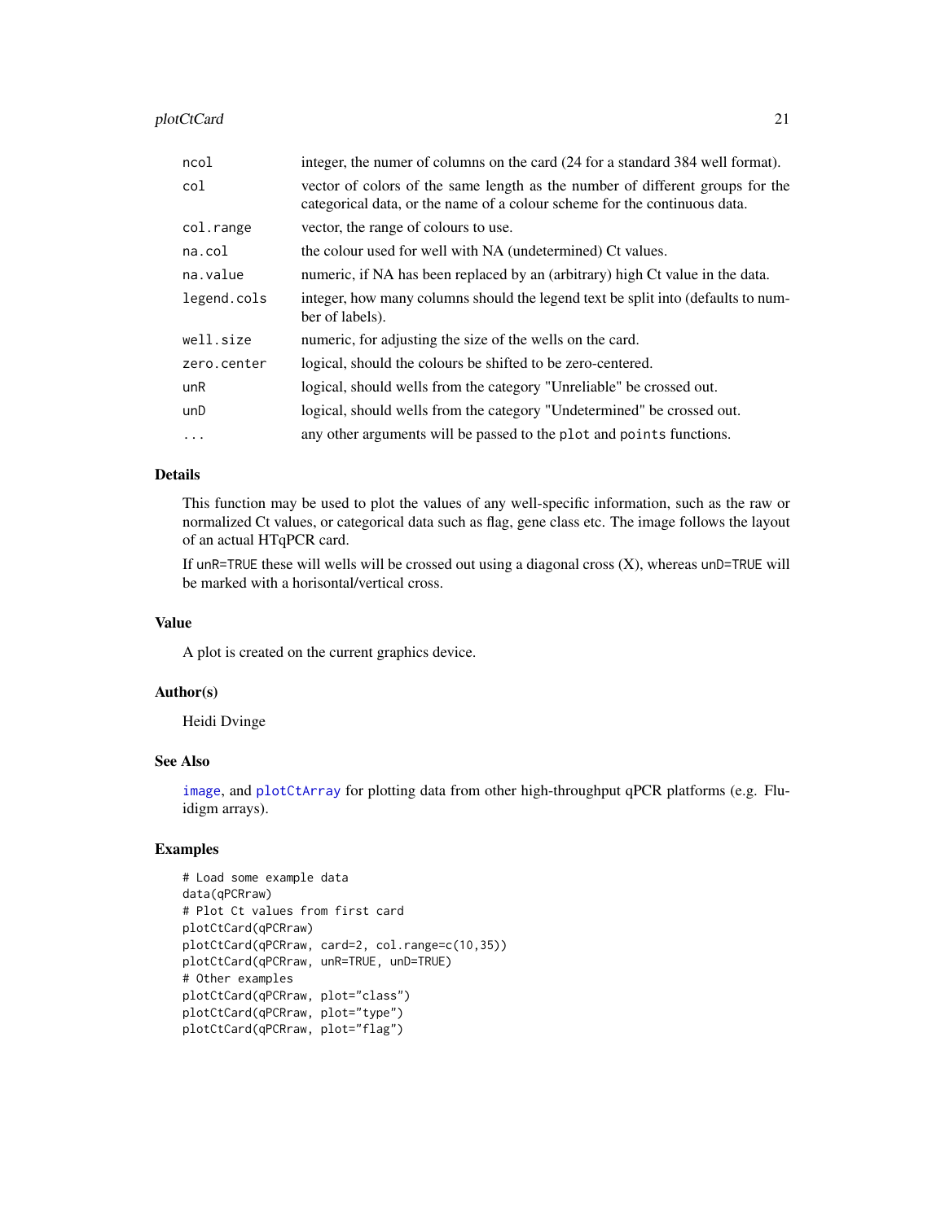| | |
|---|---|
| `ncol` | integer, the numer of columns on the card (24 for a standard 384 well format). |
| `col` | vector of colors of the same length as the number of different groups for the categorical data, or the name of a colour scheme for the continuous data. |
| `col.range` | vector, the range of colours to use. |
| `na.col` | the colour used for well with NA (undetermined) Ct values. |
| `na.value` | numeric, if NA has been replaced by an (arbitrary) high Ct value in the data. |
| `legend.cols` | integer, how many columns should the legend text be split into (defaults to number of labels). |
| `well.size` | numeric, for adjusting the size of the wells on the card. |
| `zero.center` | logical, should the colours be shifted to be zero-centered. |
| `unR` | logical, should wells from the category "Unreliable" be crossed out. |
| `unD` | logical, should wells from the category "Undetermined" be crossed out. |
| `...` | any other arguments will be passed to the `plot` and `points` functions. |

### Details

This function may be used to plot the values of any well-specific information, such as the raw or normalized Ct values, or categorical data such as flag, gene class etc. The image follows the layout of an actual HTqPCR card.

If `unR=TRUE` these will wells will be crossed out using a diagonal cross (X), whereas `unD=TRUE` will be marked with a horisontal/vertical cross.

### Value

A plot is created on the current graphics device.

### Author(s)

Heidi Dvinge

### See Also

`image`, and `plotCtArray` for plotting data from other high-throughput qPCR platforms (e.g. Fluidigm arrays).

### Examples

```
# Load some example data
data(qPCRraw)
# Plot Ct values from first card
plotCtCard(qPCRraw)
plotCtCard(qPCRraw, card=2, col.range=c(10,35))
plotCtCard(qPCRraw, unR=TRUE, unD=TRUE)
# Other examples
plotCtCard(qPCRraw, plot="class")
plotCtCard(qPCRraw, plot="type")
plotCtCard(qPCRraw, plot="flag")
```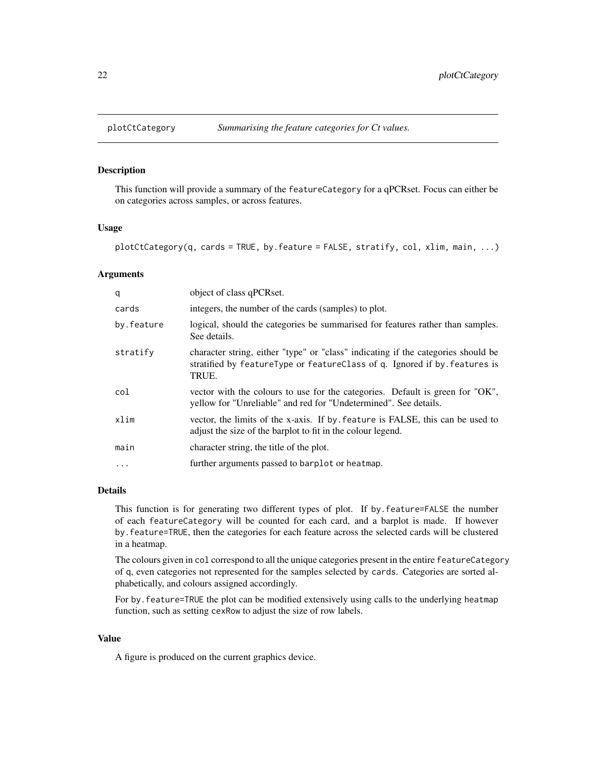## plotCtCategory *Summarising the feature categories for Ct values.*

### Description

This function will provide a summary of the featureCategory for a qPCRset. Focus can either be on categories across samples, or across features.

### Usage

```
plotCtCategory(q, cards = TRUE, by.feature = FALSE, stratify, col, xlim, main, ...)
```

### Arguments

| | |
|---|---|
| q | object of class qPCRset. |
| cards | integers, the number of the cards (samples) to plot. |
| by.feature | logical, should the categories be summarised for features rather than samples. See details. |
| stratify | character string, either "type" or "class" indicating if the categories should be stratified by featureType or featureClass of q. Ignored if by.features is TRUE. |
| col | vector with the colours to use for the categories. Default is green for "OK", yellow for "Unreliable" and red for "Undetermined". See details. |
| xlim | vector, the limits of the x-axis. If by.feature is FALSE, this can be used to adjust the size of the barplot to fit in the colour legend. |
| main | character string, the title of the plot. |
| ... | further arguments passed to barplot or heatmap. |

### Details

This function is for generating two different types of plot. If by.feature=FALSE the number of each featureCategory will be counted for each card, and a barplot is made. If however by.feature=TRUE, then the categories for each feature across the selected cards will be clustered in a heatmap.

The colours given in col correspond to all the unique categories present in the entire featureCategory of q, even categories not represented for the samples selected by cards. Categories are sorted alphabetically, and colours assigned accordingly.

For by.feature=TRUE the plot can be modified extensively using calls to the underlying heatmap function, such as setting cexRow to adjust the size of row labels.

### Value

A figure is produced on the current graphics device.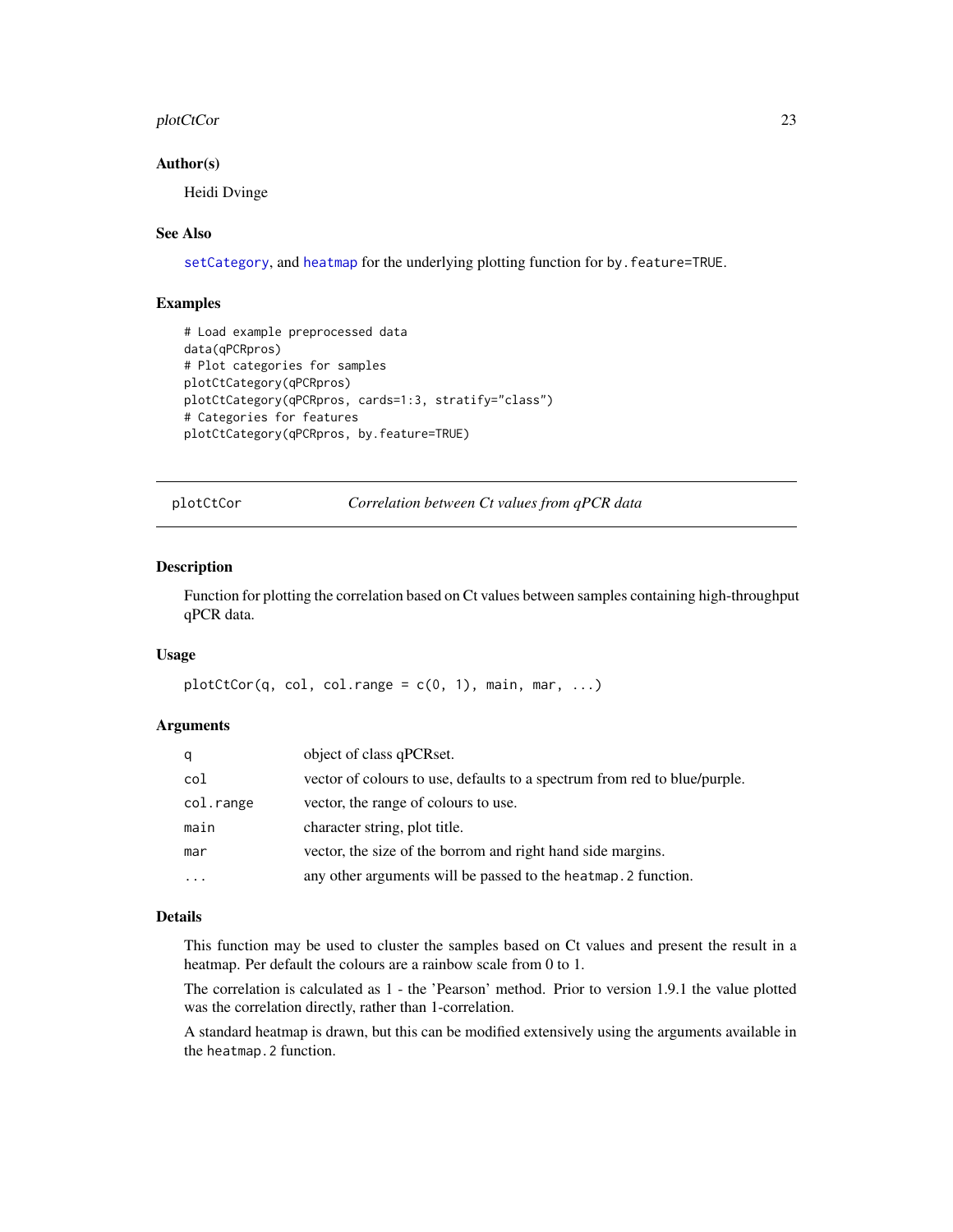### Author(s)

Heidi Dvinge

### See Also

`setCategory`, and `heatmap` for the underlying plotting function for `by.feature=TRUE`.

### Examples

```
# Load example preprocessed data
data(qPCRpros)
# Plot categories for samples
plotCtCategory(qPCRpros)
plotCtCategory(qPCRpros, cards=1:3, stratify="class")
# Categories for features
plotCtCategory(qPCRpros, by.feature=TRUE)
```

---

## plotCtCor — *Correlation between Ct values from qPCR data*

---

### Description

Function for plotting the correlation based on Ct values between samples containing high-throughput qPCR data.

### Usage

```
plotCtCor(q, col, col.range = c(0, 1), main, mar, ...)
```

### Arguments

| | |
|---|---|
| `q` | object of class qPCRset. |
| `col` | vector of colours to use, defaults to a spectrum from red to blue/purple. |
| `col.range` | vector, the range of colours to use. |
| `main` | character string, plot title. |
| `mar` | vector, the size of the borrom and right hand side margins. |
| `...` | any other arguments will be passed to the `heatmap.2` function. |

### Details

This function may be used to cluster the samples based on Ct values and present the result in a heatmap. Per default the colours are a rainbow scale from 0 to 1.

The correlation is calculated as 1 - the 'Pearson' method. Prior to version 1.9.1 the value plotted was the correlation directly, rather than 1-correlation.

A standard heatmap is drawn, but this can be modified extensively using the arguments available in the `heatmap.2` function.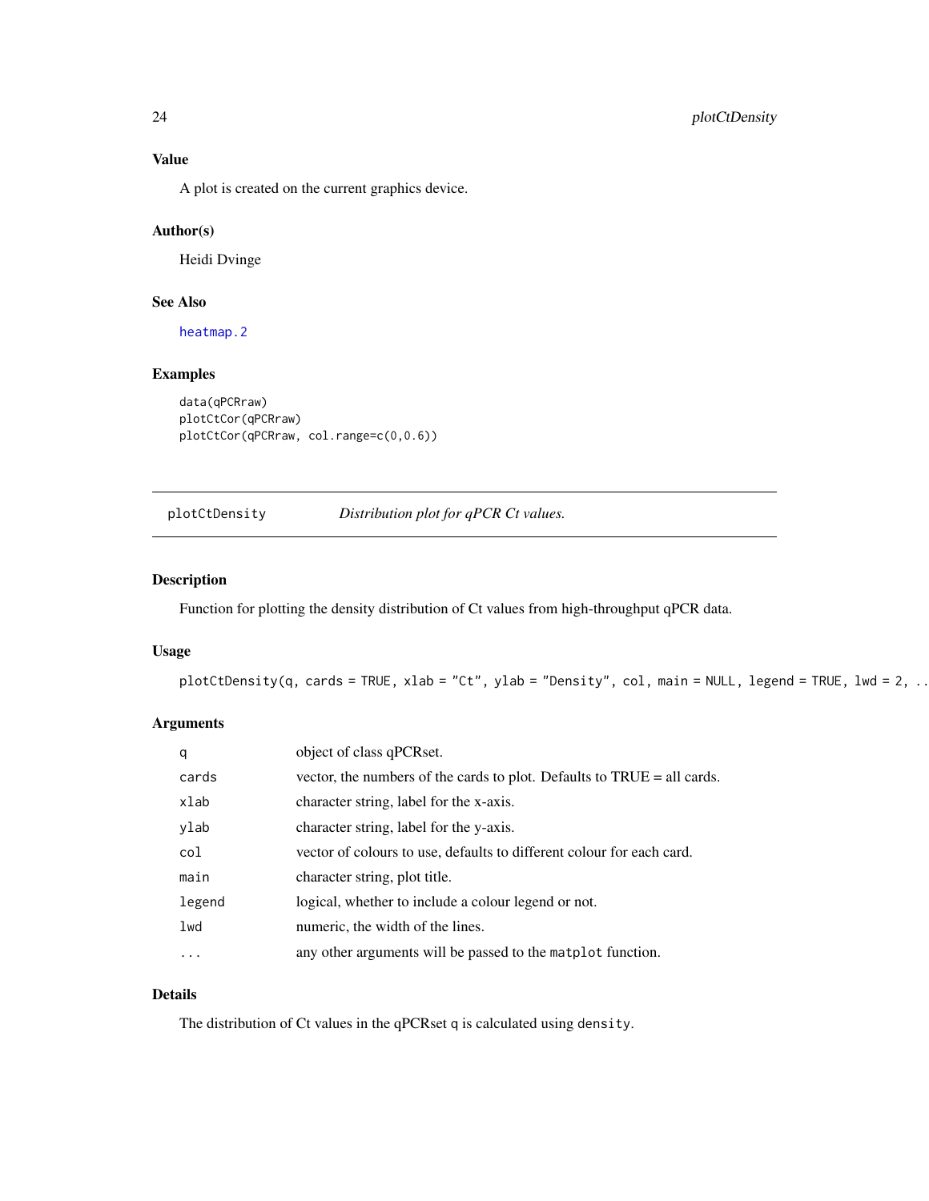### Value

A plot is created on the current graphics device.

### Author(s)

Heidi Dvinge

### See Also

heatmap.2

### Examples

```
data(qPCRraw)
plotCtCor(qPCRraw)
plotCtCor(qPCRraw, col.range=c(0,0.6))
```

---

## plotCtDensity    *Distribution plot for qPCR Ct values.*

---

### Description

Function for plotting the density distribution of Ct values from high-throughput qPCR data.

### Usage

```
plotCtDensity(q, cards = TRUE, xlab = "Ct", ylab = "Density", col, main = NULL, legend = TRUE, lwd = 2, ..
```

### Arguments

| | |
|---|---|
| `q` | object of class qPCRset. |
| `cards` | vector, the numbers of the cards to plot. Defaults to TRUE = all cards. |
| `xlab` | character string, label for the x-axis. |
| `ylab` | character string, label for the y-axis. |
| `col` | vector of colours to use, defaults to different colour for each card. |
| `main` | character string, plot title. |
| `legend` | logical, whether to include a colour legend or not. |
| `lwd` | numeric, the width of the lines. |
| `...` | any other arguments will be passed to the `matplot` function. |

### Details

The distribution of Ct values in the qPCRset `q` is calculated using `density`.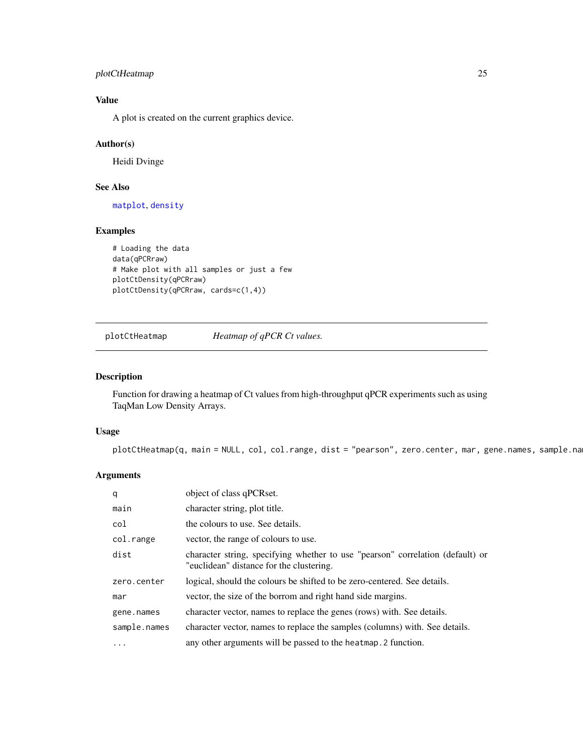## Value

A plot is created on the current graphics device.

## Author(s)

Heidi Dvinge

## See Also

matplot, density

## Examples

```
# Loading the data
data(qPCRraw)
# Make plot with all samples or just a few
plotCtDensity(qPCRraw)
plotCtDensity(qPCRraw, cards=c(1,4))
```

---

# plotCtHeatmap    *Heatmap of qPCR Ct values.*

## Description

Function for drawing a heatmap of Ct values from high-throughput qPCR experiments such as using TaqMan Low Density Arrays.

## Usage

```
plotCtHeatmap(q, main = NULL, col, col.range, dist = "pearson", zero.center, mar, gene.names, sample.na
```

## Arguments

| | |
|---|---|
| q | object of class qPCRset. |
| main | character string, plot title. |
| col | the colours to use. See details. |
| col.range | vector, the range of colours to use. |
| dist | character string, specifying whether to use "pearson" correlation (default) or "euclidean" distance for the clustering. |
| zero.center | logical, should the colours be shifted to be zero-centered. See details. |
| mar | vector, the size of the borrom and right hand side margins. |
| gene.names | character vector, names to replace the genes (rows) with. See details. |
| sample.names | character vector, names to replace the samples (columns) with. See details. |
| ... | any other arguments will be passed to the heatmap.2 function. |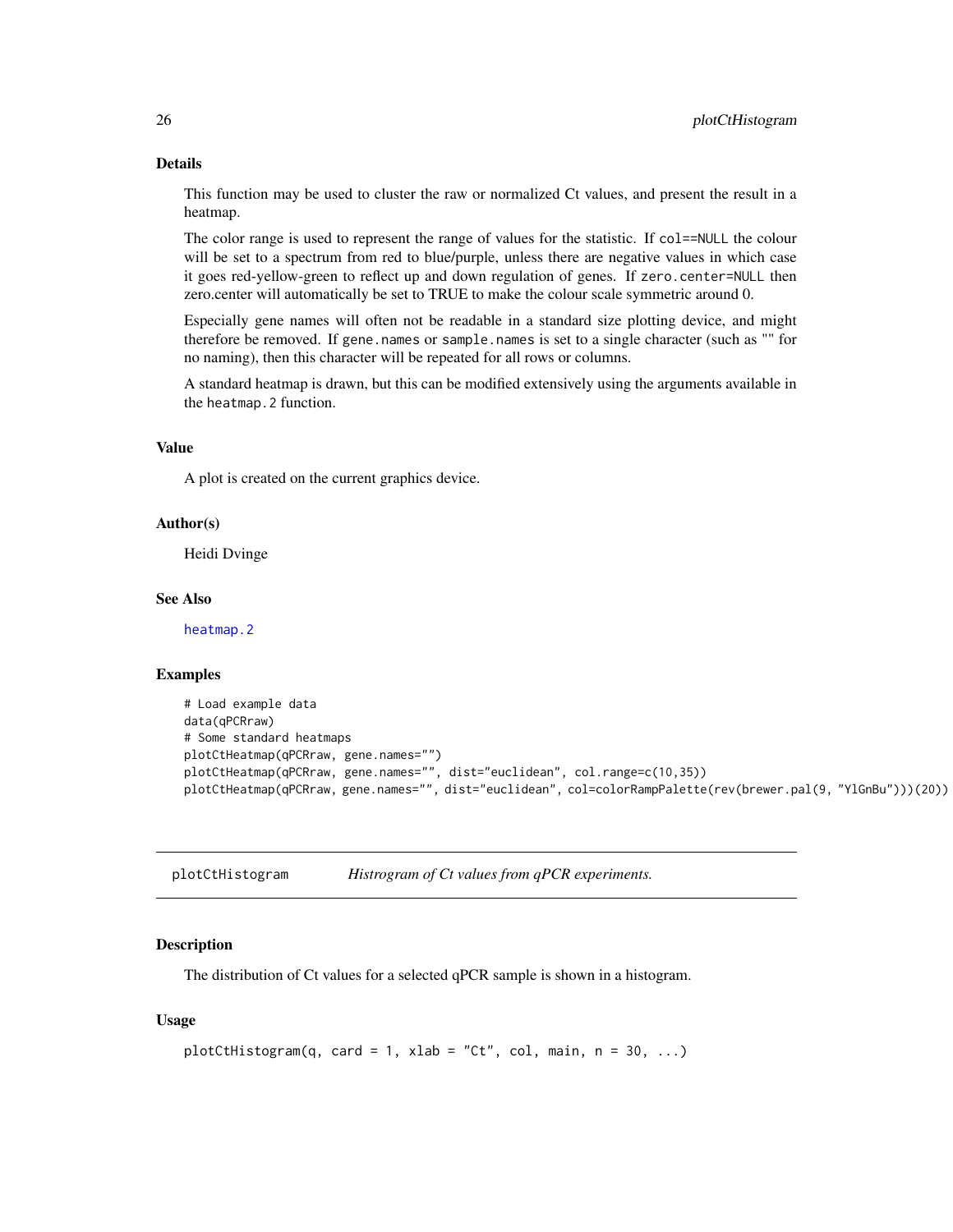## Details

This function may be used to cluster the raw or normalized Ct values, and present the result in a heatmap.

The color range is used to represent the range of values for the statistic. If `col==NULL` the colour will be set to a spectrum from red to blue/purple, unless there are negative values in which case it goes red-yellow-green to reflect up and down regulation of genes. If `zero.center=NULL` then zero.center will automatically be set to TRUE to make the colour scale symmetric around 0.

Especially gene names will often not be readable in a standard size plotting device, and might therefore be removed. If `gene.names` or `sample.names` is set to a single character (such as "" for no naming), then this character will be repeated for all rows or columns.

A standard heatmap is drawn, but this can be modified extensively using the arguments available in the `heatmap.2` function.

## Value

A plot is created on the current graphics device.

## Author(s)

Heidi Dvinge

## See Also

heatmap.2

## Examples

```
# Load example data
data(qPCRraw)
# Some standard heatmaps
plotCtHeatmap(qPCRraw, gene.names="")
plotCtHeatmap(qPCRraw, gene.names="", dist="euclidean", col.range=c(10,35))
plotCtHeatmap(qPCRraw, gene.names="", dist="euclidean", col=colorRampPalette(rev(brewer.pal(9, "YlGnBu")))(20))
```

---

# plotCtHistogram    *Histrogram of Ct values from qPCR experiments.*

## Description

The distribution of Ct values for a selected qPCR sample is shown in a histogram.

## Usage

```
plotCtHistogram(q, card = 1, xlab = "Ct", col, main, n = 30, ...)
```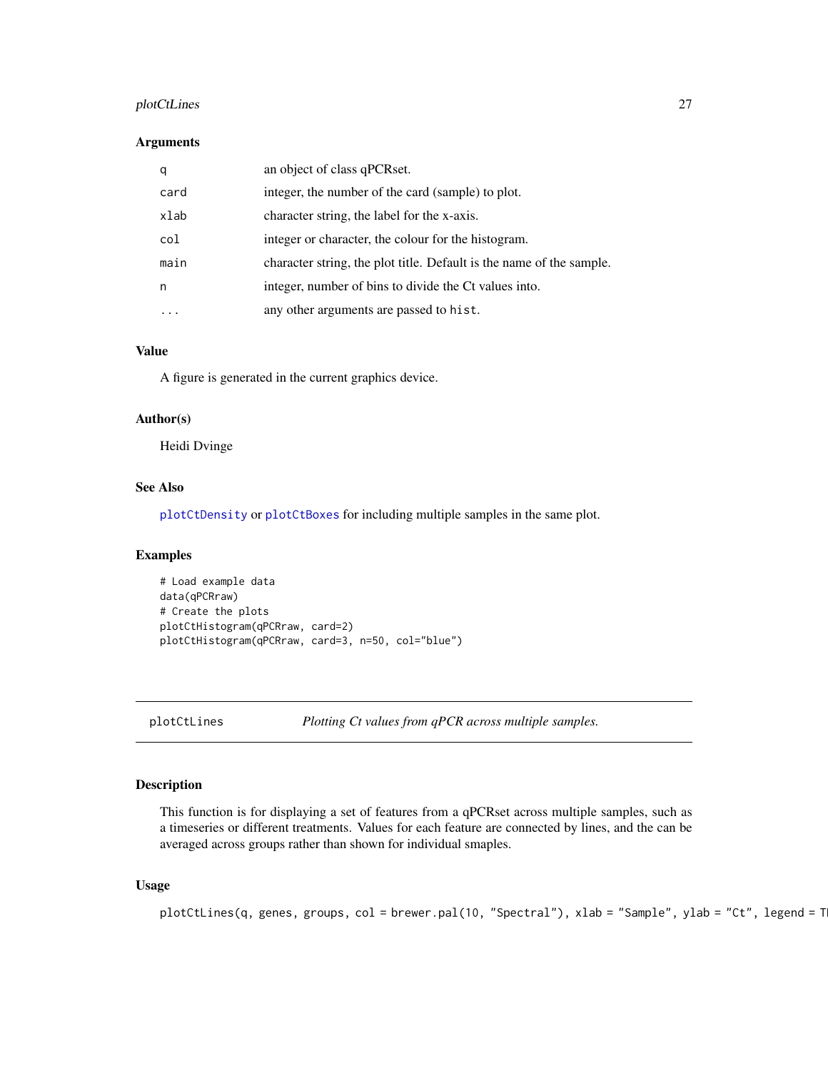### Arguments

| | |
|---|---|
| `q` | an object of class qPCRset. |
| `card` | integer, the number of the card (sample) to plot. |
| `xlab` | character string, the label for the x-axis. |
| `col` | integer or character, the colour for the histogram. |
| `main` | character string, the plot title. Default is the name of the sample. |
| `n` | integer, number of bins to divide the Ct values into. |
| `...` | any other arguments are passed to `hist`. |

### Value

A figure is generated in the current graphics device.

### Author(s)

Heidi Dvinge

### See Also

`plotCtDensity` or `plotCtBoxes` for including multiple samples in the same plot.

### Examples

```
# Load example data
data(qPCRraw)
# Create the plots
plotCtHistogram(qPCRraw, card=2)
plotCtHistogram(qPCRraw, card=3, n=50, col="blue")
```

---

## plotCtLines *Plotting Ct values from qPCR across multiple samples.*

---

### Description

This function is for displaying a set of features from a qPCRset across multiple samples, such as a timeseries or different treatments. Values for each feature are connected by lines, and the can be averaged across groups rather than shown for individual smaples.

### Usage

```
plotCtLines(q, genes, groups, col = brewer.pal(10, "Spectral"), xlab = "Sample", ylab = "Ct", legend = T
```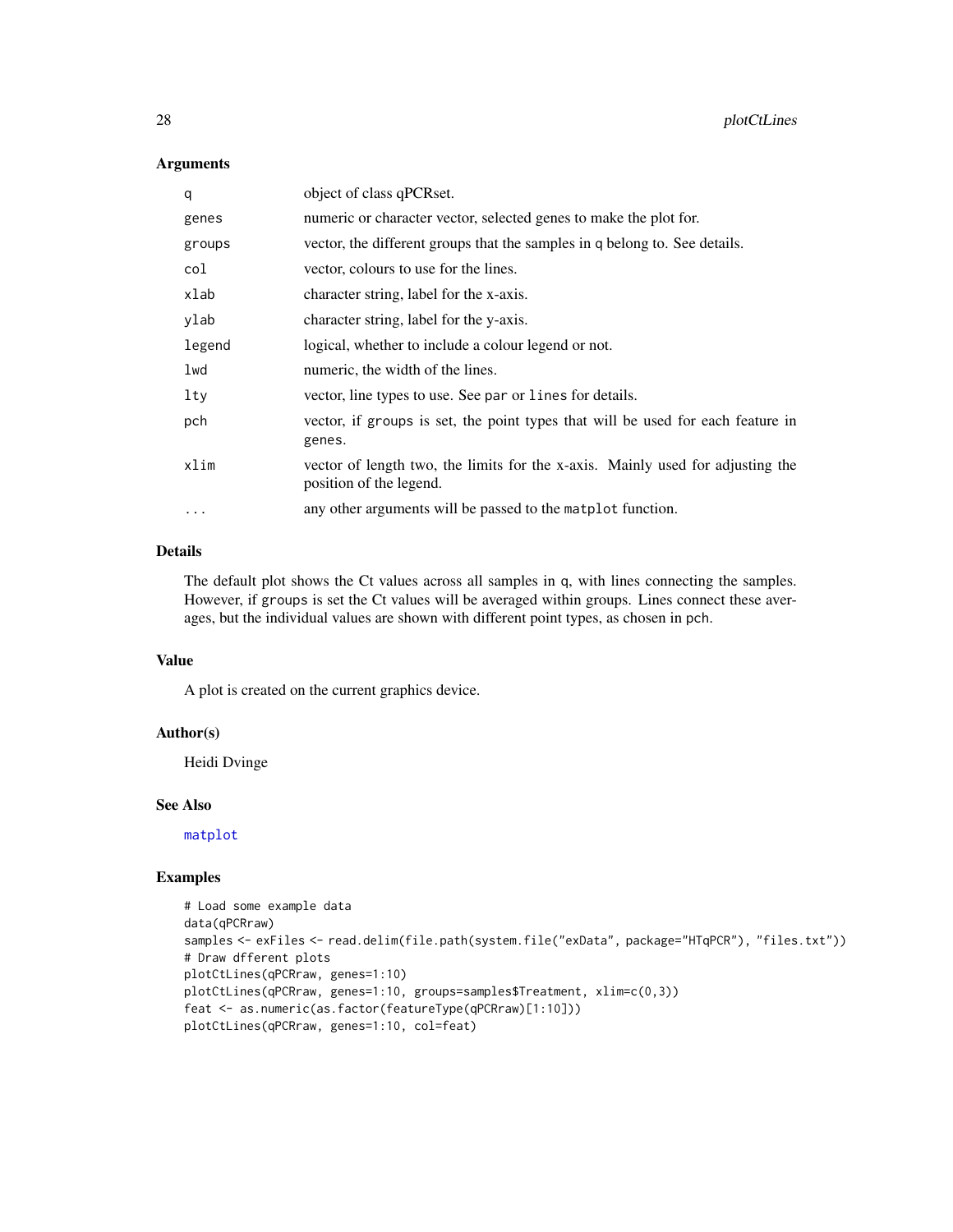### Arguments

| | |
|---|---|
| q | object of class qPCRset. |
| genes | numeric or character vector, selected genes to make the plot for. |
| groups | vector, the different groups that the samples in q belong to. See details. |
| col | vector, colours to use for the lines. |
| xlab | character string, label for the x-axis. |
| ylab | character string, label for the y-axis. |
| legend | logical, whether to include a colour legend or not. |
| lwd | numeric, the width of the lines. |
| lty | vector, line types to use. See par or lines for details. |
| pch | vector, if groups is set, the point types that will be used for each feature in genes. |
| xlim | vector of length two, the limits for the x-axis. Mainly used for adjusting the position of the legend. |
| ... | any other arguments will be passed to the matplot function. |

### Details

The default plot shows the Ct values across all samples in q, with lines connecting the samples. However, if groups is set the Ct values will be averaged within groups. Lines connect these averages, but the individual values are shown with different point types, as chosen in pch.

### Value

A plot is created on the current graphics device.

### Author(s)

Heidi Dvinge

### See Also

matplot

### Examples

```
# Load some example data
data(qPCRraw)
samples <- exFiles <- read.delim(file.path(system.file("exData", package="HTqPCR"), "files.txt"))
# Draw dfferent plots
plotCtLines(qPCRraw, genes=1:10)
plotCtLines(qPCRraw, genes=1:10, groups=samples$Treatment, xlim=c(0,3))
feat <- as.numeric(as.factor(featureType(qPCRraw)[1:10]))
plotCtLines(qPCRraw, genes=1:10, col=feat)
```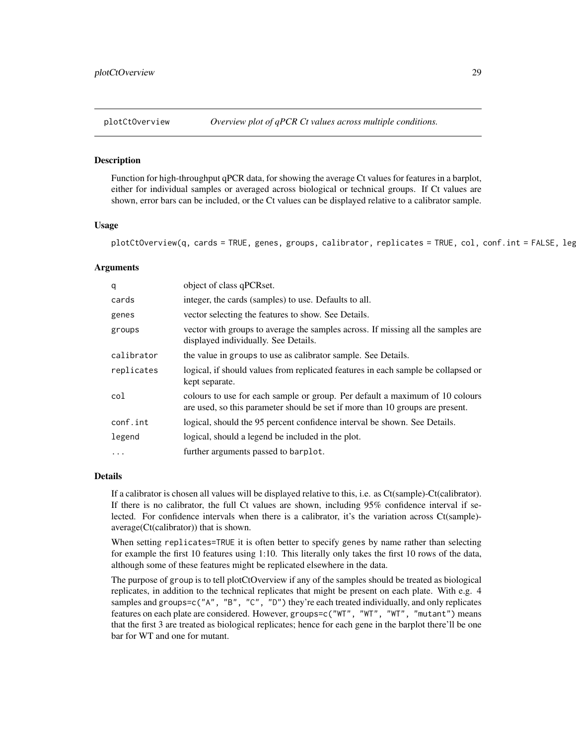plotCtOverview *Overview plot of qPCR Ct values across multiple conditions.*

## Description

Function for high-throughput qPCR data, for showing the average Ct values for features in a barplot, either for individual samples or averaged across biological or technical groups. If Ct values are shown, error bars can be included, or the Ct values can be displayed relative to a calibrator sample.

## Usage

```
plotCtOverview(q, cards = TRUE, genes, groups, calibrator, replicates = TRUE, col, conf.int = FALSE, leg
```

## Arguments

| | |
|---|---|
| `q` | object of class qPCRset. |
| `cards` | integer, the cards (samples) to use. Defaults to all. |
| `genes` | vector selecting the features to show. See Details. |
| `groups` | vector with groups to average the samples across. If missing all the samples are displayed individually. See Details. |
| `calibrator` | the value in groups to use as calibrator sample. See Details. |
| `replicates` | logical, if should values from replicated features in each sample be collapsed or kept separate. |
| `col` | colours to use for each sample or group. Per default a maximum of 10 colours are used, so this parameter should be set if more than 10 groups are present. |
| `conf.int` | logical, should the 95 percent confidence interval be shown. See Details. |
| `legend` | logical, should a legend be included in the plot. |
| `...` | further arguments passed to barplot. |

## Details

If a calibrator is chosen all values will be displayed relative to this, i.e. as Ct(sample)-Ct(calibrator). If there is no calibrator, the full Ct values are shown, including 95% confidence interval if selected. For confidence intervals when there is a calibrator, it's the variation across Ct(sample)-average(Ct(calibrator)) that is shown.

When setting `replicates=TRUE` it is often better to specify `genes` by name rather than selecting for example the first 10 features using 1:10. This literally only takes the first 10 rows of the data, although some of these features might be replicated elsewhere in the data.

The purpose of `group` is to tell plotCtOverview if any of the samples should be treated as biological replicates, in addition to the technical replicates that might be present on each plate. With e.g. 4 samples and `groups=c("A", "B", "C", "D")` they're each treated individually, and only replicates features on each plate are considered. However, `groups=c("WT", "WT", "WT", "mutant")` means that the first 3 are treated as biological replicates; hence for each gene in the barplot there'll be one bar for WT and one for mutant.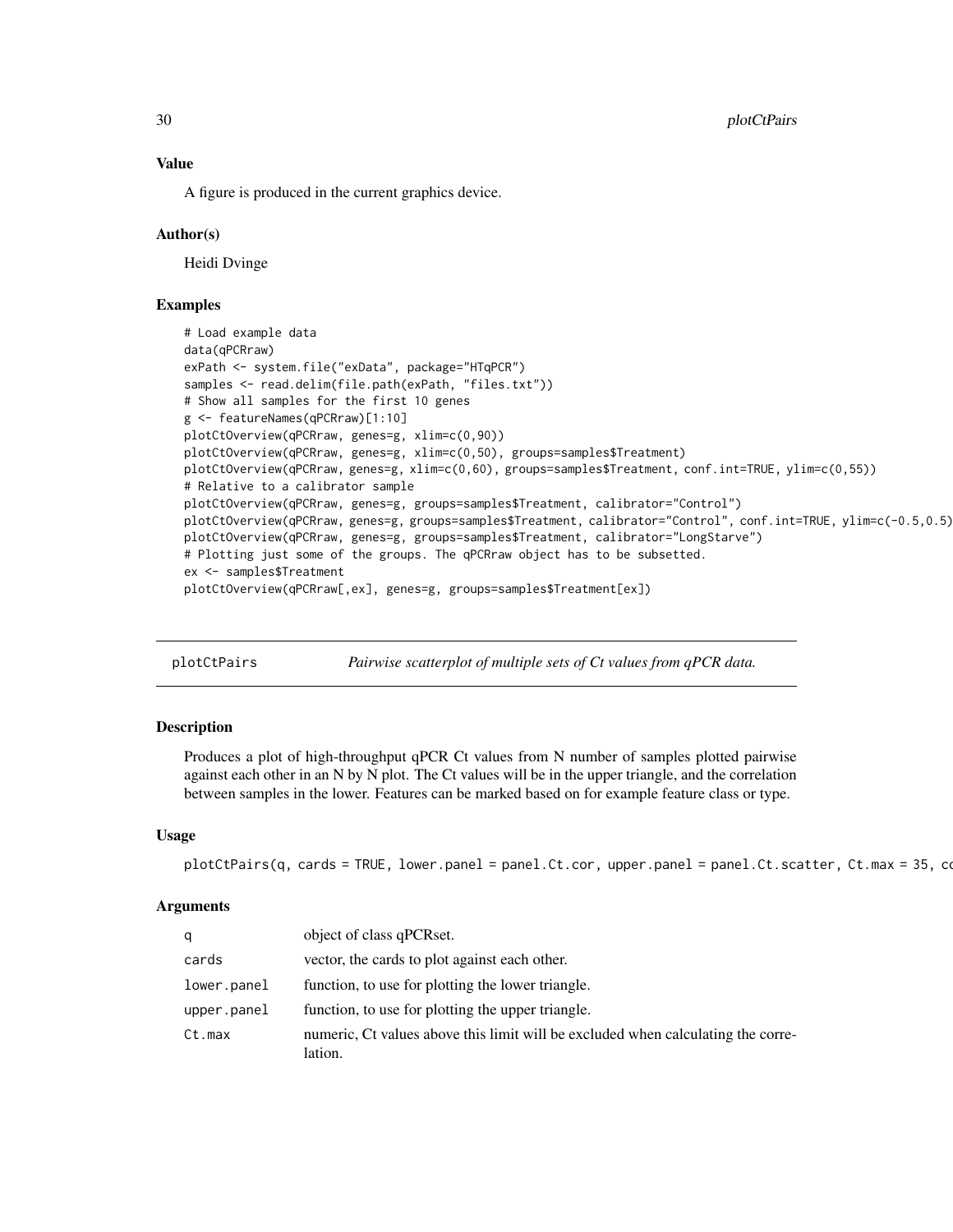### Value

A figure is produced in the current graphics device.

### Author(s)

Heidi Dvinge

### Examples

```
# Load example data
data(qPCRraw)
exPath <- system.file("exData", package="HTqPCR")
samples <- read.delim(file.path(exPath, "files.txt"))
# Show all samples for the first 10 genes
g <- featureNames(qPCRraw)[1:10]
plotCtOverview(qPCRraw, genes=g, xlim=c(0,90))
plotCtOverview(qPCRraw, genes=g, xlim=c(0,50), groups=samples$Treatment)
plotCtOverview(qPCRraw, genes=g, xlim=c(0,60), groups=samples$Treatment, conf.int=TRUE, ylim=c(0,55))
# Relative to a calibrator sample
plotCtOverview(qPCRraw, genes=g, groups=samples$Treatment, calibrator="Control")
plotCtOverview(qPCRraw, genes=g, groups=samples$Treatment, calibrator="Control", conf.int=TRUE, ylim=c(-0.5,0.5)
plotCtOverview(qPCRraw, genes=g, groups=samples$Treatment, calibrator="LongStarve")
# Plotting just some of the groups. The qPCRraw object has to be subsetted.
ex <- samples$Treatment
plotCtOverview(qPCRraw[,ex], genes=g, groups=samples$Treatment[ex])
```

---

## plotCtPairs — *Pairwise scatterplot of multiple sets of Ct values from qPCR data.*

### Description

Produces a plot of high-throughput qPCR Ct values from N number of samples plotted pairwise against each other in an N by N plot. The Ct values will be in the upper triangle, and the correlation between samples in the lower. Features can be marked based on for example feature class or type.

### Usage

```
plotCtPairs(q, cards = TRUE, lower.panel = panel.Ct.cor, upper.panel = panel.Ct.scatter, Ct.max = 35, co
```

### Arguments

| | |
|---|---|
| q | object of class qPCRset. |
| cards | vector, the cards to plot against each other. |
| lower.panel | function, to use for plotting the lower triangle. |
| upper.panel | function, to use for plotting the upper triangle. |
| Ct.max | numeric, Ct values above this limit will be excluded when calculating the correlation. |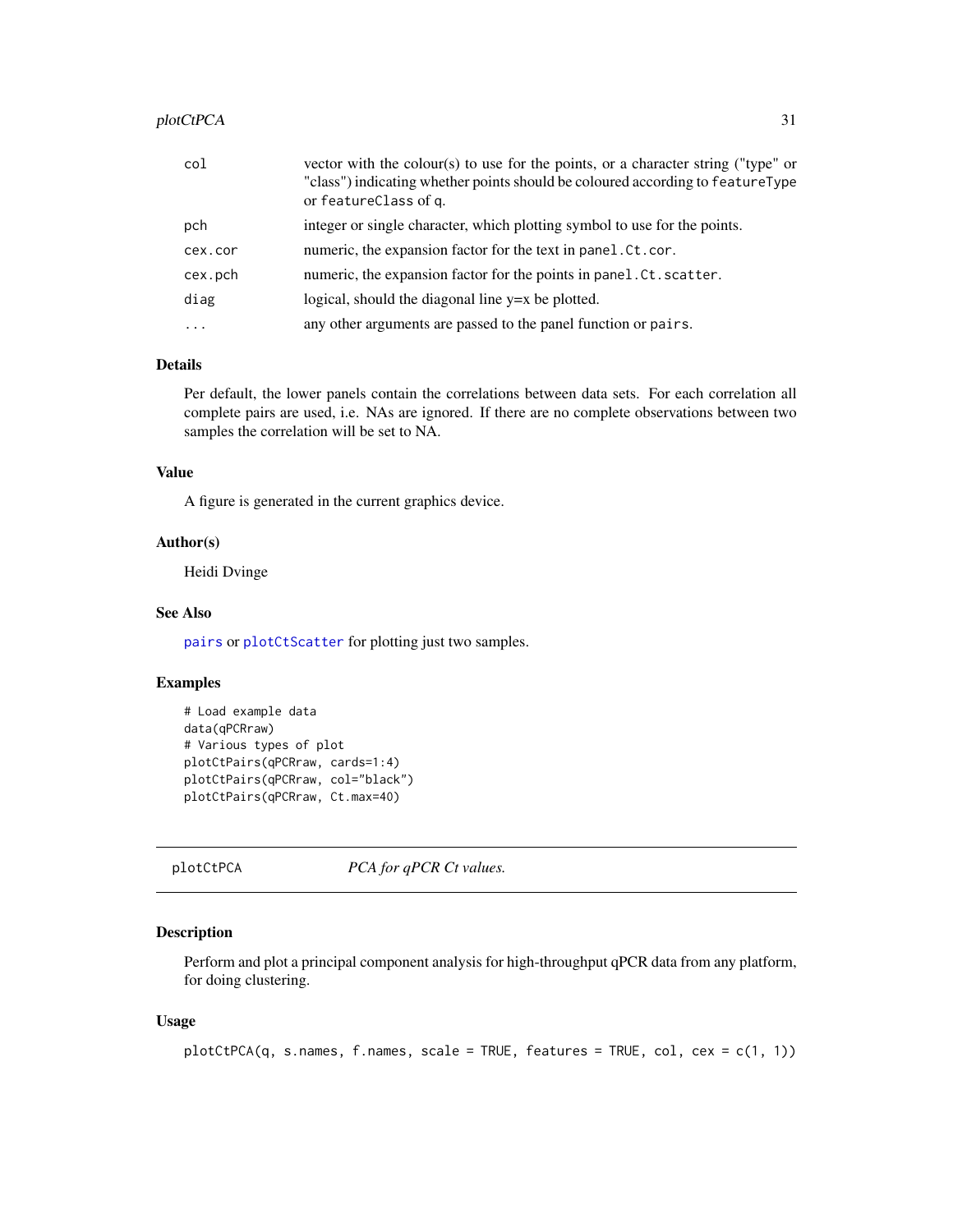| | |
|---|---|
| col | vector with the colour(s) to use for the points, or a character string ("type" or "class") indicating whether points should be coloured according to `featureType` or `featureClass` of `q`. |
| pch | integer or single character, which plotting symbol to use for the points. |
| cex.cor | numeric, the expansion factor for the text in `panel.Ct.cor`. |
| cex.pch | numeric, the expansion factor for the points in `panel.Ct.scatter`. |
| diag | logical, should the diagonal line y=x be plotted. |
| ... | any other arguments are passed to the panel function or `pairs`. |

### Details

Per default, the lower panels contain the correlations between data sets. For each correlation all complete pairs are used, i.e. NAs are ignored. If there are no complete observations between two samples the correlation will be set to NA.

### Value

A figure is generated in the current graphics device.

### Author(s)

Heidi Dvinge

### See Also

`pairs` or `plotCtScatter` for plotting just two samples.

### Examples

```
# Load example data
data(qPCRraw)
# Various types of plot
plotCtPairs(qPCRraw, cards=1:4)
plotCtPairs(qPCRraw, col="black")
plotCtPairs(qPCRraw, Ct.max=40)
```

---

## plotCtPCA — *PCA for qPCR Ct values.*

---

### Description

Perform and plot a principal component analysis for high-throughput qPCR data from any platform, for doing clustering.

### Usage

```
plotCtPCA(q, s.names, f.names, scale = TRUE, features = TRUE, col, cex = c(1, 1))
```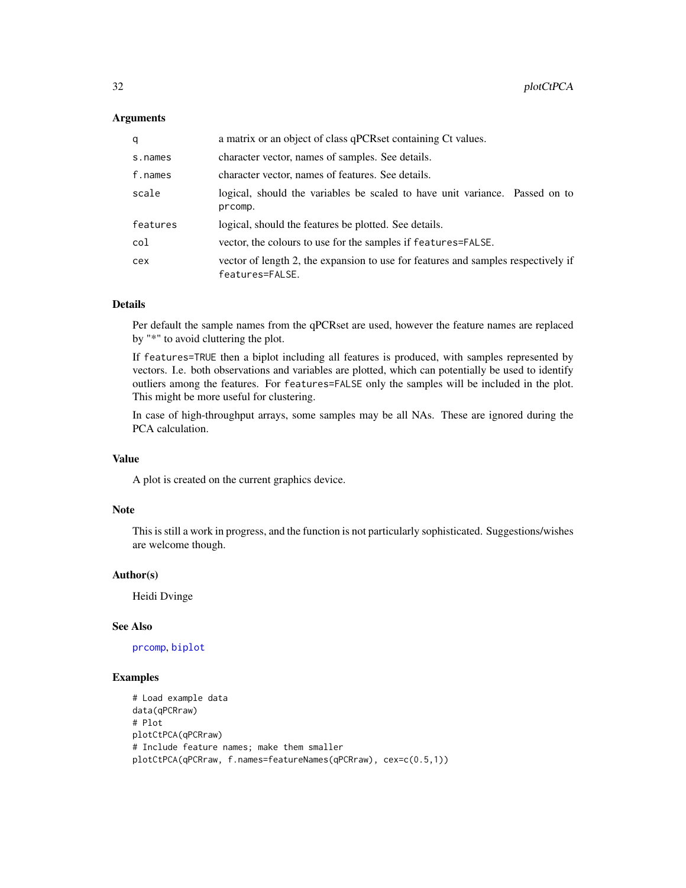### Arguments

| | |
|---|---|
| q | a matrix or an object of class qPCRset containing Ct values. |
| s.names | character vector, names of samples. See details. |
| f.names | character vector, names of features. See details. |
| scale | logical, should the variables be scaled to have unit variance. Passed on to prcomp. |
| features | logical, should the features be plotted. See details. |
| col | vector, the colours to use for the samples if features=FALSE. |
| cex | vector of length 2, the expansion to use for features and samples respectively if features=FALSE. |

### Details

Per default the sample names from the qPCRset are used, however the feature names are replaced by "*" to avoid cluttering the plot.

If features=TRUE then a biplot including all features is produced, with samples represented by vectors. I.e. both observations and variables are plotted, which can potentially be used to identify outliers among the features. For features=FALSE only the samples will be included in the plot. This might be more useful for clustering.

In case of high-throughput arrays, some samples may be all NAs. These are ignored during the PCA calculation.

### Value

A plot is created on the current graphics device.

### Note

This is still a work in progress, and the function is not particularly sophisticated. Suggestions/wishes are welcome though.

### Author(s)

Heidi Dvinge

### See Also

prcomp, biplot

### Examples

```
# Load example data
data(qPCRraw)
# Plot
plotCtPCA(qPCRraw)
# Include feature names; make them smaller
plotCtPCA(qPCRraw, f.names=featureNames(qPCRraw), cex=c(0.5,1))
```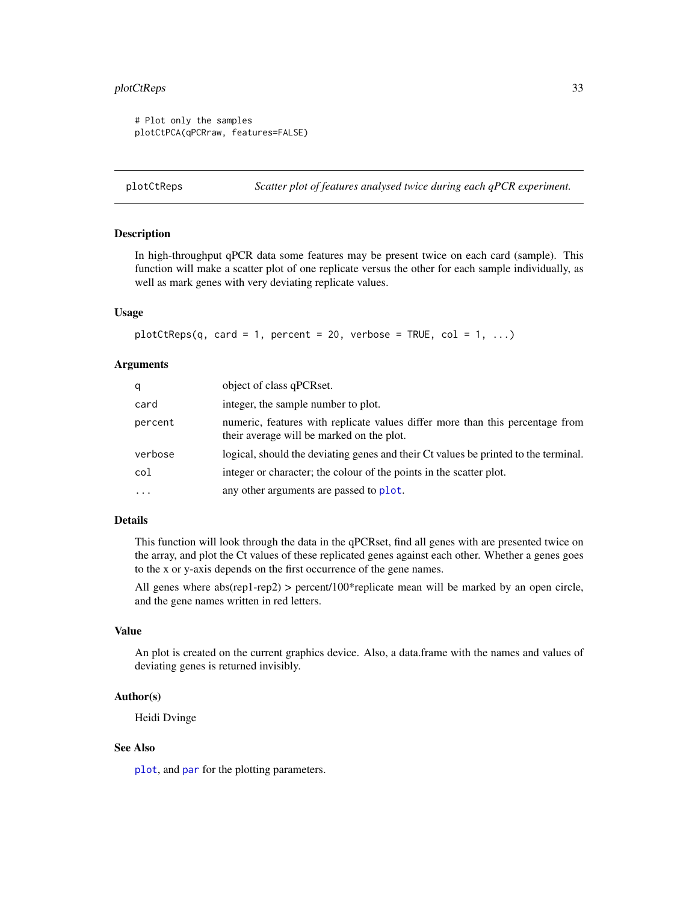```
# Plot only the samples
plotCtPCA(qPCRraw, features=FALSE)
```

---

## plotCtReps — *Scatter plot of features analysed twice during each qPCR experiment.*

---

### Description

In high-throughput qPCR data some features may be present twice on each card (sample). This function will make a scatter plot of one replicate versus the other for each sample individually, as well as mark genes with very deviating replicate values.

### Usage

```
plotCtReps(q, card = 1, percent = 20, verbose = TRUE, col = 1, ...)
```

### Arguments

| | |
|---|---|
| `q` | object of class qPCRset. |
| `card` | integer, the sample number to plot. |
| `percent` | numeric, features with replicate values differ more than this percentage from their average will be marked on the plot. |
| `verbose` | logical, should the deviating genes and their Ct values be printed to the terminal. |
| `col` | integer or character; the colour of the points in the scatter plot. |
| `...` | any other arguments are passed to `plot`. |

### Details

This function will look through the data in the qPCRset, find all genes with are presented twice on the array, and plot the Ct values of these replicated genes against each other. Whether a genes goes to the x or y-axis depends on the first occurrence of the gene names.

All genes where abs(rep1-rep2) > percent/100*replicate mean will be marked by an open circle, and the gene names written in red letters.

### Value

An plot is created on the current graphics device. Also, a data.frame with the names and values of deviating genes is returned invisibly.

### Author(s)

Heidi Dvinge

### See Also

`plot`, and `par` for the plotting parameters.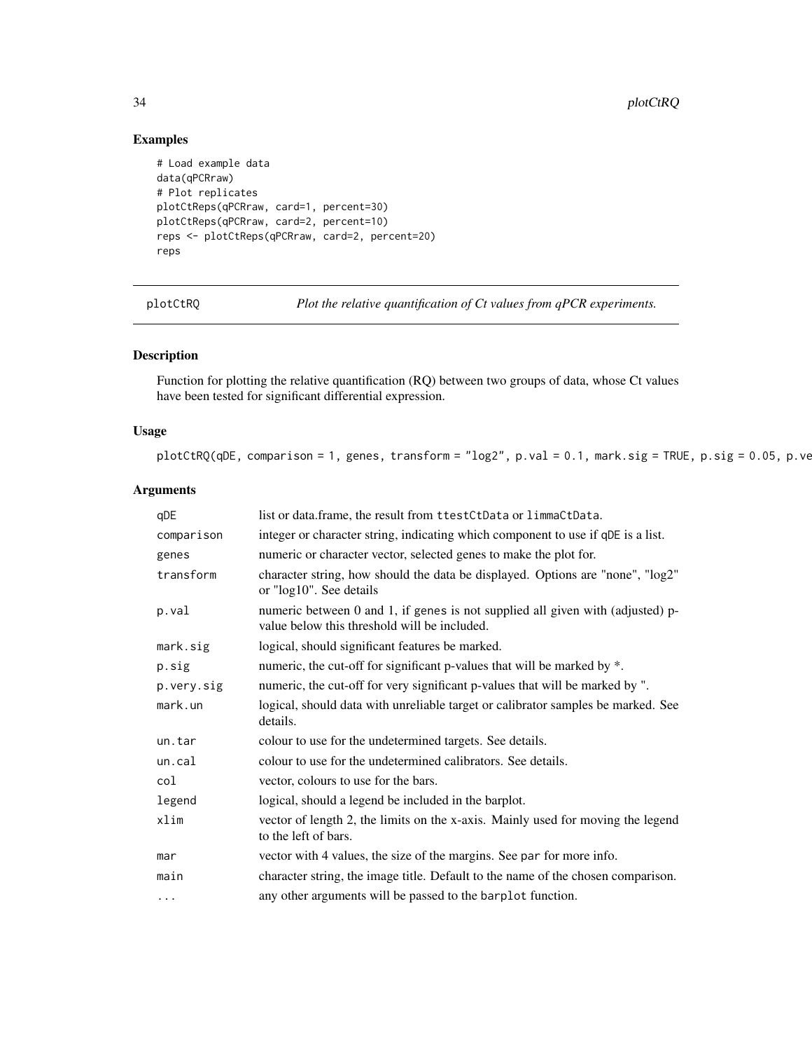## Examples

```
# Load example data
data(qPCRraw)
# Plot replicates
plotCtReps(qPCRraw, card=1, percent=30)
plotCtReps(qPCRraw, card=2, percent=10)
reps <- plotCtReps(qPCRraw, card=2, percent=20)
reps
```

---

`plotCtRQ` *Plot the relative quantification of Ct values from qPCR experiments.*

---

### Description

Function for plotting the relative quantification (RQ) between two groups of data, whose Ct values have been tested for significant differential expression.

### Usage

```
plotCtRQ(qDE, comparison = 1, genes, transform = "log2", p.val = 0.1, mark.sig = TRUE, p.sig = 0.05, p.ve
```

### Arguments

| | |
|---|---|
| qDE | list or data.frame, the result from ttestCtData or limmaCtData. |
| comparison | integer or character string, indicating which component to use if qDE is a list. |
| genes | numeric or character vector, selected genes to make the plot for. |
| transform | character string, how should the data be displayed. Options are "none", "log2" or "log10". See details |
| p.val | numeric between 0 and 1, if genes is not supplied all given with (adjusted) p-value below this threshold will be included. |
| mark.sig | logical, should significant features be marked. |
| p.sig | numeric, the cut-off for significant p-values that will be marked by *. |
| p.very.sig | numeric, the cut-off for very significant p-values that will be marked by ". |
| mark.un | logical, should data with unreliable target or calibrator samples be marked. See details. |
| un.tar | colour to use for the undetermined targets. See details. |
| un.cal | colour to use for the undetermined calibrators. See details. |
| col | vector, colours to use for the bars. |
| legend | logical, should a legend be included in the barplot. |
| xlim | vector of length 2, the limits on the x-axis. Mainly used for moving the legend to the left of bars. |
| mar | vector with 4 values, the size of the margins. See par for more info. |
| main | character string, the image title. Default to the name of the chosen comparison. |
| ... | any other arguments will be passed to the barplot function. |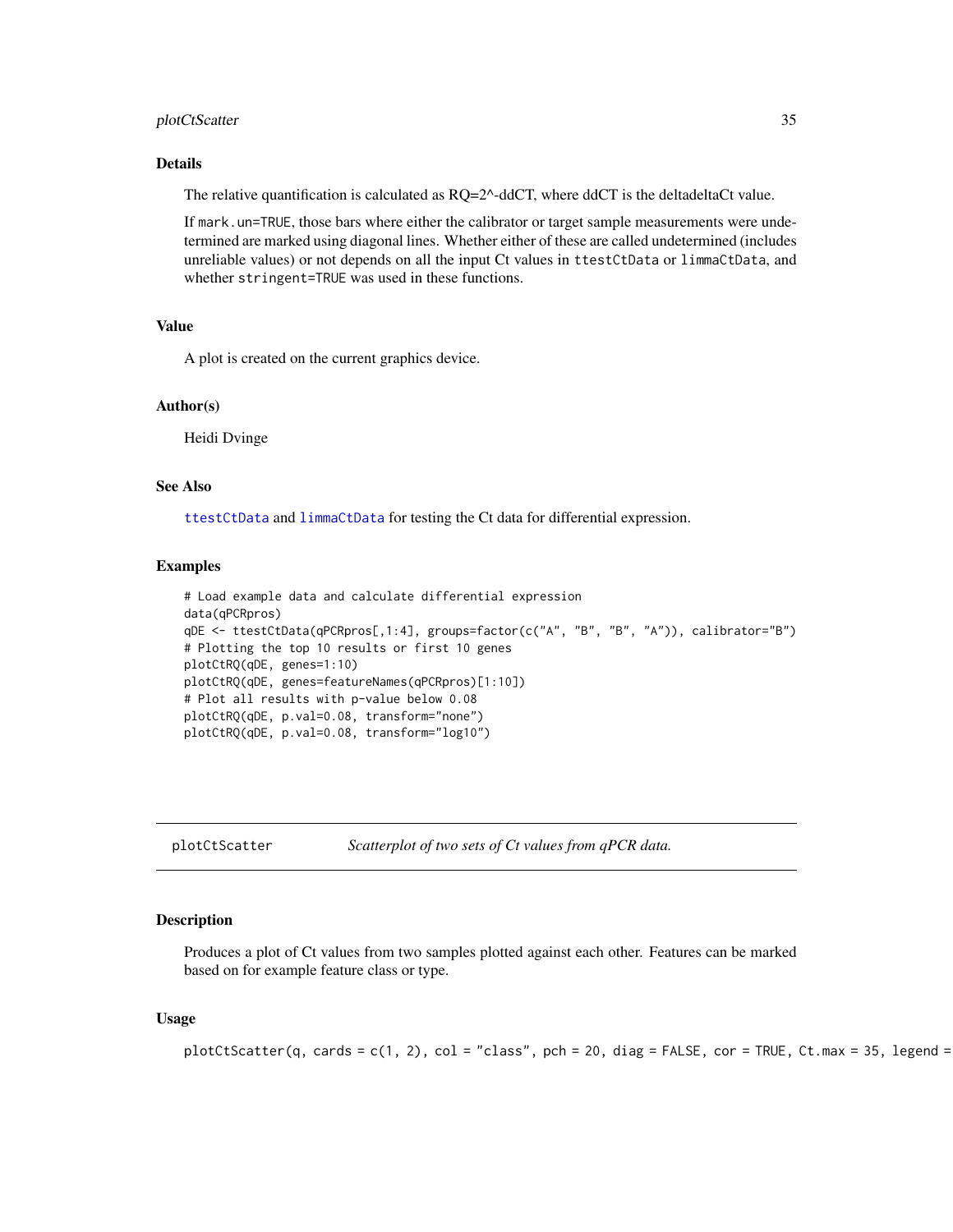## Details

The relative quantification is calculated as RQ=2^-ddCT, where ddCT is the deltadeltaCt value.

If `mark.un=TRUE`, those bars where either the calibrator or target sample measurements were undetermined are marked using diagonal lines. Whether either of these are called undetermined (includes unreliable values) or not depends on all the input Ct values in `ttestCtData` or `limmaCtData`, and whether `stringent=TRUE` was used in these functions.

## Value

A plot is created on the current graphics device.

## Author(s)

Heidi Dvinge

## See Also

`ttestCtData` and `limmaCtData` for testing the Ct data for differential expression.

## Examples

```
# Load example data and calculate differential expression
data(qPCRpros)
qDE <- ttestCtData(qPCRpros[,1:4], groups=factor(c("A", "B", "B", "A")), calibrator="B")
# Plotting the top 10 results or first 10 genes
plotCtRQ(qDE, genes=1:10)
plotCtRQ(qDE, genes=featureNames(qPCRpros)[1:10])
# Plot all results with p-value below 0.08
plotCtRQ(qDE, p.val=0.08, transform="none")
plotCtRQ(qDE, p.val=0.08, transform="log10")
```

---

# plotCtScatter *Scatterplot of two sets of Ct values from qPCR data.*

## Description

Produces a plot of Ct values from two samples plotted against each other. Features can be marked based on for example feature class or type.

## Usage

```
plotCtScatter(q, cards = c(1, 2), col = "class", pch = 20, diag = FALSE, cor = TRUE, Ct.max = 35, legend =
```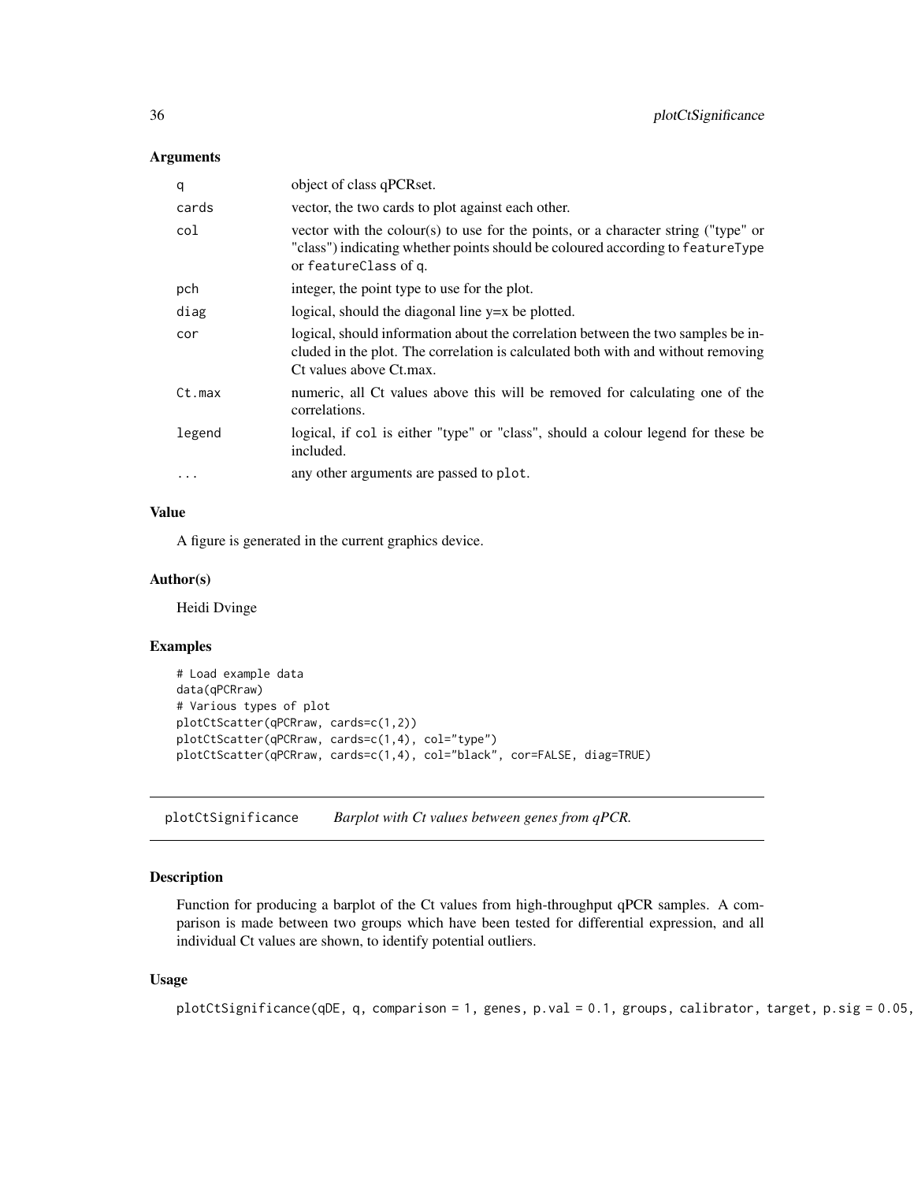### Arguments

| | |
|---|---|
| `q` | object of class qPCRset. |
| `cards` | vector, the two cards to plot against each other. |
| `col` | vector with the colour(s) to use for the points, or a character string ("type" or "class") indicating whether points should be coloured according to `featureType` or `featureClass` of `q`. |
| `pch` | integer, the point type to use for the plot. |
| `diag` | logical, should the diagonal line y=x be plotted. |
| `cor` | logical, should information about the correlation between the two samples be included in the plot. The correlation is calculated both with and without removing Ct values above Ct.max. |
| `Ct.max` | numeric, all Ct values above this will be removed for calculating one of the correlations. |
| `legend` | logical, if `col` is either "type" or "class", should a colour legend for these be included. |
| `...` | any other arguments are passed to `plot`. |

### Value

A figure is generated in the current graphics device.

### Author(s)

Heidi Dvinge

### Examples

```
# Load example data
data(qPCRraw)
# Various types of plot
plotCtScatter(qPCRraw, cards=c(1,2))
plotCtScatter(qPCRraw, cards=c(1,4), col="type")
plotCtScatter(qPCRraw, cards=c(1,4), col="black", cor=FALSE, diag=TRUE)
```

---

## `plotCtSignificance` *Barplot with Ct values between genes from qPCR.*

### Description

Function for producing a barplot of the Ct values from high-throughput qPCR samples. A comparison is made between two groups which have been tested for differential expression, and all individual Ct values are shown, to identify potential outliers.

### Usage

```
plotCtSignificance(qDE, q, comparison = 1, genes, p.val = 0.1, groups, calibrator, target, p.sig = 0.05,
```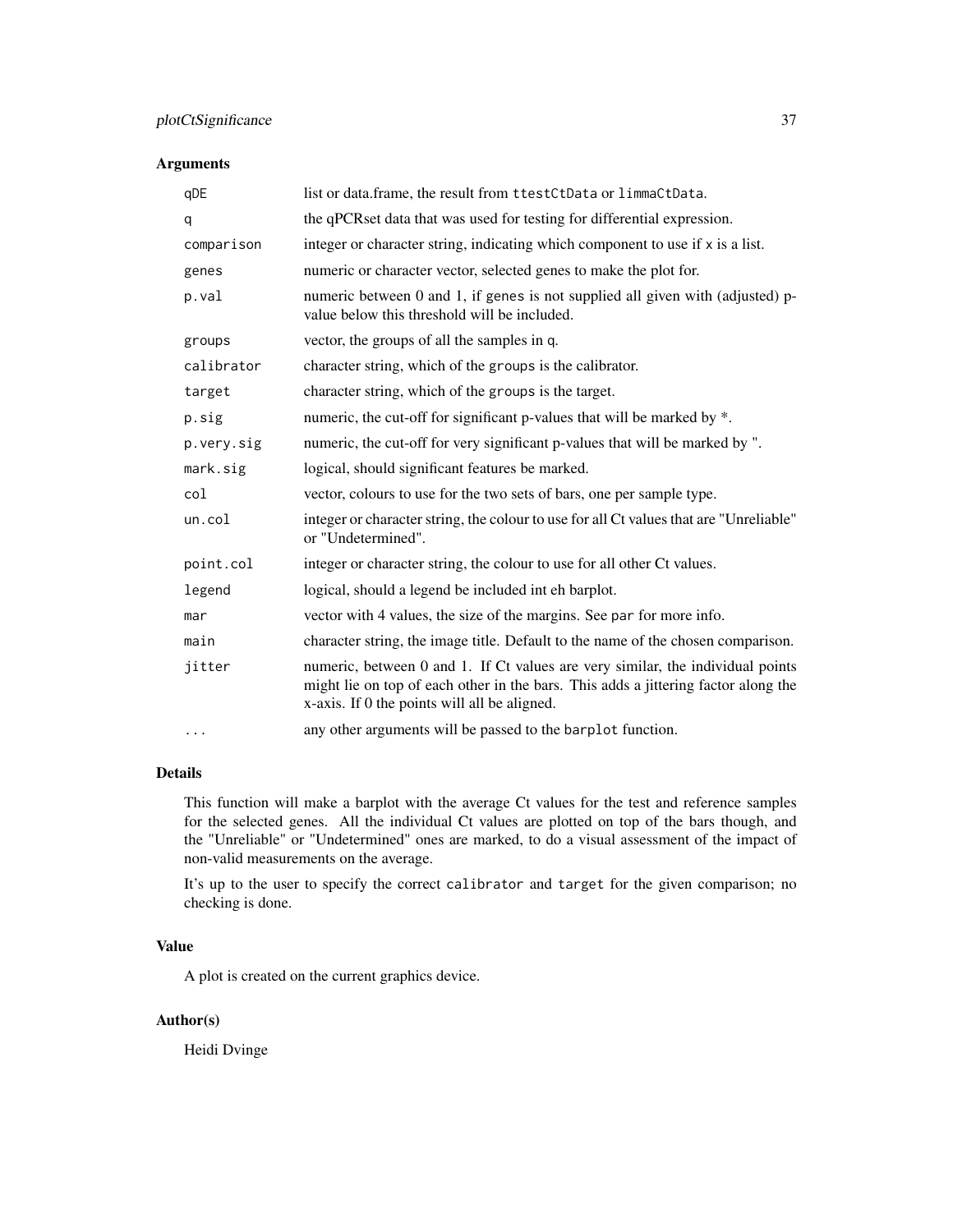## Arguments

| | |
|---|---|
| `qDE` | list or data.frame, the result from `ttestCtData` or `limmaCtData`. |
| `q` | the qPCRset data that was used for testing for differential expression. |
| `comparison` | integer or character string, indicating which component to use if `x` is a list. |
| `genes` | numeric or character vector, selected genes to make the plot for. |
| `p.val` | numeric between 0 and 1, if `genes` is not supplied all given with (adjusted) p-value below this threshold will be included. |
| `groups` | vector, the groups of all the samples in `q`. |
| `calibrator` | character string, which of the `groups` is the calibrator. |
| `target` | character string, which of the `groups` is the target. |
| `p.sig` | numeric, the cut-off for significant p-values that will be marked by *. |
| `p.very.sig` | numeric, the cut-off for very significant p-values that will be marked by ". |
| `mark.sig` | logical, should significant features be marked. |
| `col` | vector, colours to use for the two sets of bars, one per sample type. |
| `un.col` | integer or character string, the colour to use for all Ct values that are "Unreliable" or "Undetermined". |
| `point.col` | integer or character string, the colour to use for all other Ct values. |
| `legend` | logical, should a legend be included int eh barplot. |
| `mar` | vector with 4 values, the size of the margins. See `par` for more info. |
| `main` | character string, the image title. Default to the name of the chosen comparison. |
| `jitter` | numeric, between 0 and 1. If Ct values are very similar, the individual points might lie on top of each other in the bars. This adds a jittering factor along the x-axis. If 0 the points will all be aligned. |
| `...` | any other arguments will be passed to the `barplot` function. |

## Details

This function will make a barplot with the average Ct values for the test and reference samples for the selected genes. All the individual Ct values are plotted on top of the bars though, and the "Unreliable" or "Undetermined" ones are marked, to do a visual assessment of the impact of non-valid measurements on the average.

It's up to the user to specify the correct `calibrator` and `target` for the given comparison; no checking is done.

## Value

A plot is created on the current graphics device.

## Author(s)

Heidi Dvinge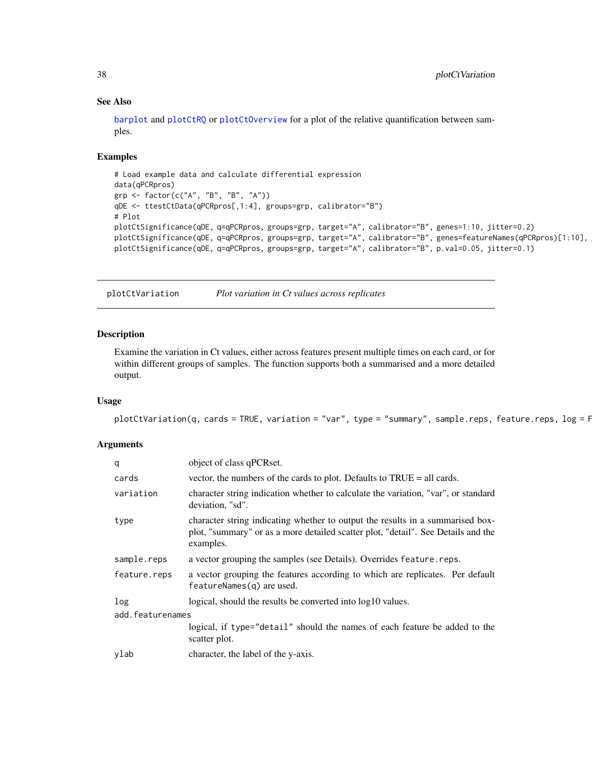## See Also

barplot and plotCtRQ or plotCtOverview for a plot of the relative quantification between samples.

## Examples

```
# Load example data and calculate differential expression
data(qPCRpros)
grp <- factor(c("A", "B", "B", "A"))
qDE <- ttestCtData(qPCRpros[,1:4], groups=grp, calibrator="B")
# Plot
plotCtSignificance(qDE, q=qPCRpros, groups=grp, target="A", calibrator="B", genes=1:10, jitter=0.2)
plotCtSignificance(qDE, q=qPCRpros, groups=grp, target="A", calibrator="B", genes=featureNames(qPCRpros)[1:10], 
plotCtSignificance(qDE, q=qPCRpros, groups=grp, target="A", calibrator="B", p.val=0.05, jitter=0.1)
```

---

# plotCtVariation — *Plot variation in Ct values across replicates*

## Description

Examine the variation in Ct values, either across features present multiple times on each card, or for within different groups of samples. The function supports both a summarised and a more detailed output.

## Usage

```
plotCtVariation(q, cards = TRUE, variation = "var", type = "summary", sample.reps, feature.reps, log = F
```

## Arguments

| | |
|---|---|
| q | object of class qPCRset. |
| cards | vector, the numbers of the cards to plot. Defaults to TRUE = all cards. |
| variation | character string indication whether to calculate the variation, "var", or standard deviation, "sd". |
| type | character string indicating whether to output the results in a summarised boxplot, "summary" or as a more detailed scatter plot, "detail". See Details and the examples. |
| sample.reps | a vector grouping the samples (see Details). Overrides feature.reps. |
| feature.reps | a vector grouping the features according to which are replicates. Per default featureNames(q) are used. |
| log | logical, should the results be converted into log10 values. |
| add.featurenames | logical, if type="detail" should the names of each feature be added to the scatter plot. |
| ylab | character, the label of the y-axis. |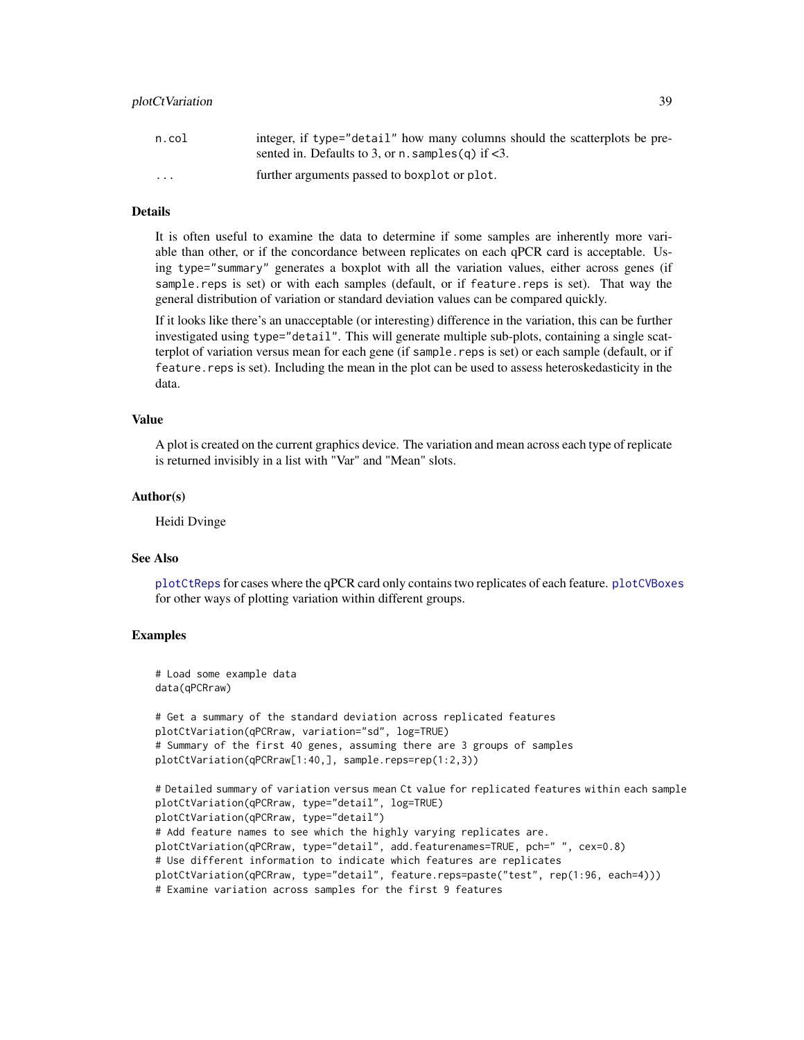| | |
|---|---|
| n.col | integer, if type="detail" how many columns should the scatterplots be presented in. Defaults to 3, or n.samples(q) if <3. |
| ... | further arguments passed to boxplot or plot. |

## Details

It is often useful to examine the data to determine if some samples are inherently more variable than other, or if the concordance between replicates on each qPCR card is acceptable. Using type="summary" generates a boxplot with all the variation values, either across genes (if sample.reps is set) or with each samples (default, or if feature.reps is set). That way the general distribution of variation or standard deviation values can be compared quickly.

If it looks like there's an unacceptable (or interesting) difference in the variation, this can be further investigated using type="detail". This will generate multiple sub-plots, containing a single scatterplot of variation versus mean for each gene (if sample.reps is set) or each sample (default, or if feature.reps is set). Including the mean in the plot can be used to assess heteroskedasticity in the data.

## Value

A plot is created on the current graphics device. The variation and mean across each type of replicate is returned invisibly in a list with "Var" and "Mean" slots.

## Author(s)

Heidi Dvinge

## See Also

plotCtReps for cases where the qPCR card only contains two replicates of each feature. plotCVBoxes for other ways of plotting variation within different groups.

## Examples

```
# Load some example data
data(qPCRraw)

# Get a summary of the standard deviation across replicated features
plotCtVariation(qPCRraw, variation="sd", log=TRUE)
# Summary of the first 40 genes, assuming there are 3 groups of samples
plotCtVariation(qPCRraw[1:40,], sample.reps=rep(1:2,3))

# Detailed summary of variation versus mean Ct value for replicated features within each sample
plotCtVariation(qPCRraw, type="detail", log=TRUE)
plotCtVariation(qPCRraw, type="detail")
# Add feature names to see which the highly varying replicates are.
plotCtVariation(qPCRraw, type="detail", add.featurenames=TRUE, pch=" ", cex=0.8)
# Use different information to indicate which features are replicates
plotCtVariation(qPCRraw, type="detail", feature.reps=paste("test", rep(1:96, each=4)))
# Examine variation across samples for the first 9 features
```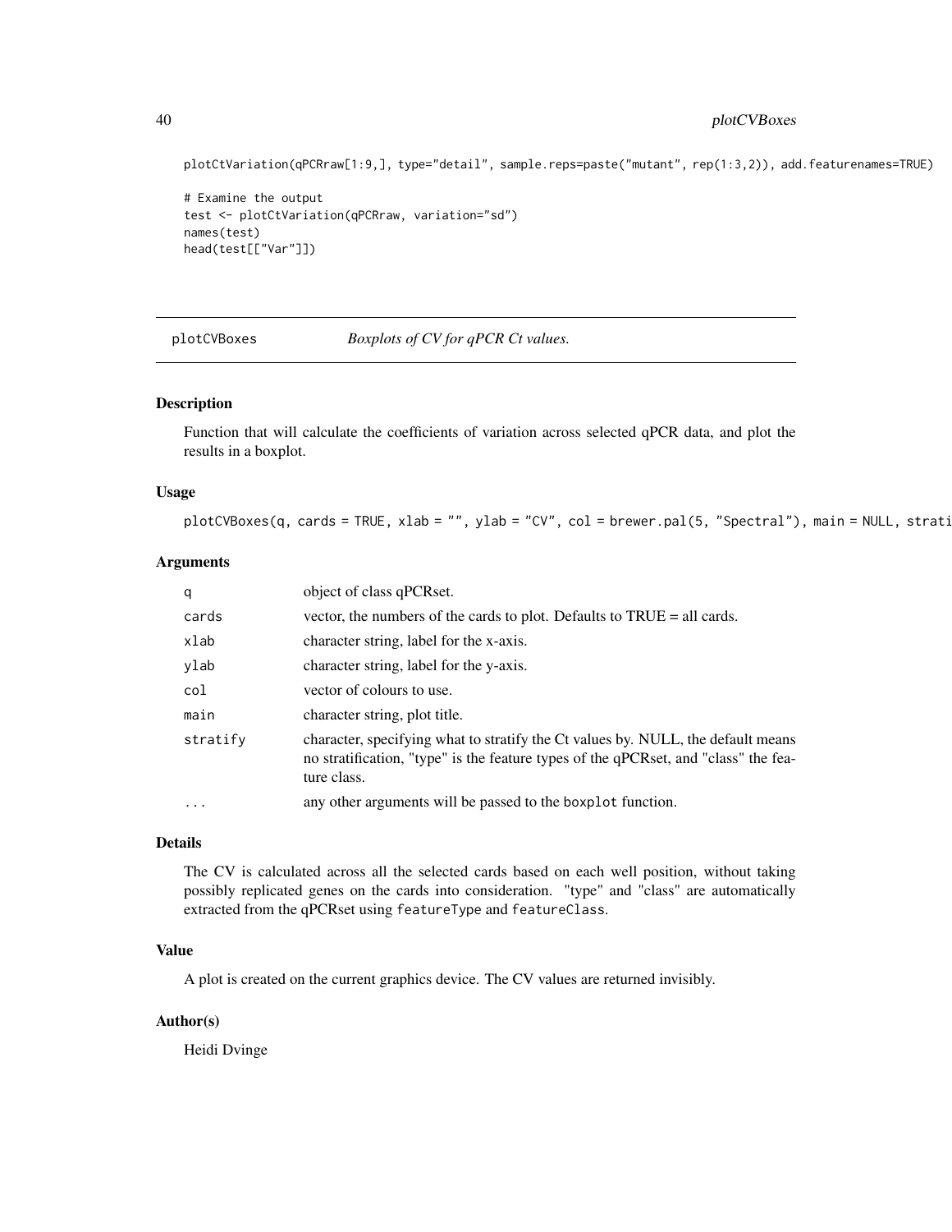```
plotCtVariation(qPCRraw[1:9,], type="detail", sample.reps=paste("mutant", rep(1:3,2)), add.featurenames=TRUE)

# Examine the output
test <- plotCtVariation(qPCRraw, variation="sd")
names(test)
head(test[["Var"]])
```

---

## plotCVBoxes — *Boxplots of CV for qPCR Ct values.*

---

### Description

Function that will calculate the coefficients of variation across selected qPCR data, and plot the results in a boxplot.

### Usage

```
plotCVBoxes(q, cards = TRUE, xlab = "", ylab = "CV", col = brewer.pal(5, "Spectral"), main = NULL, strati
```

### Arguments

| | |
|---|---|
| `q` | object of class qPCRset. |
| `cards` | vector, the numbers of the cards to plot. Defaults to TRUE = all cards. |
| `xlab` | character string, label for the x-axis. |
| `ylab` | character string, label for the y-axis. |
| `col` | vector of colours to use. |
| `main` | character string, plot title. |
| `stratify` | character, specifying what to stratify the Ct values by. NULL, the default means no stratification, "type" is the feature types of the qPCRset, and "class" the feature class. |
| `...` | any other arguments will be passed to the `boxplot` function. |

### Details

The CV is calculated across all the selected cards based on each well position, without taking possibly replicated genes on the cards into consideration. "type" and "class" are automatically extracted from the qPCRset using `featureType` and `featureClass`.

### Value

A plot is created on the current graphics device. The CV values are returned invisibly.

### Author(s)

Heidi Dvinge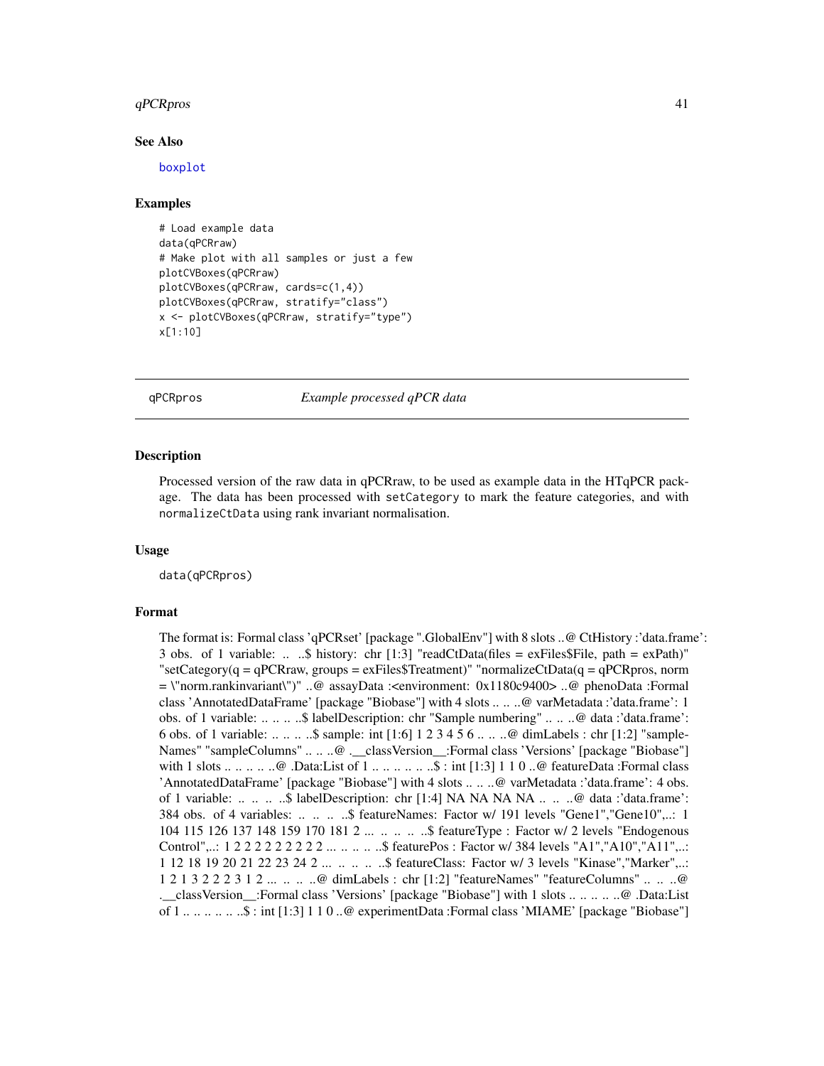### See Also

boxplot

### Examples

```
# Load example data
data(qPCRraw)
# Make plot with all samples or just a few
plotCVBoxes(qPCRraw)
plotCVBoxes(qPCRraw, cards=c(1,4))
plotCVBoxes(qPCRraw, stratify="class")
x <- plotCVBoxes(qPCRraw, stratify="type")
x[1:10]
```

---

## qPCRpros    *Example processed qPCR data*

### Description

Processed version of the raw data in qPCRraw, to be used as example data in the HTqPCR package. The data has been processed with `setCategory` to mark the feature categories, and with `normalizeCtData` using rank invariant normalisation.

### Usage

```
data(qPCRpros)
```

### Format

The format is: Formal class 'qPCRset' [package ".GlobalEnv"] with 8 slots ..@ CtHistory :'data.frame': 3 obs. of 1 variable: .. ..$ history: chr [1:3] "readCtData(files = exFiles$File, path = exPath)" "setCategory(q = qPCRraw, groups = exFiles$Treatment)" "normalizeCtData(q = qPCRpros, norm = \"norm.rankinvariant\")" ..@ assayData :<environment: 0x1180c9400> ..@ phenoData :Formal class 'AnnotatedDataFrame' [package "Biobase"] with 4 slots .. .. ..@ varMetadata :'data.frame': 1 obs. of 1 variable: .. .. .. ..$ labelDescription: chr "Sample numbering" .. .. ..@ data :'data.frame': 6 obs. of 1 variable: .. .. .. ..$ sample: int [1:6] 1 2 3 4 5 6 .. .. ..@ dimLabels : chr [1:2] "sampleNames" "sampleColumns" .. .. ..@ .__classVersion__:Formal class 'Versions' [package "Biobase"] with 1 slots .. .. .. .. ..@ .Data:List of 1 .. .. .. .. .. ..$ : int [1:3] 1 1 0 ..@ featureData :Formal class 'AnnotatedDataFrame' [package "Biobase"] with 4 slots .. .. ..@ varMetadata :'data.frame': 4 obs. of 1 variable: .. .. .. ..$ labelDescription: chr [1:4] NA NA NA NA .. .. ..@ data :'data.frame': 384 obs. of 4 variables: .. .. .. ..$ featureNames: Factor w/ 191 levels "Gene1","Gene10",..: 1 104 115 126 137 148 159 170 181 2 ... .. .. .. ..$ featureType : Factor w/ 2 levels "Endogenous Control",..: 1 2 2 2 2 2 2 2 2 2 ... .. .. .. ..$ featurePos : Factor w/ 384 levels "A1","A10","A11",..: 1 12 18 19 20 21 22 23 24 2 ... .. .. .. ..$ featureClass: Factor w/ 3 levels "Kinase","Marker",..: 1 2 1 3 2 2 2 3 1 2 ... .. .. .. ..@ dimLabels : chr [1:2] "featureNames" "featureColumns" .. .. ..@ .__classVersion__:Formal class 'Versions' [package "Biobase"] with 1 slots .. .. .. .. ..@ .Data:List of 1 .. .. .. .. .. ..$ : int [1:3] 1 1 0 ..@ experimentData :Formal class 'MIAME' [package "Biobase"]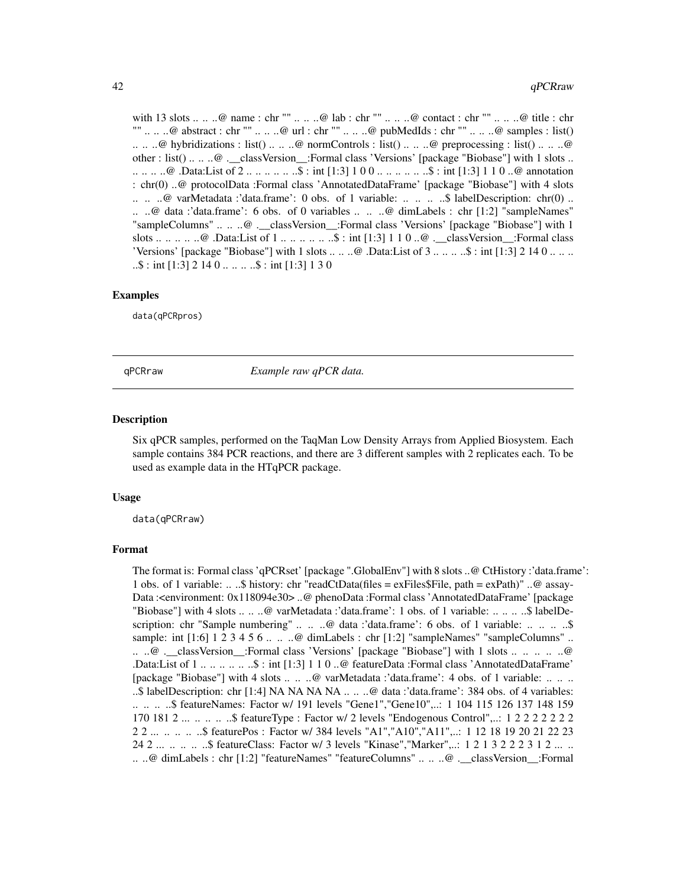with 13 slots .. .. ..@ name : chr "" .. .. ..@ lab : chr "" .. .. ..@ contact : chr "" .. .. ..@ title : chr "" .. .. ..@ abstract : chr "" .. .. ..@ url : chr "" .. .. ..@ pubMedIds : chr "" .. .. ..@ samples : list() .. .. ..@ hybridizations : list() .. .. ..@ normControls : list() .. .. ..@ preprocessing : list() .. .. ..@ other : list() .. .. ..@ .__classVersion__:Formal class 'Versions' [package "Biobase"] with 1 slots .. .. .. .. ..@ .Data:List of 2 .. .. .. .. .. ..$ : int [1:3] 1 0 0 .. .. .. .. .. ..$ : int [1:3] 1 1 0 ..@ annotation : chr(0) ..@ protocolData :Formal class 'AnnotatedDataFrame' [package "Biobase"] with 4 slots .. .. ..@ varMetadata :'data.frame': 0 obs. of 1 variable: .. .. .. ..$ labelDescription: chr(0) .. .. ..@ data :'data.frame': 6 obs. of 0 variables .. .. ..@ dimLabels : chr [1:2] "sampleNames" "sampleColumns" .. .. ..@ .__classVersion__:Formal class 'Versions' [package "Biobase"] with 1 slots .. .. .. .. ..@ .Data:List of 1 .. .. .. .. .. ..$ : int [1:3] 1 1 0 ..@ .__classVersion__:Formal class 'Versions' [package "Biobase"] with 1 slots .. .. ..@ .Data:List of 3 .. .. .. ..$ : int [1:3] 2 14 0 .. .. .. ..$ : int [1:3] 2 14 0 .. .. .. ..$ : int [1:3] 1 3 0

### Examples

```
data(qPCRpros)
```

---

## qPCRraw — *Example raw qPCR data.*

### Description

Six qPCR samples, performed on the TaqMan Low Density Arrays from Applied Biosystem. Each sample contains 384 PCR reactions, and there are 3 different samples with 2 replicates each. To be used as example data in the HTqPCR package.

### Usage

```
data(qPCRraw)
```

### Format

The format is: Formal class 'qPCRset' [package ".GlobalEnv"] with 8 slots ..@ CtHistory :'data.frame': 1 obs. of 1 variable: .. ..$ history: chr "readCtData(files = exFiles$File, path = exPath)" ..@ assayData :<environment: 0x118094e30> ..@ phenoData :Formal class 'AnnotatedDataFrame' [package "Biobase"] with 4 slots .. .. ..@ varMetadata :'data.frame': 1 obs. of 1 variable: .. .. .. ..$ labelDescription: chr "Sample numbering" .. .. ..@ data :'data.frame': 6 obs. of 1 variable: .. .. .. ..$ sample: int [1:6] 1 2 3 4 5 6 .. .. ..@ dimLabels : chr [1:2] "sampleNames" "sampleColumns" .. .. ..@ .__classVersion__:Formal class 'Versions' [package "Biobase"] with 1 slots .. .. .. .. ..@ .Data:List of 1 .. .. .. .. .. ..$ : int [1:3] 1 1 0 ..@ featureData :Formal class 'AnnotatedDataFrame' [package "Biobase"] with 4 slots .. .. ..@ varMetadata :'data.frame': 4 obs. of 1 variable: .. .. .. ..$ labelDescription: chr [1:4] NA NA NA NA .. .. ..@ data :'data.frame': 384 obs. of 4 variables: .. .. .. ..$ featureNames: Factor w/ 191 levels "Gene1","Gene10",..: 1 104 115 126 137 148 159 170 181 2 ... .. .. .. ..$ featureType : Factor w/ 2 levels "Endogenous Control",..: 1 2 2 2 2 2 2 2 2 2 ... .. .. .. ..$ featurePos : Factor w/ 384 levels "A1","A10","A11",..: 1 12 18 19 20 21 22 23 24 2 ... .. .. .. ..$ featureClass: Factor w/ 3 levels "Kinase","Marker",..: 1 2 1 3 2 2 2 3 1 2 ... .. .. ..@ dimLabels : chr [1:2] "featureNames" "featureColumns" .. .. ..@ .__classVersion__:Formal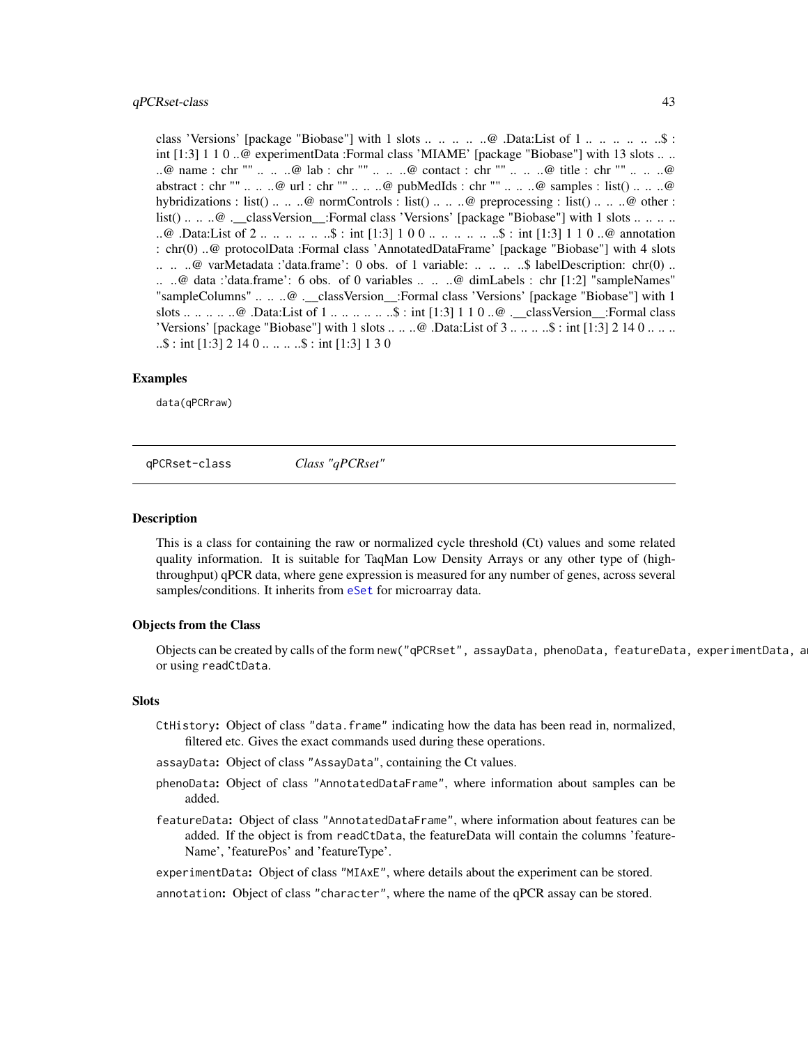class 'Versions' [package "Biobase"] with 1 slots .. .. .. .. ..@ .Data:List of 1 .. .. .. .. .. ..$ : int [1:3] 1 1 0 ..@ experimentData :Formal class 'MIAME' [package "Biobase"] with 13 slots .. .. ..@ name : chr "" .. .. ..@ lab : chr "" .. .. ..@ contact : chr "" .. .. ..@ title : chr "" .. .. ..@ abstract : chr "" .. .. ..@ url : chr "" .. .. ..@ pubMedIds : chr "" .. .. ..@ samples : list() .. .. ..@ hybridizations : list() .. .. ..@ normControls : list() .. .. ..@ preprocessing : list() .. .. ..@ other : list() .. .. ..@ .__classVersion__:Formal class 'Versions' [package "Biobase"] with 1 slots .. .. .. .. ..@ .Data:List of 2 .. .. .. .. .. ..$ : int [1:3] 1 0 0 .. .. .. .. .. ..$ : int [1:3] 1 1 0 ..@ annotation : chr(0) ..@ protocolData :Formal class 'AnnotatedDataFrame' [package "Biobase"] with 4 slots .. .. ..@ varMetadata :'data.frame': 0 obs. of 1 variable: .. .. .. ..$ labelDescription: chr(0) .. .. ..@ data :'data.frame': 6 obs. of 0 variables .. .. ..@ dimLabels : chr [1:2] "sampleNames" "sampleColumns" .. .. ..@ .__classVersion__:Formal class 'Versions' [package "Biobase"] with 1 slots .. .. .. .. ..@ .Data:List of 1 .. .. .. .. .. ..$ : int [1:3] 1 1 0 ..@ .__classVersion__:Formal class 'Versions' [package "Biobase"] with 1 slots .. .. ..@ .Data:List of 3 .. .. .. ..$ : int [1:3] 2 14 0 .. .. .. ..$ : int [1:3] 2 14 0 .. .. .. ..$ : int [1:3] 1 3 0

## Examples

```
data(qPCRraw)
```

---

`qPCRset-class` *Class "qPCRset"*

---

## Description

This is a class for containing the raw or normalized cycle threshold (Ct) values and some related quality information. It is suitable for TaqMan Low Density Arrays or any other type of (high-throughput) qPCR data, where gene expression is measured for any number of genes, across several samples/conditions. It inherits from `eSet` for microarray data.

## Objects from the Class

Objects can be created by calls of the form `new("qPCRset", assayData, phenoData, featureData, experimentData, a` or using `readCtData`.

## Slots

- `CtHistory`**:** Object of class `"data.frame"` indicating how the data has been read in, normalized, filtered etc. Gives the exact commands used during these operations.
- `assayData`**:** Object of class `"AssayData"`, containing the Ct values.
- `phenoData`**:** Object of class `"AnnotatedDataFrame"`, where information about samples can be added.
- `featureData`**:** Object of class `"AnnotatedDataFrame"`, where information about features can be added. If the object is from `readCtData`, the featureData will contain the columns 'featureName', 'featurePos' and 'featureType'.
- `experimentData`**:** Object of class `"MIAxE"`, where details about the experiment can be stored.
- `annotation`**:** Object of class `"character"`, where the name of the qPCR assay can be stored.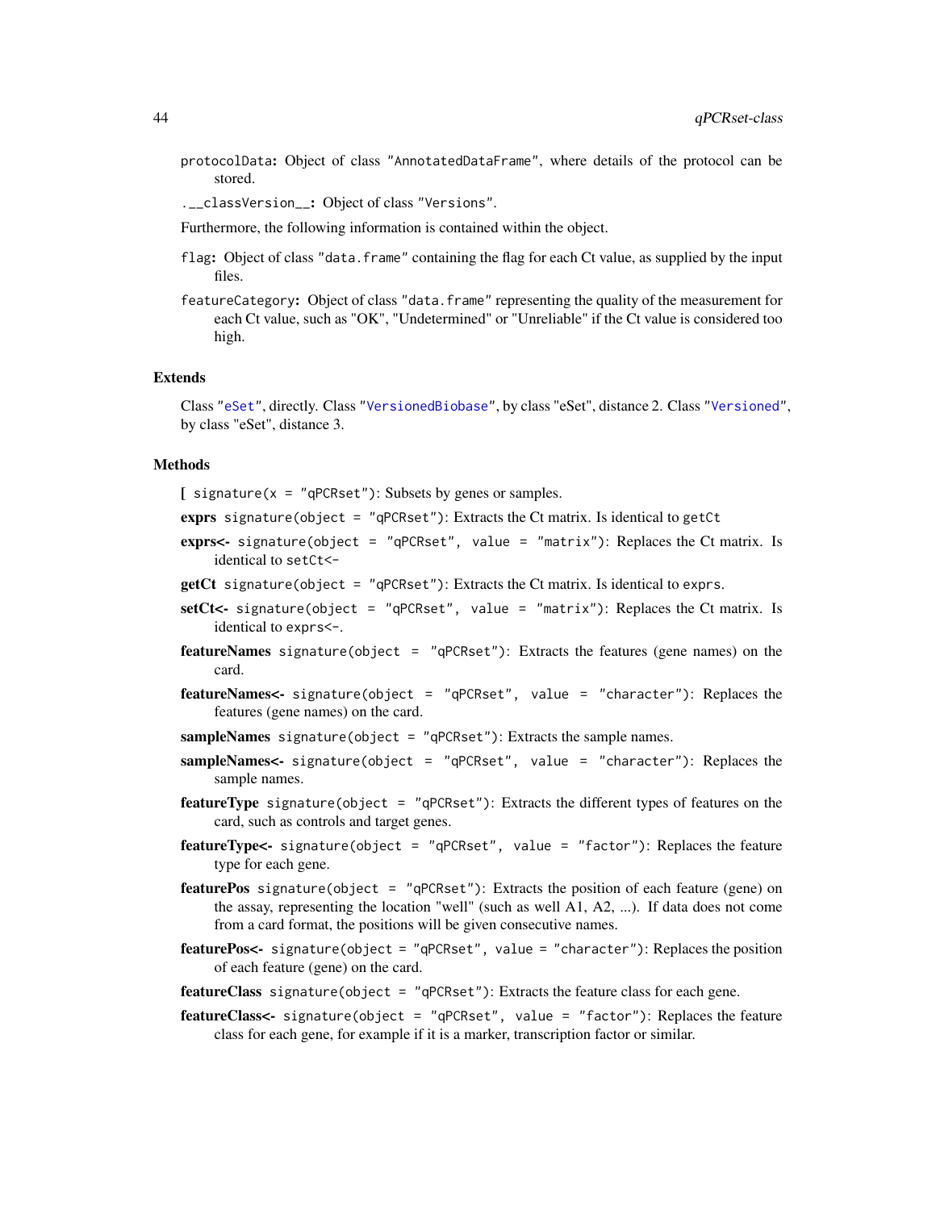`protocolData`**:** Object of class "`AnnotatedDataFrame`", where details of the protocol can be stored.

`.__classVersion__`**:** Object of class "`Versions`".

Furthermore, the following information is contained within the object.

`flag`**:** Object of class "`data.frame`" containing the flag for each Ct value, as supplied by the input files.

`featureCategory`**:** Object of class "`data.frame`" representing the quality of the measurement for each Ct value, such as "OK", "Undetermined" or "Unreliable" if the Ct value is considered too high.

## Extends

Class "`eSet`", directly. Class "`VersionedBiobase`", by class "eSet", distance 2. Class "`Versioned`", by class "eSet", distance 3.

## Methods

**[** `signature(x = "qPCRset")`: Subsets by genes or samples.

**exprs** `signature(object = "qPCRset")`: Extracts the Ct matrix. Is identical to `getCt`

**exprs<-** `signature(object = "qPCRset", value = "matrix")`: Replaces the Ct matrix. Is identical to `setCt<-`

**getCt** `signature(object = "qPCRset")`: Extracts the Ct matrix. Is identical to `exprs`.

**setCt<-** `signature(object = "qPCRset", value = "matrix")`: Replaces the Ct matrix. Is identical to `exprs<-`.

**featureNames** `signature(object = "qPCRset")`: Extracts the features (gene names) on the card.

**featureNames<-** `signature(object = "qPCRset", value = "character")`: Replaces the features (gene names) on the card.

**sampleNames** `signature(object = "qPCRset")`: Extracts the sample names.

**sampleNames<-** `signature(object = "qPCRset", value = "character")`: Replaces the sample names.

**featureType** `signature(object = "qPCRset")`: Extracts the different types of features on the card, such as controls and target genes.

**featureType<-** `signature(object = "qPCRset", value = "factor")`: Replaces the feature type for each gene.

**featurePos** `signature(object = "qPCRset")`: Extracts the position of each feature (gene) on the assay, representing the location "well" (such as well A1, A2, ...). If data does not come from a card format, the positions will be given consecutive names.

**featurePos<-** `signature(object = "qPCRset", value = "character")`: Replaces the position of each feature (gene) on the card.

**featureClass** `signature(object = "qPCRset")`: Extracts the feature class for each gene.

**featureClass<-** `signature(object = "qPCRset", value = "factor")`: Replaces the feature class for each gene, for example if it is a marker, transcription factor or similar.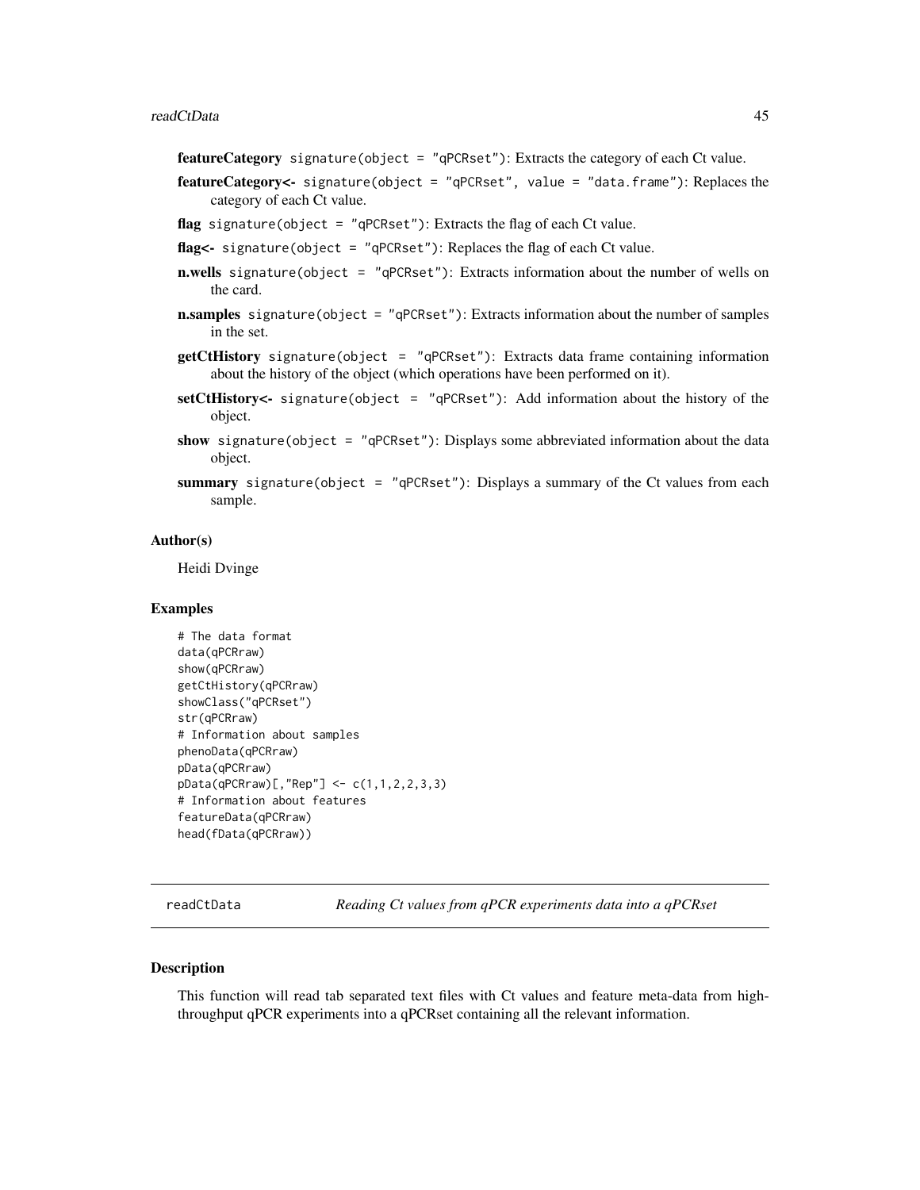**featureCategory** signature(object = "qPCRset"): Extracts the category of each Ct value.

**featureCategory<-** signature(object = "qPCRset", value = "data.frame"): Replaces the category of each Ct value.

**flag** signature(object = "qPCRset"): Extracts the flag of each Ct value.

**flag<-** signature(object = "qPCRset"): Replaces the flag of each Ct value.

**n.wells** signature(object = "qPCRset"): Extracts information about the number of wells on the card.

**n.samples** signature(object = "qPCRset"): Extracts information about the number of samples in the set.

**getCtHistory** signature(object = "qPCRset"): Extracts data frame containing information about the history of the object (which operations have been performed on it).

**setCtHistory<-** signature(object = "qPCRset"): Add information about the history of the object.

**show** signature(object = "qPCRset"): Displays some abbreviated information about the data object.

**summary** signature(object = "qPCRset"): Displays a summary of the Ct values from each sample.

### Author(s)

Heidi Dvinge

### Examples

```
# The data format
data(qPCRraw)
show(qPCRraw)
getCtHistory(qPCRraw)
showClass("qPCRset")
str(qPCRraw)
# Information about samples
phenoData(qPCRraw)
pData(qPCRraw)
pData(qPCRraw)[,"Rep"] <- c(1,1,2,2,3,3)
# Information about features
featureData(qPCRraw)
head(fData(qPCRraw))
```

---

## readCtData — *Reading Ct values from qPCR experiments data into a qPCRset*

### Description

This function will read tab separated text files with Ct values and feature meta-data from high-throughput qPCR experiments into a qPCRset containing all the relevant information.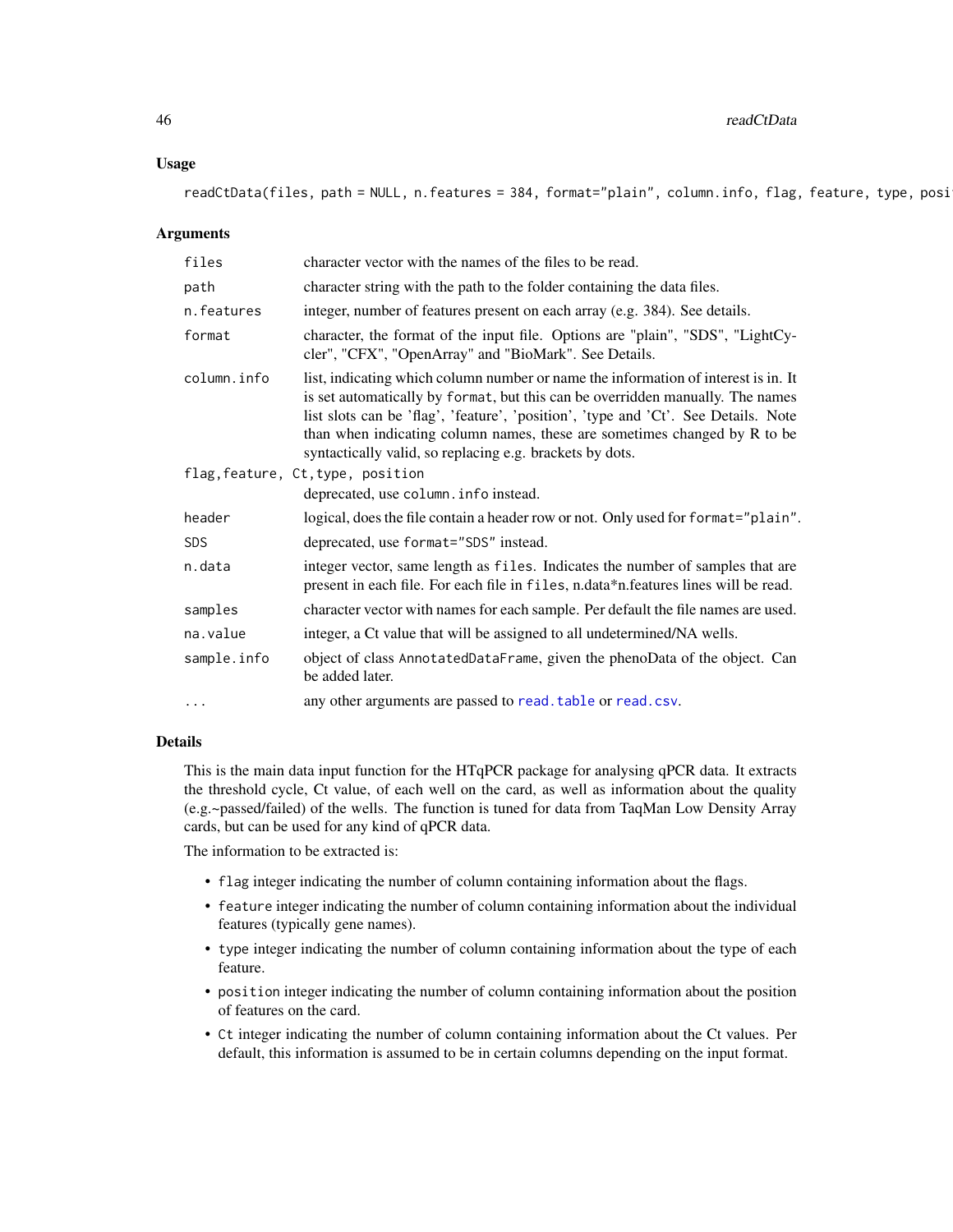## Usage

```
readCtData(files, path = NULL, n.features = 384, format="plain", column.info, flag, feature, type, posi
```

## Arguments

| | |
|---|---|
| files | character vector with the names of the files to be read. |
| path | character string with the path to the folder containing the data files. |
| n.features | integer, number of features present on each array (e.g. 384). See details. |
| format | character, the format of the input file. Options are "plain", "SDS", "LightCycler", "CFX", "OpenArray" and "BioMark". See Details. |
| column.info | list, indicating which column number or name the information of interest is in. It is set automatically by `format`, but this can be overridden manually. The names list slots can be 'flag', 'feature', 'position', 'type and 'Ct'. See Details. Note than when indicating column names, these are sometimes changed by R to be syntactically valid, so replacing e.g. brackets by dots. |
| flag, feature, Ct, type, position | deprecated, use `column.info` instead. |
| header | logical, does the file contain a header row or not. Only used for `format="plain"`. |
| SDS | deprecated, use `format="SDS"` instead. |
| n.data | integer vector, same length as `files`. Indicates the number of samples that are present in each file. For each file in `files`, n.data*n.features lines will be read. |
| samples | character vector with names for each sample. Per default the file names are used. |
| na.value | integer, a Ct value that will be assigned to all undetermined/NA wells. |
| sample.info | object of class `AnnotatedDataFrame`, given the phenoData of the object. Can be added later. |
| ... | any other arguments are passed to `read.table` or `read.csv`. |

## Details

This is the main data input function for the HTqPCR package for analysing qPCR data. It extracts the threshold cycle, Ct value, of each well on the card, as well as information about the quality (e.g.~passed/failed) of the wells. The function is tuned for data from TaqMan Low Density Array cards, but can be used for any kind of qPCR data.

The information to be extracted is:

- `flag` integer indicating the number of column containing information about the flags.
- `feature` integer indicating the number of column containing information about the individual features (typically gene names).
- `type` integer indicating the number of column containing information about the type of each feature.
- `position` integer indicating the number of column containing information about the position of features on the card.
- `Ct` integer indicating the number of column containing information about the Ct values. Per default, this information is assumed to be in certain columns depending on the input format.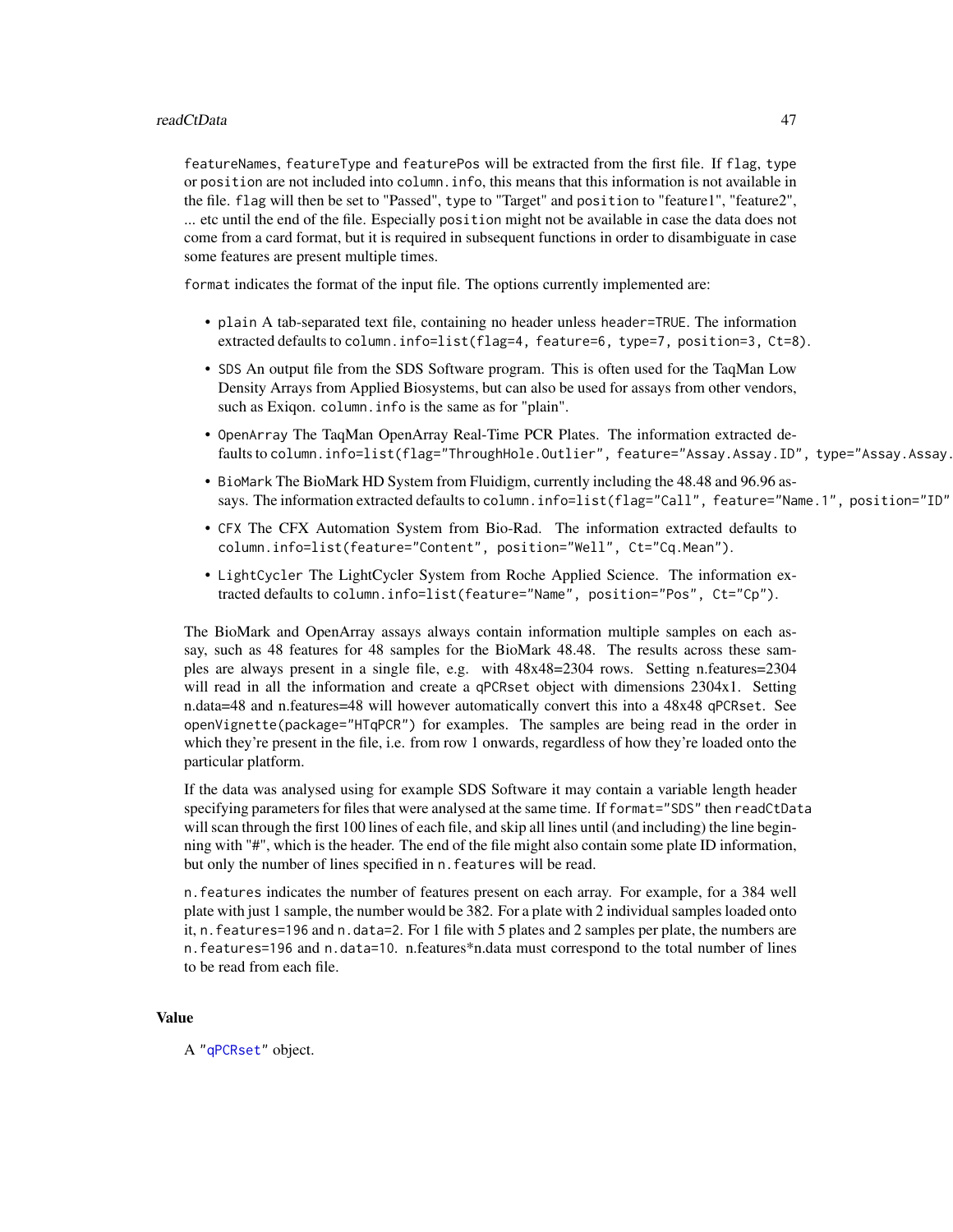featureNames, featureType and featurePos will be extracted from the first file. If flag, type or position are not included into column.info, this means that this information is not available in the file. flag will then be set to "Passed", type to "Target" and position to "feature1", "feature2", ... etc until the end of the file. Especially position might not be available in case the data does not come from a card format, but it is required in subsequent functions in order to disambiguate in case some features are present multiple times.

format indicates the format of the input file. The options currently implemented are:

- plain A tab-separated text file, containing no header unless header=TRUE. The information extracted defaults to column.info=list(flag=4, feature=6, type=7, position=3, Ct=8).
- SDS An output file from the SDS Software program. This is often used for the TaqMan Low Density Arrays from Applied Biosystems, but can also be used for assays from other vendors, such as Exiqon. column.info is the same as for "plain".
- OpenArray The TaqMan OpenArray Real-Time PCR Plates. The information extracted defaults to column.info=list(flag="ThroughHole.Outlier", feature="Assay.Assay.ID", type="Assay.Assay.
- BioMark The BioMark HD System from Fluidigm, currently including the 48.48 and 96.96 assays. The information extracted defaults to column.info=list(flag="Call", feature="Name.1", position="ID"
- CFX The CFX Automation System from Bio-Rad. The information extracted defaults to column.info=list(feature="Content", position="Well", Ct="Cq.Mean").
- LightCycler The LightCycler System from Roche Applied Science. The information extracted defaults to column.info=list(feature="Name", position="Pos", Ct="Cp").

The BioMark and OpenArray assays always contain information multiple samples on each assay, such as 48 features for 48 samples for the BioMark 48.48. The results across these samples are always present in a single file, e.g. with 48x48=2304 rows. Setting n.features=2304 will read in all the information and create a qPCRset object with dimensions 2304x1. Setting n.data=48 and n.features=48 will however automatically convert this into a 48x48 qPCRset. See openVignette(package="HTqPCR") for examples. The samples are being read in the order in which they're present in the file, i.e. from row 1 onwards, regardless of how they're loaded onto the particular platform.

If the data was analysed using for example SDS Software it may contain a variable length header specifying parameters for files that were analysed at the same time. If format="SDS" then readCtData will scan through the first 100 lines of each file, and skip all lines until (and including) the line beginning with "#", which is the header. The end of the file might also contain some plate ID information, but only the number of lines specified in n.features will be read.

n.features indicates the number of features present on each array. For example, for a 384 well plate with just 1 sample, the number would be 382. For a plate with 2 individual samples loaded onto it, n.features=196 and n.data=2. For 1 file with 5 plates and 2 samples per plate, the numbers are n.features=196 and n.data=10. n.features*n.data must correspond to the total number of lines to be read from each file.

## Value

A "qPCRset" object.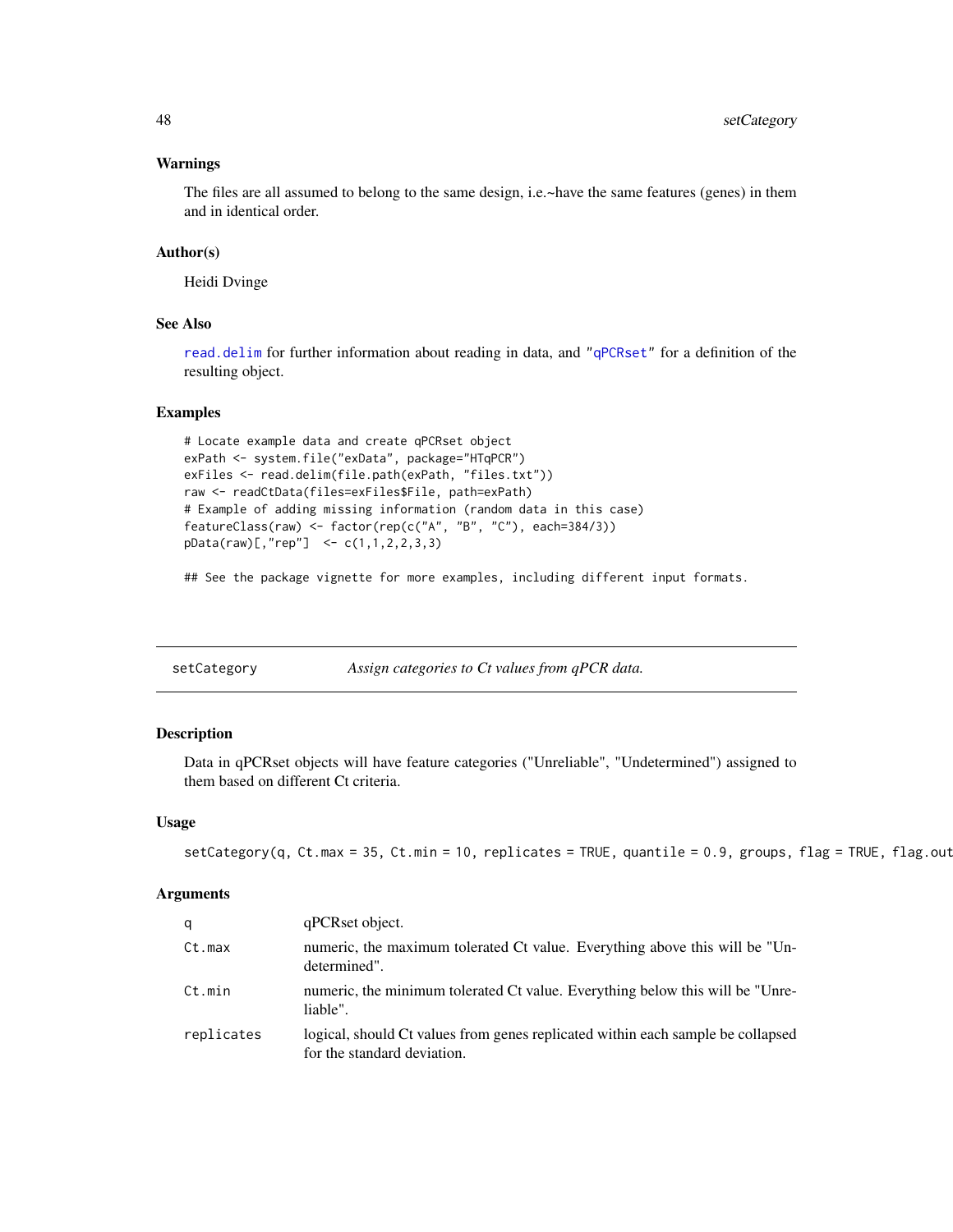### Warnings

The files are all assumed to belong to the same design, i.e.~have the same features (genes) in them and in identical order.

### Author(s)

Heidi Dvinge

### See Also

read.delim for further information about reading in data, and "qPCRset" for a definition of the resulting object.

### Examples

```
# Locate example data and create qPCRset object
exPath <- system.file("exData", package="HTqPCR")
exFiles <- read.delim(file.path(exPath, "files.txt"))
raw <- readCtData(files=exFiles$File, path=exPath)
# Example of adding missing information (random data in this case)
featureClass(raw) <- factor(rep(c("A", "B", "C"), each=384/3))
pData(raw)[,"rep"]  <- c(1,1,2,2,3,3)

## See the package vignette for more examples, including different input formats.
```

---

## setCategory — *Assign categories to Ct values from qPCR data.*

### Description

Data in qPCRset objects will have feature categories ("Unreliable", "Undetermined") assigned to them based on different Ct criteria.

### Usage

```
setCategory(q, Ct.max = 35, Ct.min = 10, replicates = TRUE, quantile = 0.9, groups, flag = TRUE, flag.out
```

### Arguments

| | |
|---|---|
| q | qPCRset object. |
| Ct.max | numeric, the maximum tolerated Ct value. Everything above this will be "Undetermined". |
| Ct.min | numeric, the minimum tolerated Ct value. Everything below this will be "Unreliable". |
| replicates | logical, should Ct values from genes replicated within each sample be collapsed for the standard deviation. |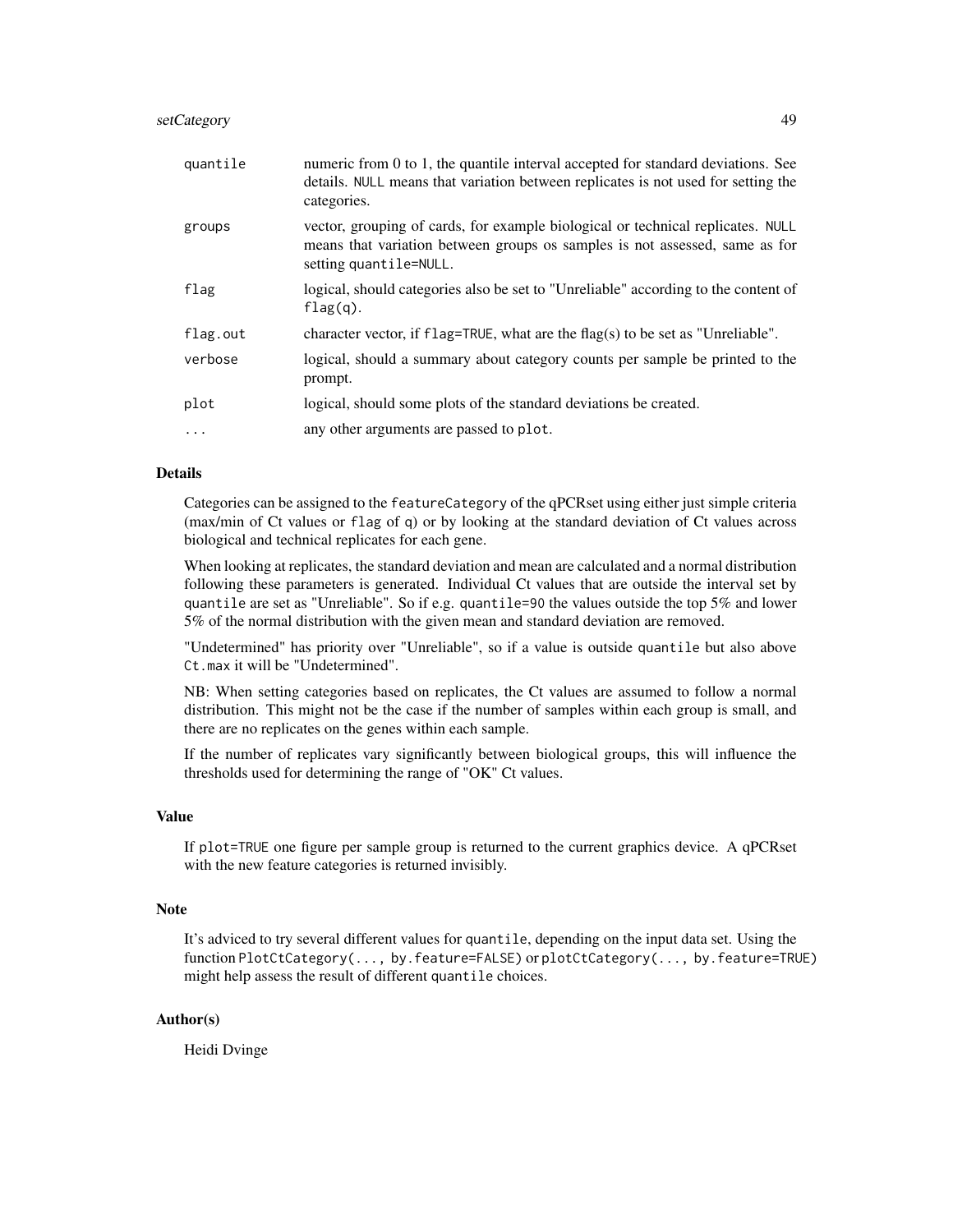| | |
|---|---|
| `quantile` | numeric from 0 to 1, the quantile interval accepted for standard deviations. See details. `NULL` means that variation between replicates is not used for setting the categories. |
| `groups` | vector, grouping of cards, for example biological or technical replicates. `NULL` means that variation between groups os samples is not assessed, same as for setting `quantile=NULL`. |
| `flag` | logical, should categories also be set to "Unreliable" according to the content of `flag(q)`. |
| `flag.out` | character vector, if `flag=TRUE`, what are the flag(s) to be set as "Unreliable". |
| `verbose` | logical, should a summary about category counts per sample be printed to the prompt. |
| `plot` | logical, should some plots of the standard deviations be created. |
| `...` | any other arguments are passed to `plot`. |

## Details

Categories can be assigned to the `featureCategory` of the qPCRset using either just simple criteria (max/min of Ct values or `flag` of `q`) or by looking at the standard deviation of Ct values across biological and technical replicates for each gene.

When looking at replicates, the standard deviation and mean are calculated and a normal distribution following these parameters is generated. Individual Ct values that are outside the interval set by `quantile` are set as "Unreliable". So if e.g. `quantile=90` the values outside the top 5% and lower 5% of the normal distribution with the given mean and standard deviation are removed.

"Undetermined" has priority over "Unreliable", so if a value is outside `quantile` but also above `Ct.max` it will be "Undetermined".

NB: When setting categories based on replicates, the Ct values are assumed to follow a normal distribution. This might not be the case if the number of samples within each group is small, and there are no replicates on the genes within each sample.

If the number of replicates vary significantly between biological groups, this will influence the thresholds used for determining the range of "OK" Ct values.

## Value

If `plot=TRUE` one figure per sample group is returned to the current graphics device. A qPCRset with the new feature categories is returned invisibly.

## Note

It's adviced to try several different values for `quantile`, depending on the input data set. Using the function `PlotCtCategory(..., by.feature=FALSE)` or `plotCtCategory(..., by.feature=TRUE)` might help assess the result of different `quantile` choices.

## Author(s)

Heidi Dvinge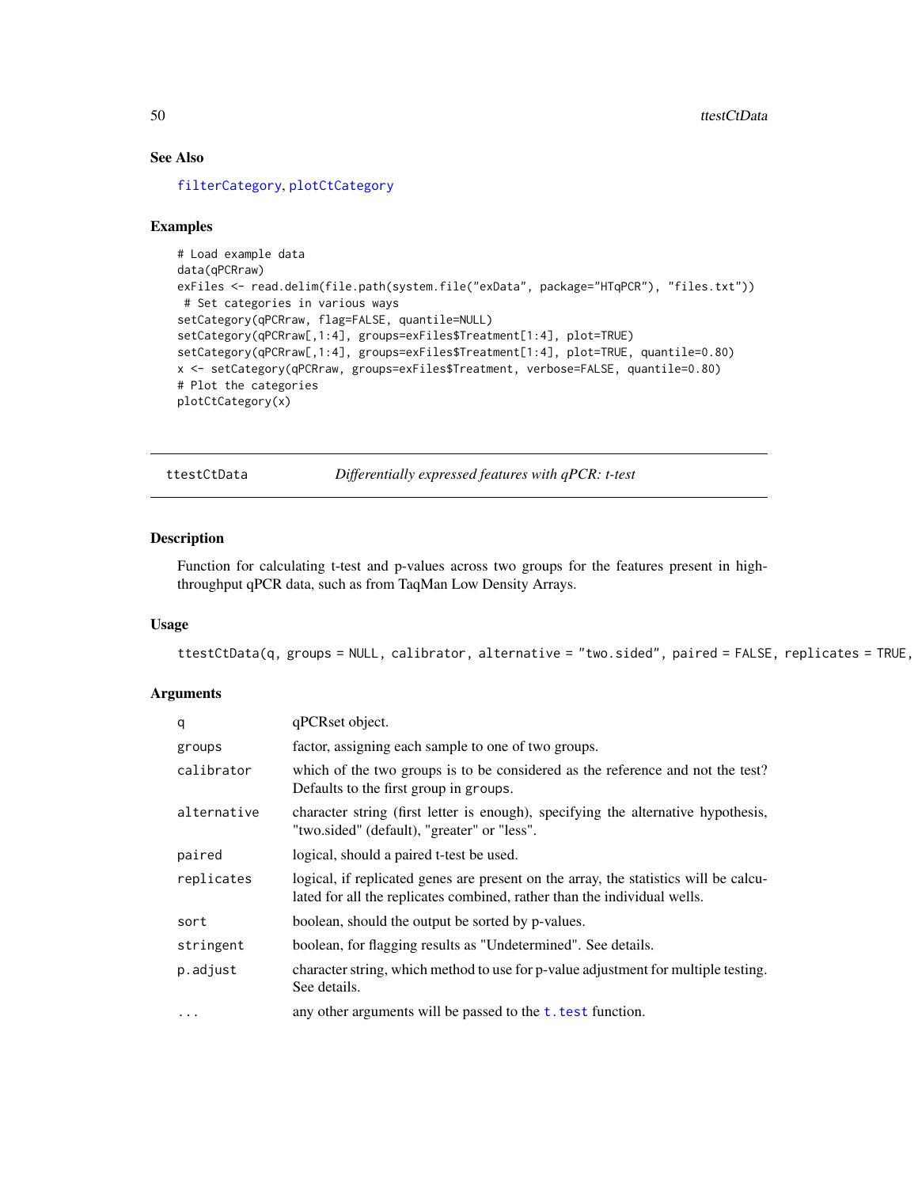## See Also

filterCategory, plotCtCategory

## Examples

```
# Load example data
data(qPCRraw)
exFiles <- read.delim(file.path(system.file("exData", package="HTqPCR"), "files.txt"))
 # Set categories in various ways
setCategory(qPCRraw, flag=FALSE, quantile=NULL)
setCategory(qPCRraw[,1:4], groups=exFiles$Treatment[1:4], plot=TRUE)
setCategory(qPCRraw[,1:4], groups=exFiles$Treatment[1:4], plot=TRUE, quantile=0.80)
x <- setCategory(qPCRraw, groups=exFiles$Treatment, verbose=FALSE, quantile=0.80)
# Plot the categories
plotCtCategory(x)
```

---

# ttestCtData — *Differentially expressed features with qPCR: t-test*

## Description

Function for calculating t-test and p-values across two groups for the features present in high-throughput qPCR data, such as from TaqMan Low Density Arrays.

## Usage

```
ttestCtData(q, groups = NULL, calibrator, alternative = "two.sided", paired = FALSE, replicates = TRUE,
```

## Arguments

| | |
|---|---|
| q | qPCRset object. |
| groups | factor, assigning each sample to one of two groups. |
| calibrator | which of the two groups is to be considered as the reference and not the test? Defaults to the first group in groups. |
| alternative | character string (first letter is enough), specifying the alternative hypothesis, "two.sided" (default), "greater" or "less". |
| paired | logical, should a paired t-test be used. |
| replicates | logical, if replicated genes are present on the array, the statistics will be calculated for all the replicates combined, rather than the individual wells. |
| sort | boolean, should the output be sorted by p-values. |
| stringent | boolean, for flagging results as "Undetermined". See details. |
| p.adjust | character string, which method to use for p-value adjustment for multiple testing. See details. |
| ... | any other arguments will be passed to the t.test function. |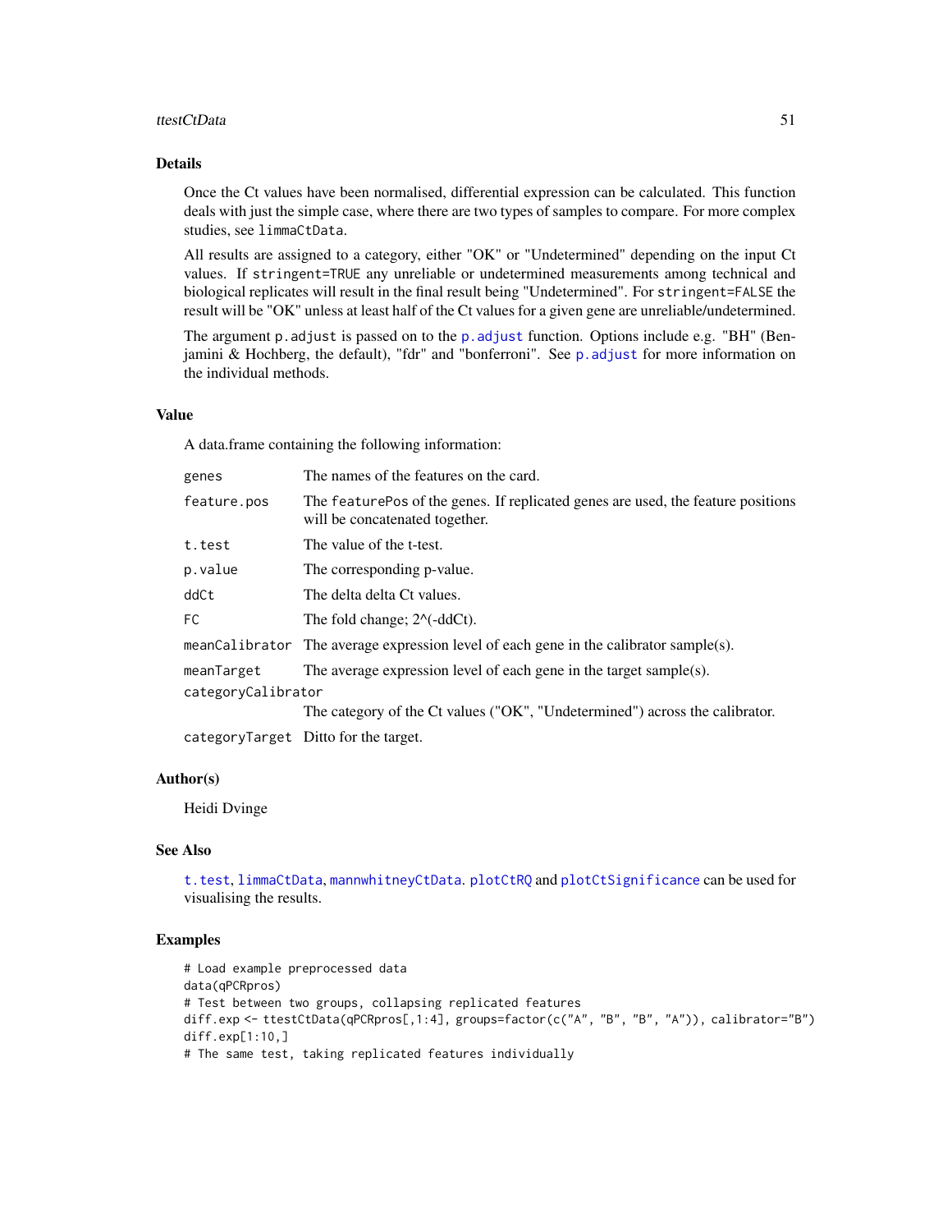## Details

Once the Ct values have been normalised, differential expression can be calculated. This function deals with just the simple case, where there are two types of samples to compare. For more complex studies, see `limmaCtData`.

All results are assigned to a category, either "OK" or "Undetermined" depending on the input Ct values. If `stringent=TRUE` any unreliable or undetermined measurements among technical and biological replicates will result in the final result being "Undetermined". For `stringent=FALSE` the result will be "OK" unless at least half of the Ct values for a given gene are unreliable/undetermined.

The argument `p.adjust` is passed on to the `p.adjust` function. Options include e.g. "BH" (Benjamini & Hochberg, the default), "fdr" and "bonferroni". See `p.adjust` for more information on the individual methods.

## Value

A data.frame containing the following information:

| | |
|---|---|
| `genes` | The names of the features on the card. |
| `feature.pos` | The `featurePos` of the genes. If replicated genes are used, the feature positions will be concatenated together. |
| `t.test` | The value of the t-test. |
| `p.value` | The corresponding p-value. |
| `ddCt` | The delta delta Ct values. |
| `FC` | The fold change; 2^(-ddCt). |
| `meanCalibrator` | The average expression level of each gene in the calibrator sample(s). |
| `meanTarget` | The average expression level of each gene in the target sample(s). |
| `categoryCalibrator` | The category of the Ct values ("OK", "Undetermined") across the calibrator. |
| `categoryTarget` | Ditto for the target. |

## Author(s)

Heidi Dvinge

## See Also

`t.test`, `limmaCtData`, `mannwhitneyCtData`. `plotCtRQ` and `plotCtSignificance` can be used for visualising the results.

## Examples

```
# Load example preprocessed data
data(qPCRpros)
# Test between two groups, collapsing replicated features
diff.exp <- ttestCtData(qPCRpros[,1:4], groups=factor(c("A", "B", "B", "A")), calibrator="B")
diff.exp[1:10,]
# The same test, taking replicated features individually
```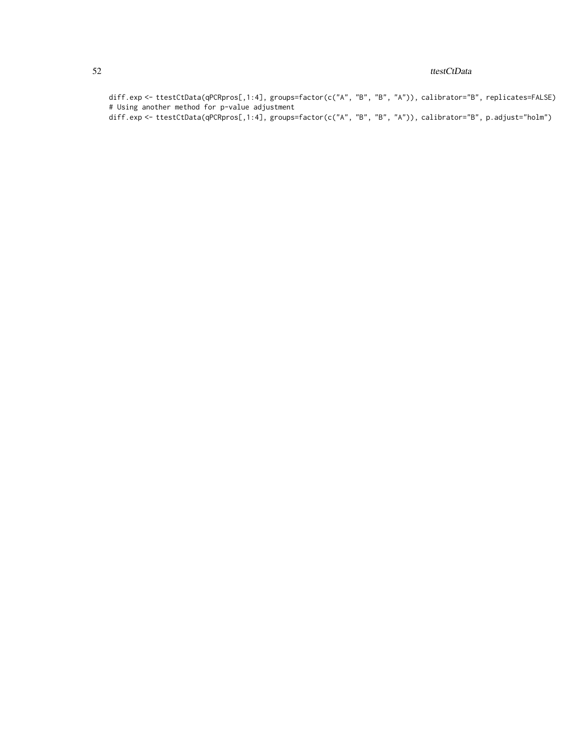```
diff.exp <- ttestCtData(qPCRpros[,1:4], groups=factor(c("A", "B", "B", "A")), calibrator="B", replicates=FALSE)
# Using another method for p-value adjustment
diff.exp <- ttestCtData(qPCRpros[,1:4], groups=factor(c("A", "B", "B", "A")), calibrator="B", p.adjust="holm")
```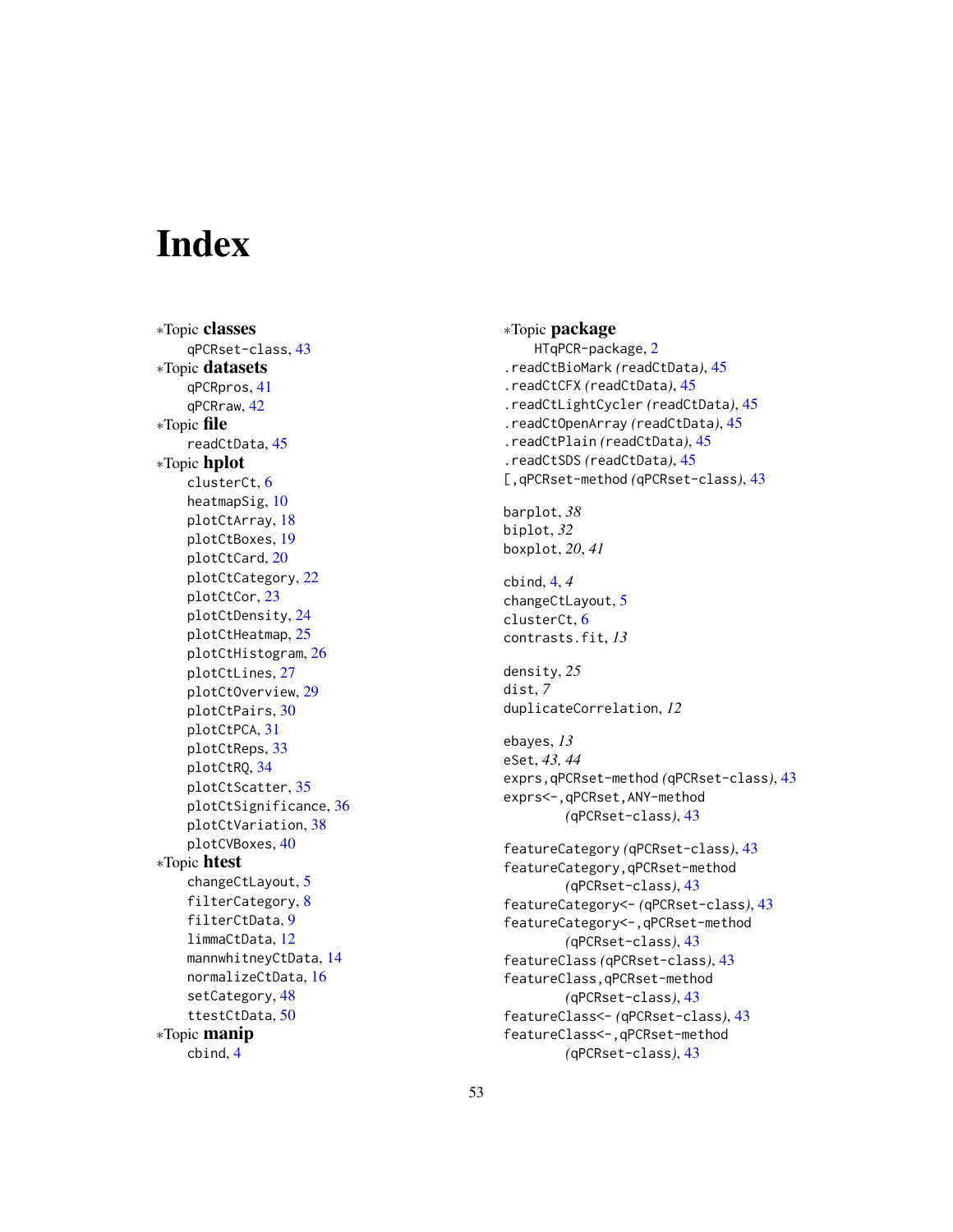# Index

∗Topic **classes**
  qPCRset-class, 43
∗Topic **datasets**
  qPCRpros, 41
  qPCRraw, 42
∗Topic **file**
  readCtData, 45
∗Topic **hplot**
  clusterCt, 6
  heatmapSig, 10
  plotCtArray, 18
  plotCtBoxes, 19
  plotCtCard, 20
  plotCtCategory, 22
  plotCtCor, 23
  plotCtDensity, 24
  plotCtHeatmap, 25
  plotCtHistogram, 26
  plotCtLines, 27
  plotCtOverview, 29
  plotCtPairs, 30
  plotCtPCA, 31
  plotCtReps, 33
  plotCtRQ, 34
  plotCtScatter, 35
  plotCtSignificance, 36
  plotCtVariation, 38
  plotCVBoxes, 40
∗Topic **htest**
  changeCtLayout, 5
  filterCategory, 8
  filterCtData, 9
  limmaCtData, 12
  mannwhitneyCtData, 14
  normalizeCtData, 16
  setCategory, 48
  ttestCtData, 50
∗Topic **manip**
  cbind, 4
∗Topic **package**
  HTqPCR-package, 2
.readCtBioMark *(readCtData)*, 45
.readCtCFX *(readCtData)*, 45
.readCtLightCycler *(readCtData)*, 45
.readCtOpenArray *(readCtData)*, 45
.readCtPlain *(readCtData)*, 45
.readCtSDS *(readCtData)*, 45
[,qPCRset-method *(qPCRset-class)*, 43

barplot, *38*
biplot, *32*
boxplot, *20*, *41*

cbind, 4, *4*
changeCtLayout, 5
clusterCt, 6
contrasts.fit, *13*

density, *25*
dist, *7*
duplicateCorrelation, *12*

ebayes, *13*
eSet, *43*, *44*
exprs,qPCRset-method *(qPCRset-class)*, 43
exprs<-,qPCRset,ANY-method
  *(qPCRset-class)*, 43

featureCategory *(qPCRset-class)*, 43
featureCategory,qPCRset-method
  *(qPCRset-class)*, 43
featureCategory<- *(qPCRset-class)*, 43
featureCategory<-,qPCRset-method
  *(qPCRset-class)*, 43
featureClass *(qPCRset-class)*, 43
featureClass,qPCRset-method
  *(qPCRset-class)*, 43
featureClass<- *(qPCRset-class)*, 43
featureClass<-,qPCRset-method
  *(qPCRset-class)*, 43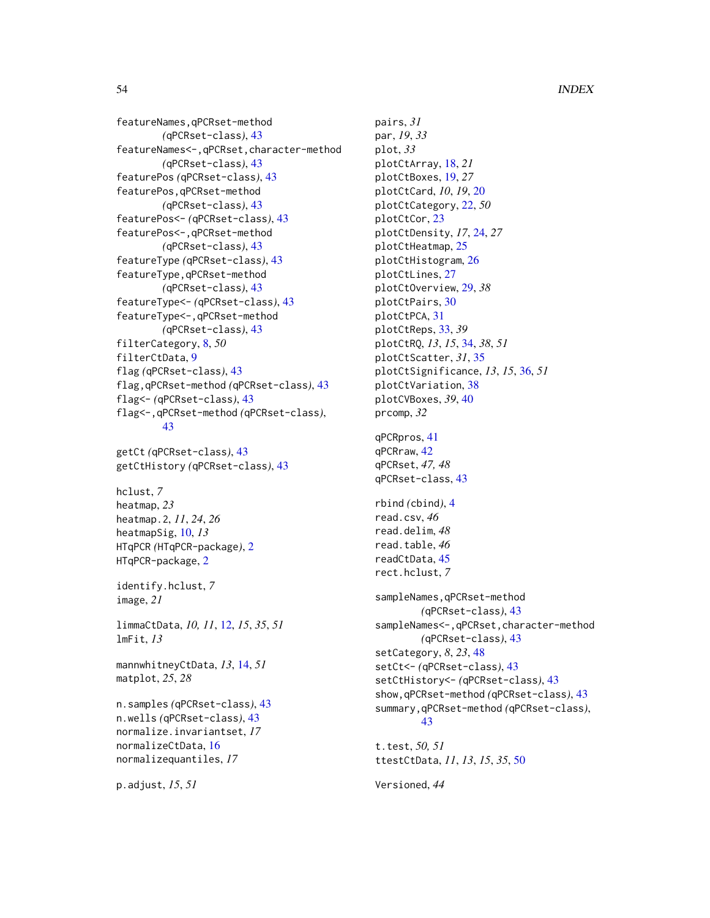featureNames,qPCRset-method *(qPCRset-class)*, 43
featureNames<-,qPCRset,character-method *(qPCRset-class)*, 43
featurePos *(qPCRset-class)*, 43
featurePos,qPCRset-method *(qPCRset-class)*, 43
featurePos<- *(qPCRset-class)*, 43
featurePos<-,qPCRset-method *(qPCRset-class)*, 43
featureType *(qPCRset-class)*, 43
featureType,qPCRset-method *(qPCRset-class)*, 43
featureType<- *(qPCRset-class)*, 43
featureType<-,qPCRset-method *(qPCRset-class)*, 43
filterCategory, 8, *50*
filterCtData, 9
flag *(qPCRset-class)*, 43
flag,qPCRset-method *(qPCRset-class)*, 43
flag<- *(qPCRset-class)*, 43
flag<-,qPCRset-method *(qPCRset-class)*, 43

getCt *(qPCRset-class)*, 43
getCtHistory *(qPCRset-class)*, 43

hclust, *7*
heatmap, *23*
heatmap.2, *11*, *24*, *26*
heatmapSig, 10, *13*
HTqPCR *(HTqPCR-package)*, 2
HTqPCR-package, 2

identify.hclust, *7*
image, *21*

limmaCtData, *10, 11*, 12, *15*, *35*, *51*
lmFit, *13*

mannwhitneyCtData, *13*, 14, *51*
matplot, *25*, *28*

n.samples *(qPCRset-class)*, 43
n.wells *(qPCRset-class)*, 43
normalize.invariantset, *17*
normalizeCtData, 16
normalizequantiles, *17*

p.adjust, *15*, *51*
pairs, *31*
par, *19*, *33*
plot, *33*
plotCtArray, 18, *21*
plotCtBoxes, 19, *27*
plotCtCard, *10*, *19*, 20
plotCtCategory, 22, *50*
plotCtCor, 23
plotCtDensity, *17*, 24, *27*
plotCtHeatmap, 25
plotCtHistogram, 26
plotCtLines, 27
plotCtOverview, 29, *38*
plotCtPairs, 30
plotCtPCA, 31
plotCtReps, 33, *39*
plotCtRQ, *13*, *15*, 34, *38*, *51*
plotCtScatter, *31*, 35
plotCtSignificance, *13*, *15*, 36, *51*
plotCtVariation, 38
plotCVBoxes, *39*, 40
prcomp, *32*

qPCRpros, 41
qPCRraw, 42
qPCRset, *47, 48*
qPCRset-class, 43

rbind *(cbind)*, 4
read.csv, *46*
read.delim, *48*
read.table, *46*
readCtData, 45
rect.hclust, *7*

sampleNames,qPCRset-method *(qPCRset-class)*, 43
sampleNames<-,qPCRset,character-method *(qPCRset-class)*, 43
setCategory, *8*, *23*, 48
setCt<- *(qPCRset-class)*, 43
setCtHistory<- *(qPCRset-class)*, 43
show,qPCRset-method *(qPCRset-class)*, 43
summary,qPCRset-method *(qPCRset-class)*, 43

t.test, *50, 51*
ttestCtData, *11*, *13*, *15*, *35*, 50

Versioned, *44*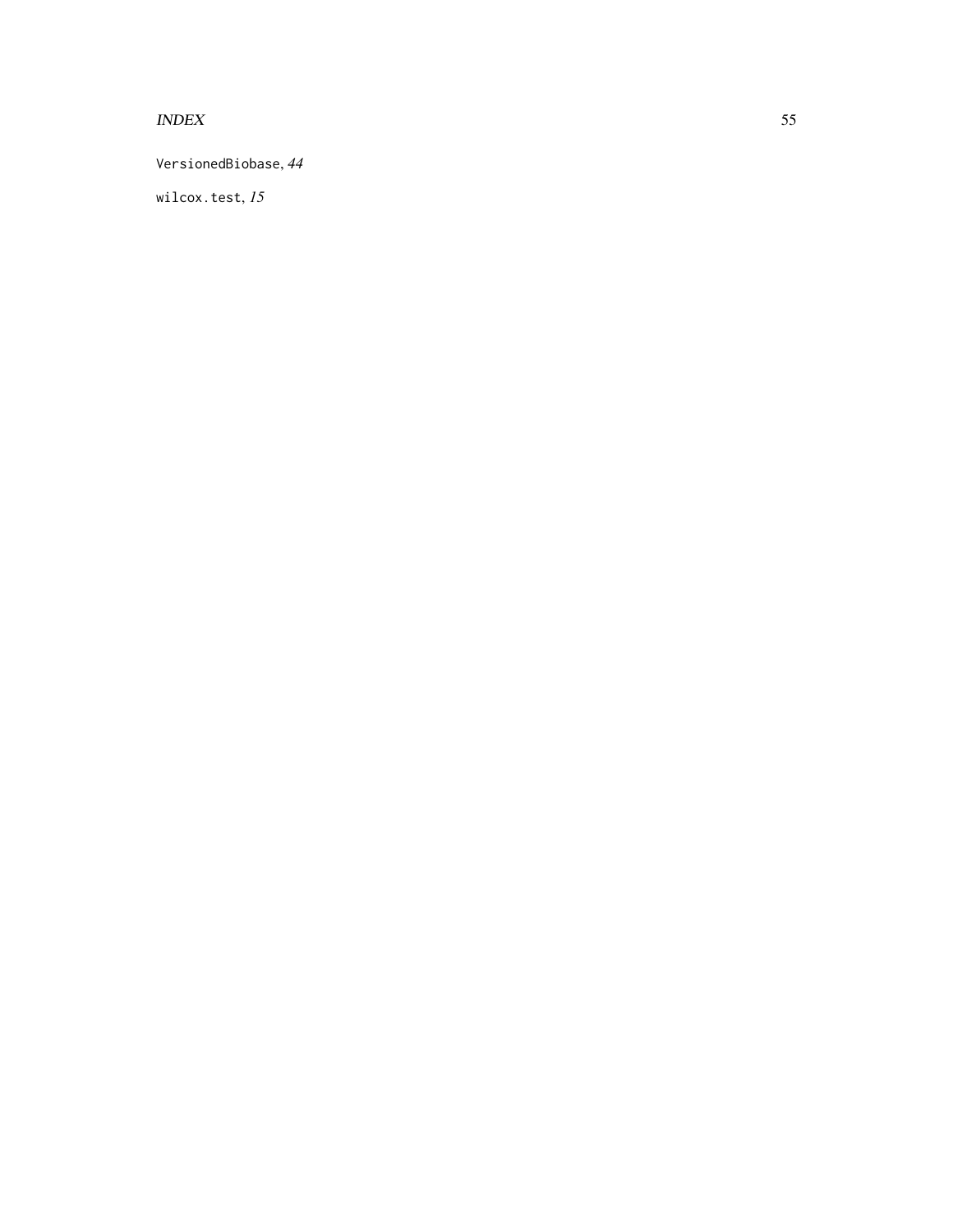VersionedBiobase, *44*

wilcox.test, *15*